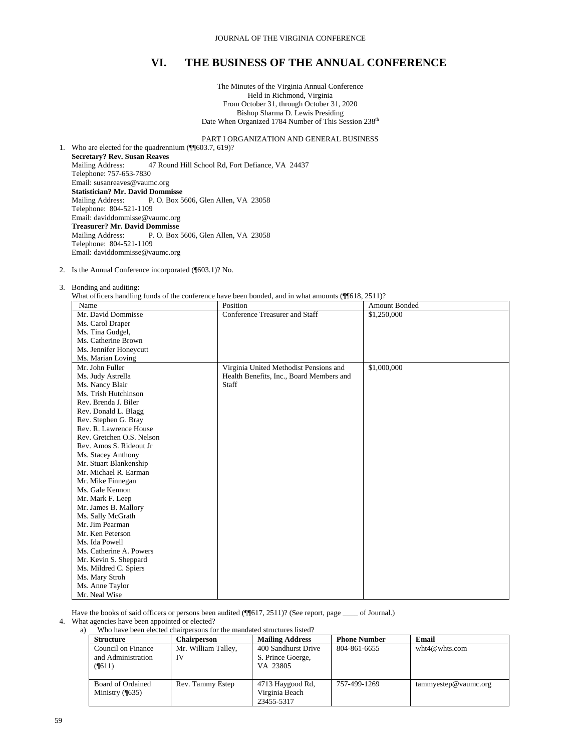# VI. THE BUSINESS OF THE ANNUAL CONFERENCE

The Minutes of the Virginia Annual Conference
Held in Richmond, Virginia
From October 31, through October 31, 2020
Bishop Sharma D. Lewis Presiding
Date When Organized 1784 Number of This Session 238th

PART I ORGANIZATION AND GENERAL BUSINESS

1. Who are elected for the quadrennium (¶¶603.7, 619)?
   **Secretary? Rev. Susan Reaves**
   Mailing Address: 47 Round Hill School Rd, Fort Defiance, VA 24437
   Telephone: 757-653-7830
   Email: susanreaves@vaumc.org
   **Statistician? Mr. David Dommisse**
   Mailing Address: P. O. Box 5606, Glen Allen, VA 23058
   Telephone: 804-521-1109
   Email: daviddommisse@vaumc.org
   **Treasurer? Mr. David Dommisse**
   Mailing Address: P. O. Box 5606, Glen Allen, VA 23058
   Telephone: 804-521-1109
   Email: daviddommisse@vaumc.org

2. Is the Annual Conference incorporated (¶603.1)? No.

3. Bonding and auditing:
   What officers handling funds of the conference have been bonded, and in what amounts (¶¶618, 2511)?

| Name | Position | Amount Bonded |
|---|---|---|
| Mr. David Dommisse<br>Ms. Carol Draper<br>Ms. Tina Gudgel,<br>Ms. Catherine Brown<br>Ms. Jennifer Honeycutt<br>Ms. Marian Loving | Conference Treasurer and Staff | $1,250,000 |
| Mr. John Fuller<br>Ms. Judy Astrella<br>Ms. Nancy Blair<br>Ms. Trish Hutchinson<br>Rev. Brenda J. Biler<br>Rev. Donald L. Blagg<br>Rev. Stephen G. Bray<br>Rev. R. Lawrence House<br>Rev. Gretchen O.S. Nelson<br>Rev. Amos S. Rideout Jr<br>Ms. Stacey Anthony<br>Mr. Stuart Blankenship<br>Mr. Michael R. Earman<br>Mr. Mike Finnegan<br>Ms. Gale Kennon<br>Mr. Mark F. Leep<br>Mr. James B. Mallory<br>Ms. Sally McGrath<br>Mr. Jim Pearman<br>Mr. Ken Peterson<br>Ms. Ida Powell<br>Ms. Catherine A. Powers<br>Mr. Kevin S. Sheppard<br>Ms. Mildred C. Spiers<br>Ms. Mary Stroh<br>Ms. Anne Taylor<br>Mr. Neal Wise | Virginia United Methodist Pensions and Health Benefits, Inc., Board Members and Staff | $1,000,000 |

   Have the books of said officers or persons been audited (¶¶617, 2511)? (See report, page ____ of Journal.)

4. What agencies have been appointed or elected?
   a) Who have been elected chairpersons for the mandated structures listed?

| Structure | Chairperson | Mailing Address | Phone Number | Email |
|---|---|---|---|---|
| Council on Finance and Administration (¶611) | Mr. William Talley, IV | 400 Sandhurst Drive S. Prince Goerge, VA 23805 | 804-861-6655 | wht4@whts.com |
| Board of Ordained Ministry (¶635) | Rev. Tammy Estep | 4713 Haygood Rd, Virginia Beach 23455-5317 | 757-499-1269 | tammyestep@vaumc.org |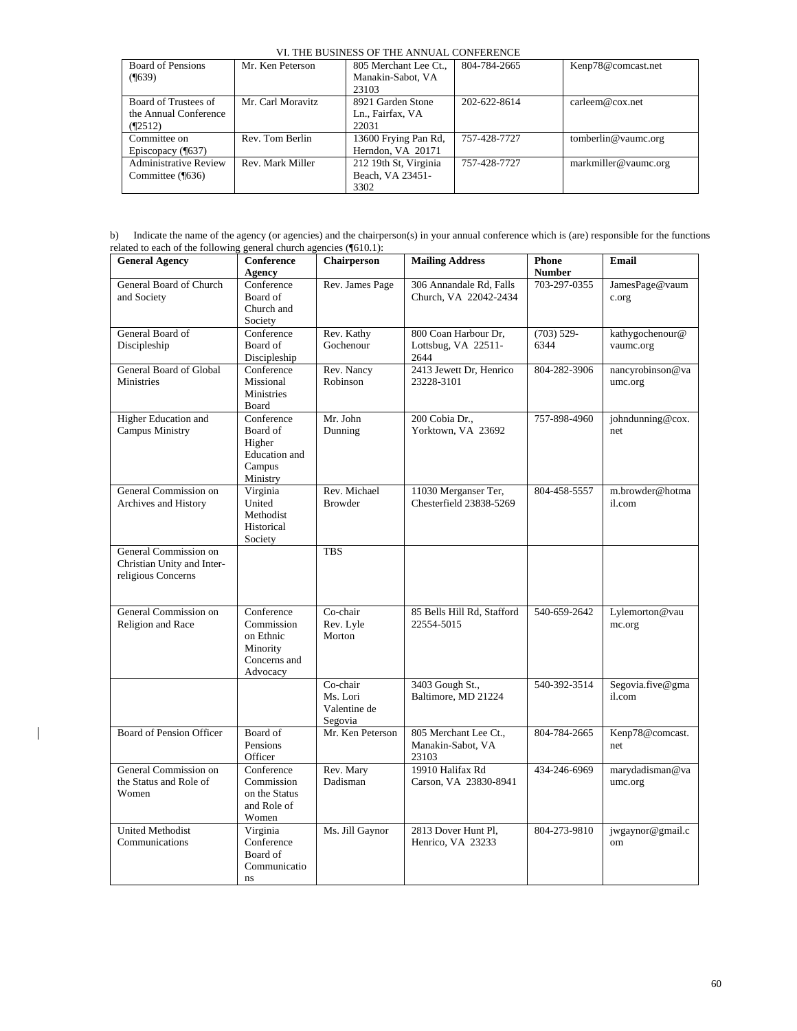VI. THE BUSINESS OF THE ANNUAL CONFERENCE

| Board of Pensions (¶639) | Mr. Ken Peterson | 805 Merchant Lee Ct., Manakin-Sabot, VA 23103 | 804-784-2665 | Kenp78@comcast.net |
|---|---|---|---|---|
| Board of Trustees of the Annual Conference (¶2512) | Mr. Carl Moravitz | 8921 Garden Stone Ln., Fairfax, VA 22031 | 202-622-8614 | carleem@cox.net |
| Committee on Episcopacy (¶637) | Rev. Tom Berlin | 13600 Frying Pan Rd, Herndon, VA 20171 | 757-428-7727 | tomberlin@vaumc.org |
| Administrative Review Committee (¶636) | Rev. Mark Miller | 212 19th St, Virginia Beach, VA 23451-3302 | 757-428-7727 | markmiller@vaumc.org |

b) Indicate the name of the agency (or agencies) and the chairperson(s) in your annual conference which is (are) responsible for the functions related to each of the following general church agencies (¶610.1):

| General Agency | Conference Agency | Chairperson | Mailing Address | Phone Number | Email |
|---|---|---|---|---|---|
| General Board of Church and Society | Conference Board of Church and Society | Rev. James Page | 306 Annandale Rd, Falls Church, VA 22042-2434 | 703-297-0355 | JamesPage@vaumc.org |
| General Board of Discipleship | Conference Board of Discipleship | Rev. Kathy Gochenour | 800 Coan Harbour Dr, Lottsbug, VA 22511-2644 | (703) 529-6344 | kathygochenour@vaumc.org |
| General Board of Global Ministries | Conference Missional Ministries Board | Rev. Nancy Robinson | 2413 Jewett Dr, Henrico 23228-3101 | 804-282-3906 | nancyrobinson@vaumc.org |
| Higher Education and Campus Ministry | Conference Board of Higher Education and Campus Ministry | Mr. John Dunning | 200 Cobia Dr., Yorktown, VA 23692 | 757-898-4960 | johndunning@cox.net |
| General Commission on Archives and History | Virginia United Methodist Historical Society | Rev. Michael Browder | 11030 Merganser Ter, Chesterfield 23838-5269 | 804-458-5557 | m.browder@hotmail.com |
| General Commission on Christian Unity and Inter-religious Concerns | | TBS | | | |
| General Commission on Religion and Race | Conference Commission on Ethnic Minority Concerns and Advocacy | Co-chair Rev. Lyle Morton | 85 Bells Hill Rd, Stafford 22554-5015 | 540-659-2642 | Lylemorton@vaumc.org |
| | | Co-chair Ms. Lori Valentine de Segovia | 3403 Gough St., Baltimore, MD 21224 | 540-392-3514 | Segovia.five@gmail.com |
| Board of Pension Officer | Board of Pensions Officer | Mr. Ken Peterson | 805 Merchant Lee Ct., Manakin-Sabot, VA 23103 | 804-784-2665 | Kenp78@comcast.net |
| General Commission on the Status and Role of Women | Conference Commission on the Status and Role of Women | Rev. Mary Dadisman | 19910 Halifax Rd Carson, VA 23830-8941 | 434-246-6969 | marydadisman@vaumc.org |
| United Methodist Communications | Virginia Conference Board of Communications | Ms. Jill Gaynor | 2813 Dover Hunt Pl, Henrico, VA 23233 | 804-273-9810 | jwgaynor@gmail.com |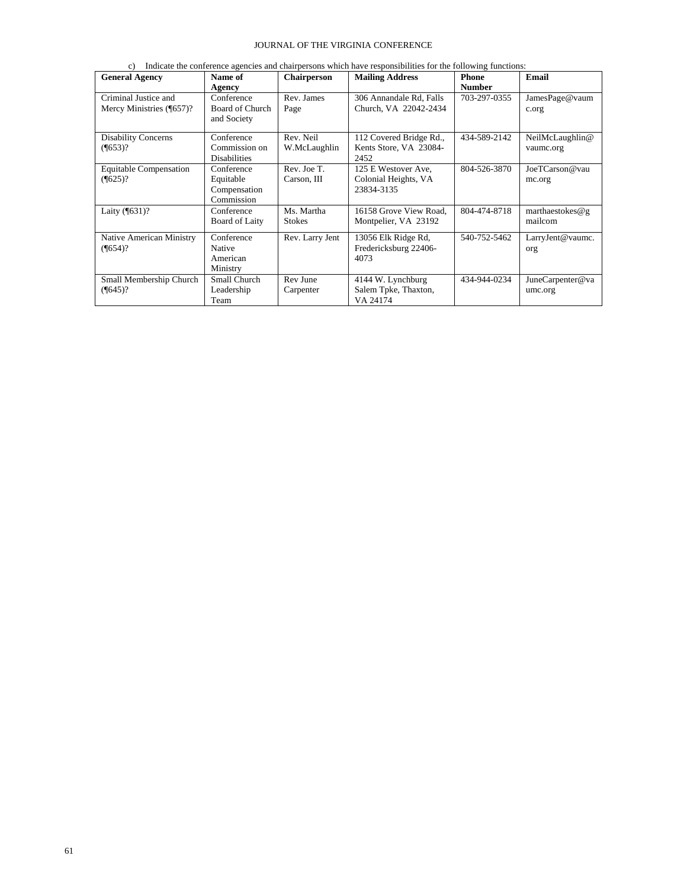c) Indicate the conference agencies and chairpersons which have responsibilities for the following functions:

| General Agency | Name of Agency | Chairperson | Mailing Address | Phone Number | Email |
|---|---|---|---|---|---|
| Criminal Justice and Mercy Ministries (¶657)? | Conference Board of Church and Society | Rev. James Page | 306 Annandale Rd, Falls Church, VA 22042-2434 | 703-297-0355 | JamesPage@vaumc.org |
| Disability Concerns (¶653)? | Conference Commission on Disabilities | Rev. Neil W.McLaughlin | 112 Covered Bridge Rd., Kents Store, VA 23084-2452 | 434-589-2142 | NeilMcLaughlin@vaumc.org |
| Equitable Compensation (¶625)? | Conference Equitable Compensation Commission | Rev. Joe T. Carson, III | 125 E Westover Ave, Colonial Heights, VA 23834-3135 | 804-526-3870 | JoeTCarson@vaumc.org |
| Laity (¶631)? | Conference Board of Laity | Ms. Martha Stokes | 16158 Grove View Road, Montpelier, VA 23192 | 804-474-8718 | marthaestokes@gmailcom |
| Native American Ministry (¶654)? | Conference Native American Ministry | Rev. Larry Jent | 13056 Elk Ridge Rd, Fredericksburg 22406-4073 | 540-752-5462 | LarryJent@vaumc.org |
| Small Membership Church (¶645)? | Small Church Leadership Team | Rev June Carpenter | 4144 W. Lynchburg Salem Tpke, Thaxton, VA 24174 | 434-944-0234 | JuneCarpenter@vaumc.org |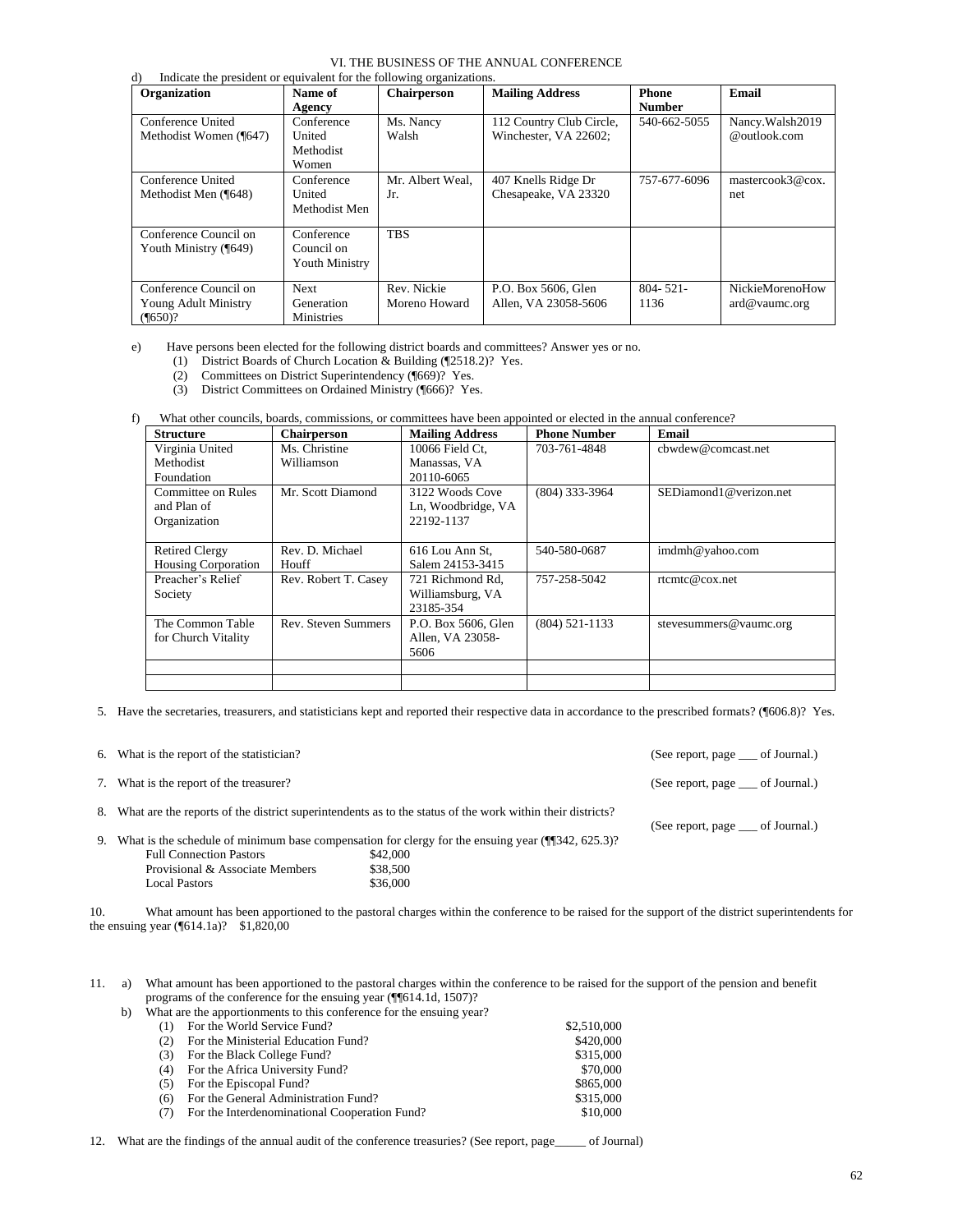VI. THE BUSINESS OF THE ANNUAL CONFERENCE

d) Indicate the president or equivalent for the following organizations.

| Organization | Name of Agency | Chairperson | Mailing Address | Phone Number | Email |
|---|---|---|---|---|---|
| Conference United Methodist Women (¶647) | Conference United Methodist Women | Ms. Nancy Walsh | 112 Country Club Circle, Winchester, VA 22602; | 540-662-5055 | Nancy.Walsh2019 @outlook.com |
| Conference United Methodist Men (¶648) | Conference United Methodist Men | Mr. Albert Weal, Jr. | 407 Knells Ridge Dr Chesapeake, VA 23320 | 757-677-6096 | mastercook3@cox.net |
| Conference Council on Youth Ministry (¶649) | Conference Council on Youth Ministry | TBS | | | |
| Conference Council on Young Adult Ministry (¶650)? | Next Generation Ministries | Rev. Nickie Moreno Howard | P.O. Box 5606, Glen Allen, VA 23058-5606 | 804- 521-1136 | NickieMorenoHoward@vaumc.org |

e) Have persons been elected for the following district boards and committees? Answer yes or no.

(1) District Boards of Church Location & Building (¶2518.2)? Yes.
(2) Committees on District Superintendency (¶669)? Yes.
(3) District Committees on Ordained Ministry (¶666)? Yes.

f) What other councils, boards, commissions, or committees have been appointed or elected in the annual conference?

| Structure | Chairperson | Mailing Address | Phone Number | Email |
|---|---|---|---|---|
| Virginia United Methodist Foundation | Ms. Christine Williamson | 10066 Field Ct, Manassas, VA 20110-6065 | 703-761-4848 | cbwdew@comcast.net |
| Committee on Rules and Plan of Organization | Mr. Scott Diamond | 3122 Woods Cove Ln, Woodbridge, VA 22192-1137 | (804) 333-3964 | SEDiamond1@verizon.net |
| Retired Clergy Housing Corporation | Rev. D. Michael Houff | 616 Lou Ann St, Salem 24153-3415 | 540-580-0687 | imdmh@yahoo.com |
| Preacher's Relief Society | Rev. Robert T. Casey | 721 Richmond Rd, Williamsburg, VA 23185-354 | 757-258-5042 | rtcmtc@cox.net |
| The Common Table for Church Vitality | Rev. Steven Summers | P.O. Box 5606, Glen Allen, VA 23058-5606 | (804) 521-1133 | stevesummers@vaumc.org |
| | | | | |
| | | | | |

5. Have the secretaries, treasurers, and statisticians kept and reported their respective data in accordance to the prescribed formats? (¶606.8)? Yes.

6. What is the report of the statistician? (See report, page ___ of Journal.)

7. What is the report of the treasurer? (See report, page ___ of Journal.)

8. What are the reports of the district superintendents as to the status of the work within their districts? (See report, page ___ of Journal.)

9. What is the schedule of minimum base compensation for clergy for the ensuing year (¶¶342, 625.3)?

| | |
|---|---|
| Full Connection Pastors | $42,000 |
| Provisional & Associate Members | $38,500 |
| Local Pastors | $36,000 |

10. What amount has been apportioned to the pastoral charges within the conference to be raised for the support of the district superintendents for the ensuing year (¶614.1a)? $1,820,00

11. a) What amount has been apportioned to the pastoral charges within the conference to be raised for the support of the pension and benefit programs of the conference for the ensuing year (¶¶614.1d, 1507)?

b) What are the apportionments to this conference for the ensuing year?

| | |
|---|---|
| (1) For the World Service Fund? | $2,510,000 |
| (2) For the Ministerial Education Fund? | $420,000 |
| (3) For the Black College Fund? | $315,000 |
| (4) For the Africa University Fund? | $70,000 |
| (5) For the Episcopal Fund? | $865,000 |
| (6) For the General Administration Fund? | $315,000 |
| (7) For the Interdenominational Cooperation Fund? | $10,000 |

12. What are the findings of the annual audit of the conference treasuries? (See report, page_____ of Journal)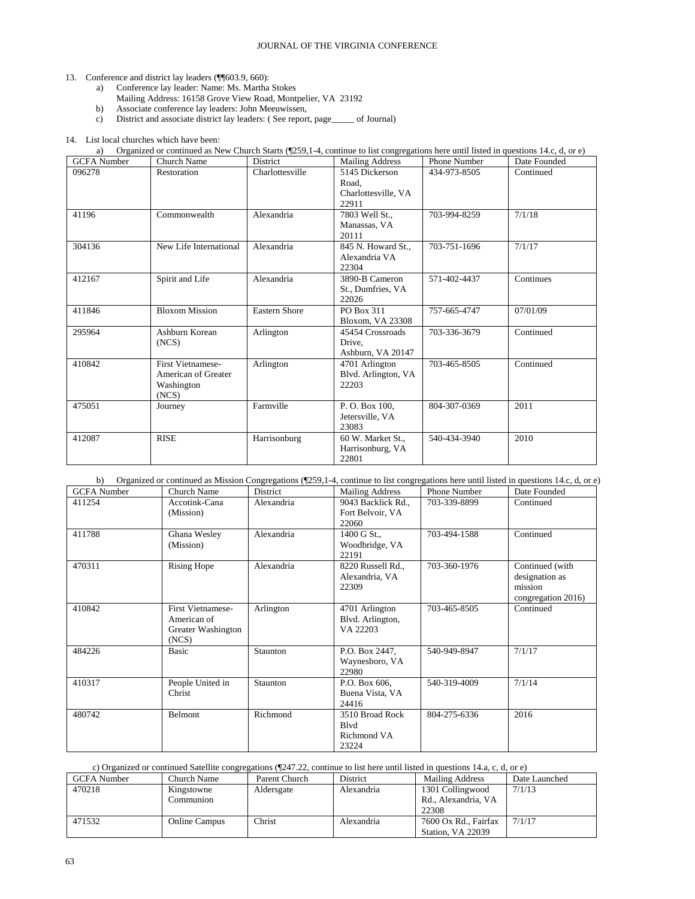13. Conference and district lay leaders (¶¶603.9, 660):
    a) Conference lay leader: Name: Ms. Martha Stokes
       Mailing Address: 16158 Grove View Road, Montpelier, VA 23192
    b) Associate conference lay leaders: John Meeuwissen,
    c) District and associate district lay leaders: ( See report, page_____ of Journal)

14. List local churches which have been:
    a) Organized or continued as New Church Starts (¶259,1-4, continue to list congregations here until listed in questions 14.c, d, or e)

| GCFA Number | Church Name | District | Mailing Address | Phone Number | Date Founded |
|---|---|---|---|---|---|
| 096278 | Restoration | Charlottesville | 5145 Dickerson Road, Charlottesville, VA 22911 | 434-973-8505 | Continued |
| 41196 | Commonwealth | Alexandria | 7803 Well St., Manassas, VA 20111 | 703-994-8259 | 7/1/18 |
| 304136 | New Life International | Alexandria | 845 N. Howard St., Alexandria VA 22304 | 703-751-1696 | 7/1/17 |
| 412167 | Spirit and Life | Alexandria | 3890-B Cameron St., Dumfries, VA 22026 | 571-402-4437 | Continues |
| 411846 | Bloxom Mission | Eastern Shore | PO Box 311 Bloxom, VA 23308 | 757-665-4747 | 07/01/09 |
| 295964 | Ashburn Korean (NCS) | Arlington | 45454 Crossroads Drive, Ashburn, VA 20147 | 703-336-3679 | Continued |
| 410842 | First Vietnamese-American of Greater Washington (NCS) | Arlington | 4701 Arlington Blvd. Arlington, VA 22203 | 703-465-8505 | Continued |
| 475051 | Journey | Farmville | P. O. Box 100, Jetersville, VA 23083 | 804-307-0369 | 2011 |
| 412087 | RISE | Harrisonburg | 60 W. Market St., Harrisonburg, VA 22801 | 540-434-3940 | 2010 |

    b) Organized or continued as Mission Congregations (¶259,1-4, continue to list congregations here until listed in questions 14.c, d, or e)

| GCFA Number | Church Name | District | Mailing Address | Phone Number | Date Founded |
|---|---|---|---|---|---|
| 411254 | Accotink-Cana (Mission) | Alexandria | 9043 Backlick Rd., Fort Belvoir, VA 22060 | 703-339-8899 | Continued |
| 411788 | Ghana Wesley (Mission) | Alexandria | 1400 G St., Woodbridge, VA 22191 | 703-494-1588 | Continued |
| 470311 | Rising Hope | Alexandria | 8220 Russell Rd., Alexandria, VA 22309 | 703-360-1976 | Continued (with designation as mission congregation 2016) |
| 410842 | First Vietnamese-American of Greater Washington (NCS) | Arlington | 4701 Arlington Blvd. Arlington, VA 22203 | 703-465-8505 | Continued |
| 484226 | Basic | Staunton | P.O. Box 2447, Waynesboro, VA 22980 | 540-949-8947 | 7/1/17 |
| 410317 | People United in Christ | Staunton | P.O. Box 606, Buena Vista, VA 24416 | 540-319-4009 | 7/1/14 |
| 480742 | Belmont | Richmond | 3510 Broad Rock Blvd Richmond VA 23224 | 804-275-6336 | 2016 |

    c) Organized or continued Satellite congregations (¶247.22, continue to list here until listed in questions 14.a, c, d, or e)

| GCFA Number | Church Name | Parent Church | District | Mailing Address | Date Launched |
|---|---|---|---|---|---|
| 470218 | Kingstowne Communion | Aldersgate | Alexandria | 1301 Collingwood Rd., Alexandria, VA 22308 | 7/1/13 |
| 471532 | Online Campus | Christ | Alexandria | 7600 Ox Rd., Fairfax Station, VA 22039 | 7/1/17 |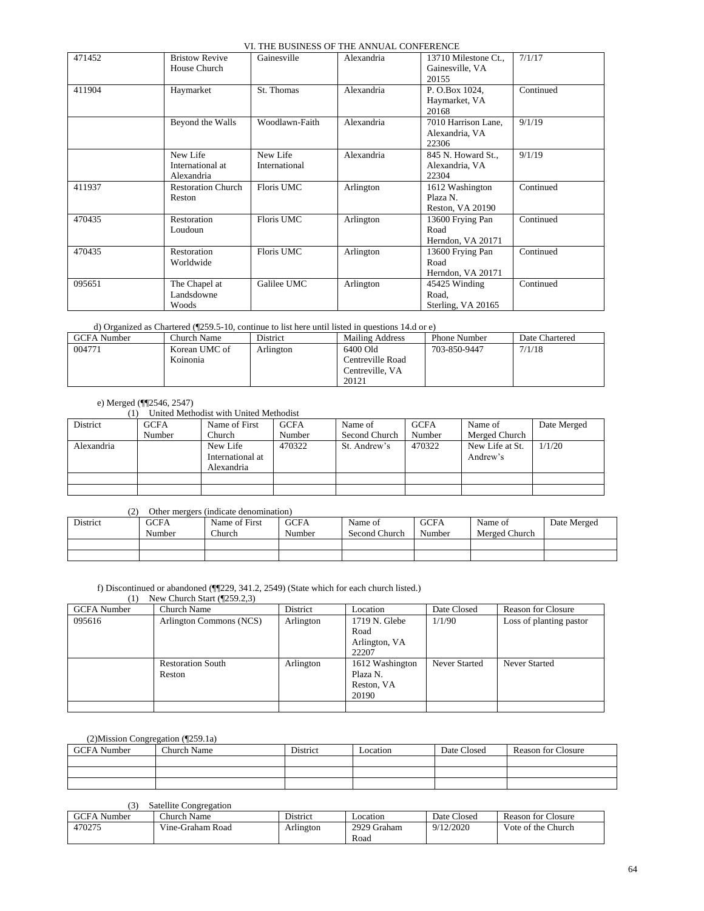| | | | | | |
|---|---|---|---|---|---|
| 471452 | Bristow Revive House Church | Gainesville | Alexandria | 13710 Milestone Ct., Gainesville, VA 20155 | 7/1/17 |
| 411904 | Haymarket | St. Thomas | Alexandria | P. O.Box 1024, Haymarket, VA 20168 | Continued |
| | Beyond the Walls | Woodlawn-Faith | Alexandria | 7010 Harrison Lane, Alexandria, VA 22306 | 9/1/19 |
| | New Life International at Alexandria | New Life International | Alexandria | 845 N. Howard St., Alexandria, VA 22304 | 9/1/19 |
| 411937 | Restoration Church Reston | Floris UMC | Arlington | 1612 Washington Plaza N. Reston, VA 20190 | Continued |
| 470435 | Restoration Loudoun | Floris UMC | Arlington | 13600 Frying Pan Road Herndon, VA 20171 | Continued |
| 470435 | Restoration Worldwide | Floris UMC | Arlington | 13600 Frying Pan Road Herndon, VA 20171 | Continued |
| 095651 | The Chapel at Landsdowne Woods | Galilee UMC | Arlington | 45425 Winding Road, Sterling, VA 20165 | Continued |

d) Organized as Chartered (¶259.5-10, continue to list here until listed in questions 14.d or e)

| GCFA Number | Church Name | District | Mailing Address | Phone Number | Date Chartered |
|---|---|---|---|---|---|
| 004771 | Korean UMC of Koinonia | Arlington | 6400 Old Centreville Road Centreville, VA 20121 | 703-850-9447 | 7/1/18 |

e) Merged (¶¶2546, 2547)

(1) United Methodist with United Methodist

| District | GCFA Number | Name of First Church | GCFA Number | Name of Second Church | GCFA Number | Name of Merged Church | Date Merged |
|---|---|---|---|---|---|---|---|
| Alexandria | | New Life International at Alexandria | 470322 | St. Andrew's | 470322 | New Life at St. Andrew's | 1/1/20 |
| | | | | | | | |
| | | | | | | | |

(2) Other mergers (indicate denomination)

| District | GCFA Number | Name of First Church | GCFA Number | Name of Second Church | GCFA Number | Name of Merged Church | Date Merged |
|---|---|---|---|---|---|---|---|
| | | | | | | | |
| | | | | | | | |

f) Discontinued or abandoned (¶¶229, 341.2, 2549) (State which for each church listed.)

(1) New Church Start (¶259.2,3)

| GCFA Number | Church Name | District | Location | Date Closed | Reason for Closure |
|---|---|---|---|---|---|
| 095616 | Arlington Commons (NCS) | Arlington | 1719 N. Glebe Road Arlington, VA 22207 | 1/1/90 | Loss of planting pastor |
| | Restoration South Reston | Arlington | 1612 Washington Plaza N. Reston, VA 20190 | Never Started | Never Started |
| | | | | | |

(2)Mission Congregation (¶259.1a)

| GCFA Number | Church Name | District | Location | Date Closed | Reason for Closure |
|---|---|---|---|---|---|
| | | | | | |
| | | | | | |
| | | | | | |

(3) Satellite Congregation

| GCFA Number | Church Name | District | Location | Date Closed | Reason for Closure |
|---|---|---|---|---|---|
| 470275 | Vine-Graham Road | Arlington | 2929 Graham Road | 9/12/2020 | Vote of the Church |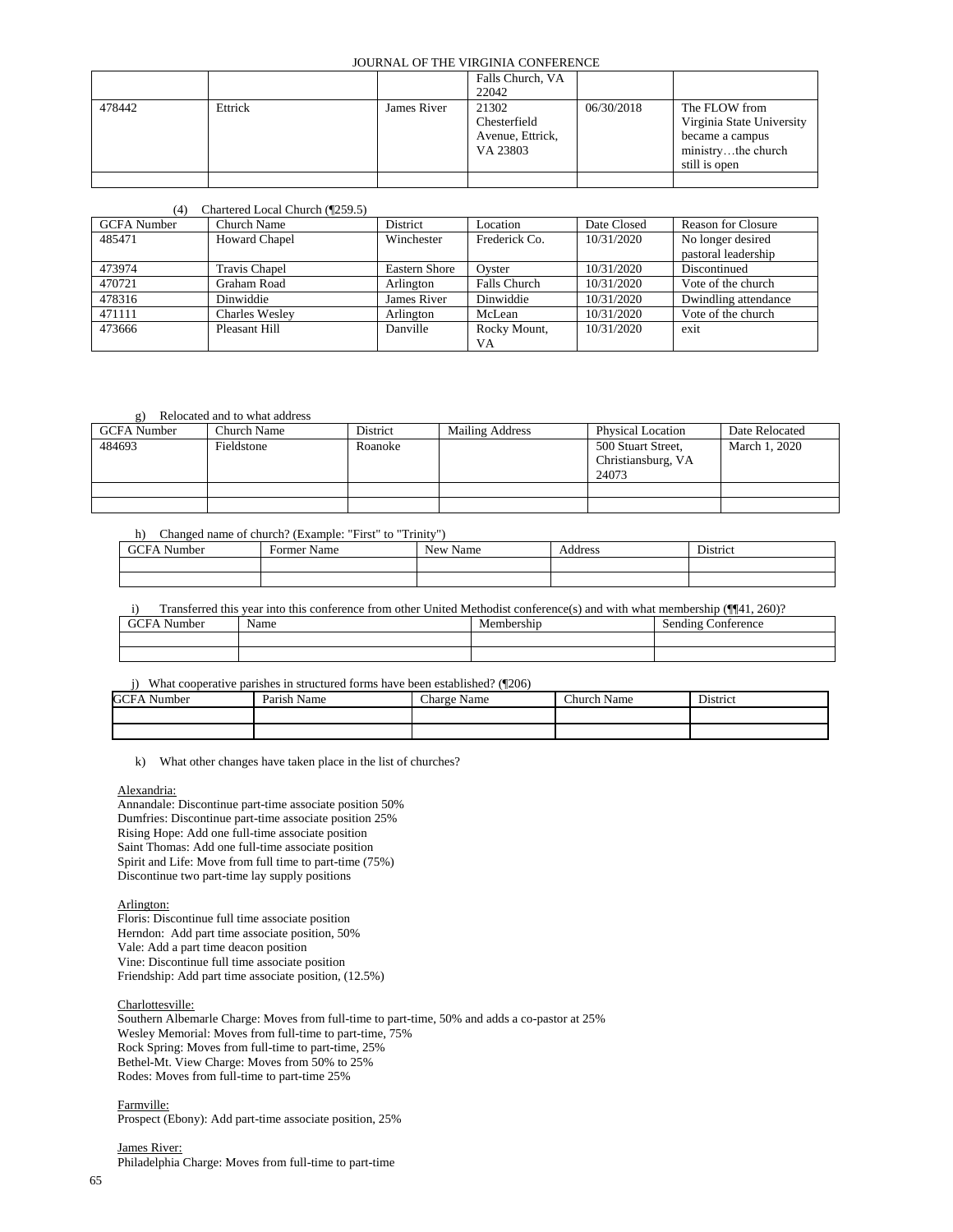| | | | Falls Church, VA 22042 | | |
|---|---|---|---|---|---|
| 478442 | Ettrick | James River | 21302 Chesterfield Avenue, Ettrick, VA 23803 | 06/30/2018 | The FLOW from Virginia State University became a campus ministry…the church still is open |
| | | | | | |

(4) Chartered Local Church (¶259.5)

| GCFA Number | Church Name | District | Location | Date Closed | Reason for Closure |
|---|---|---|---|---|---|
| 485471 | Howard Chapel | Winchester | Frederick Co. | 10/31/2020 | No longer desired pastoral leadership |
| 473974 | Travis Chapel | Eastern Shore | Oyster | 10/31/2020 | Discontinued |
| 470721 | Graham Road | Arlington | Falls Church | 10/31/2020 | Vote of the church |
| 478316 | Dinwiddie | James River | Dinwiddie | 10/31/2020 | Dwindling attendance |
| 471111 | Charles Wesley | Arlington | McLean | 10/31/2020 | Vote of the church |
| 473666 | Pleasant Hill | Danville | Rocky Mount, VA | 10/31/2020 | exit |

g) Relocated and to what address

| GCFA Number | Church Name | District | Mailing Address | Physical Location | Date Relocated |
|---|---|---|---|---|---|
| 484693 | Fieldstone | Roanoke | | 500 Stuart Street, Christiansburg, VA 24073 | March 1, 2020 |
| | | | | | |
| | | | | | |

h) Changed name of church? (Example: "First" to "Trinity")

| GCFA Number | Former Name | New Name | Address | District |
|---|---|---|---|---|
| | | | | |
| | | | | |

i) Transferred this year into this conference from other United Methodist conference(s) and with what membership (¶¶41, 260)?

| GCFA Number | Name | Membership | Sending Conference |
|---|---|---|---|
| | | | |
| | | | |

j) What cooperative parishes in structured forms have been established? (¶206)

| GCFA Number | Parish Name | Charge Name | Church Name | District |
|---|---|---|---|---|
| | | | | |
| | | | | |

k) What other changes have taken place in the list of churches?

Alexandria:
Annandale: Discontinue part-time associate position 50%
Dumfries: Discontinue part-time associate position 25%
Rising Hope: Add one full-time associate position
Saint Thomas: Add one full-time associate position
Spirit and Life: Move from full time to part-time (75%)
Discontinue two part-time lay supply positions

Arlington:
Floris: Discontinue full time associate position
Herndon: Add part time associate position, 50%
Vale: Add a part time deacon position
Vine: Discontinue full time associate position
Friendship: Add part time associate position, (12.5%)

Charlottesville:
Southern Albemarle Charge: Moves from full-time to part-time, 50% and adds a co-pastor at 25%
Wesley Memorial: Moves from full-time to part-time, 75%
Rock Spring: Moves from full-time to part-time, 25%
Bethel-Mt. View Charge: Moves from 50% to 25%
Rodes: Moves from full-time to part-time 25%

Farmville:
Prospect (Ebony): Add part-time associate position, 25%

James River:
Philadelphia Charge: Moves from full-time to part-time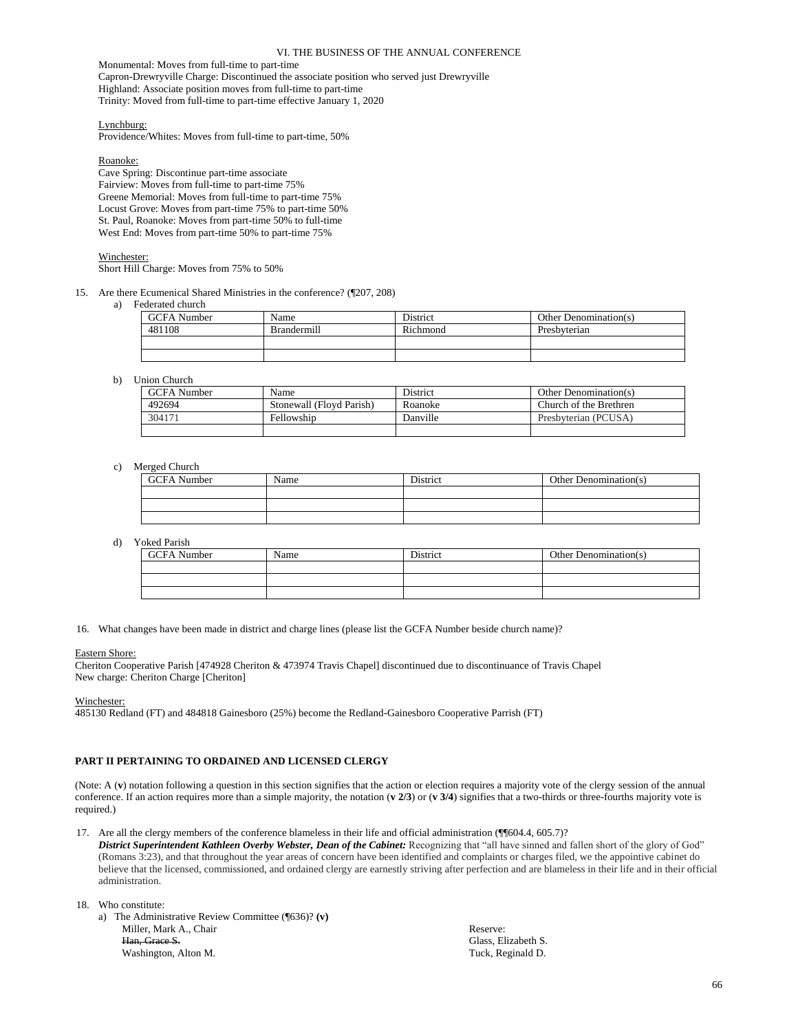Monumental: Moves from full-time to part-time
Capron-Drewryville Charge: Discontinued the associate position who served just Drewryville
Highland: Associate position moves from full-time to part-time
Trinity: Moved from full-time to part-time effective January 1, 2020

Lynchburg:
Providence/Whites: Moves from full-time to part-time, 50%

Roanoke:
Cave Spring: Discontinue part-time associate
Fairview: Moves from full-time to part-time 75%
Greene Memorial: Moves from full-time to part-time 75%
Locust Grove: Moves from part-time 75% to part-time 50%
St. Paul, Roanoke: Moves from part-time 50% to full-time
West End: Moves from part-time 50% to part-time 75%

Winchester:
Short Hill Charge: Moves from 75% to 50%

15. Are there Ecumenical Shared Ministries in the conference? (¶207, 208)

a) Federated church

| GCFA Number | Name | District | Other Denomination(s) |
|---|---|---|---|
| 481108 | Brandermill | Richmond | Presbyterian |
| | | | |
| | | | |

b) Union Church

| GCFA Number | Name | District | Other Denomination(s) |
|---|---|---|---|
| 492694 | Stonewall (Floyd Parish) | Roanoke | Church of the Brethren |
| 304171 | Fellowship | Danville | Presbyterian (PCUSA) |
| | | | |

c) Merged Church

| GCFA Number | Name | District | Other Denomination(s) |
|---|---|---|---|
| | | | |
| | | | |
| | | | |

d) Yoked Parish

| GCFA Number | Name | District | Other Denomination(s) |
|---|---|---|---|
| | | | |
| | | | |
| | | | |

16. What changes have been made in district and charge lines (please list the GCFA Number beside church name)?

Eastern Shore:
Cheriton Cooperative Parish [474928 Cheriton & 473974 Travis Chapel] discontinued due to discontinuance of Travis Chapel
New charge: Cheriton Charge [Cheriton]

Winchester:
485130 Redland (FT) and 484818 Gainesboro (25%) become the Redland-Gainesboro Cooperative Parrish (FT)

**PART II PERTAINING TO ORDAINED AND LICENSED CLERGY**

(Note: A (**v**) notation following a question in this section signifies that the action or election requires a majority vote of the clergy session of the annual conference. If an action requires more than a simple majority, the notation (**v 2/3**) or (**v 3/4**) signifies that a two-thirds or three-fourths majority vote is required.)

17. Are all the clergy members of the conference blameless in their life and official administration (¶¶604.4, 605.7)?
***District Superintendent Kathleen Overby Webster, Dean of the Cabinet:*** Recognizing that "all have sinned and fallen short of the glory of God" (Romans 3:23), and that throughout the year areas of concern have been identified and complaints or charges filed, we the appointive cabinet do believe that the licensed, commissioned, and ordained clergy are earnestly striving after perfection and are blameless in their life and in their official administration.

18. Who constitute:

a) The Administrative Review Committee (¶636)? **(v)**

Miller, Mark A., Chair
~~Han, Grace S.~~
Washington, Alton M.

Reserve:
Glass, Elizabeth S.
Tuck, Reginald D.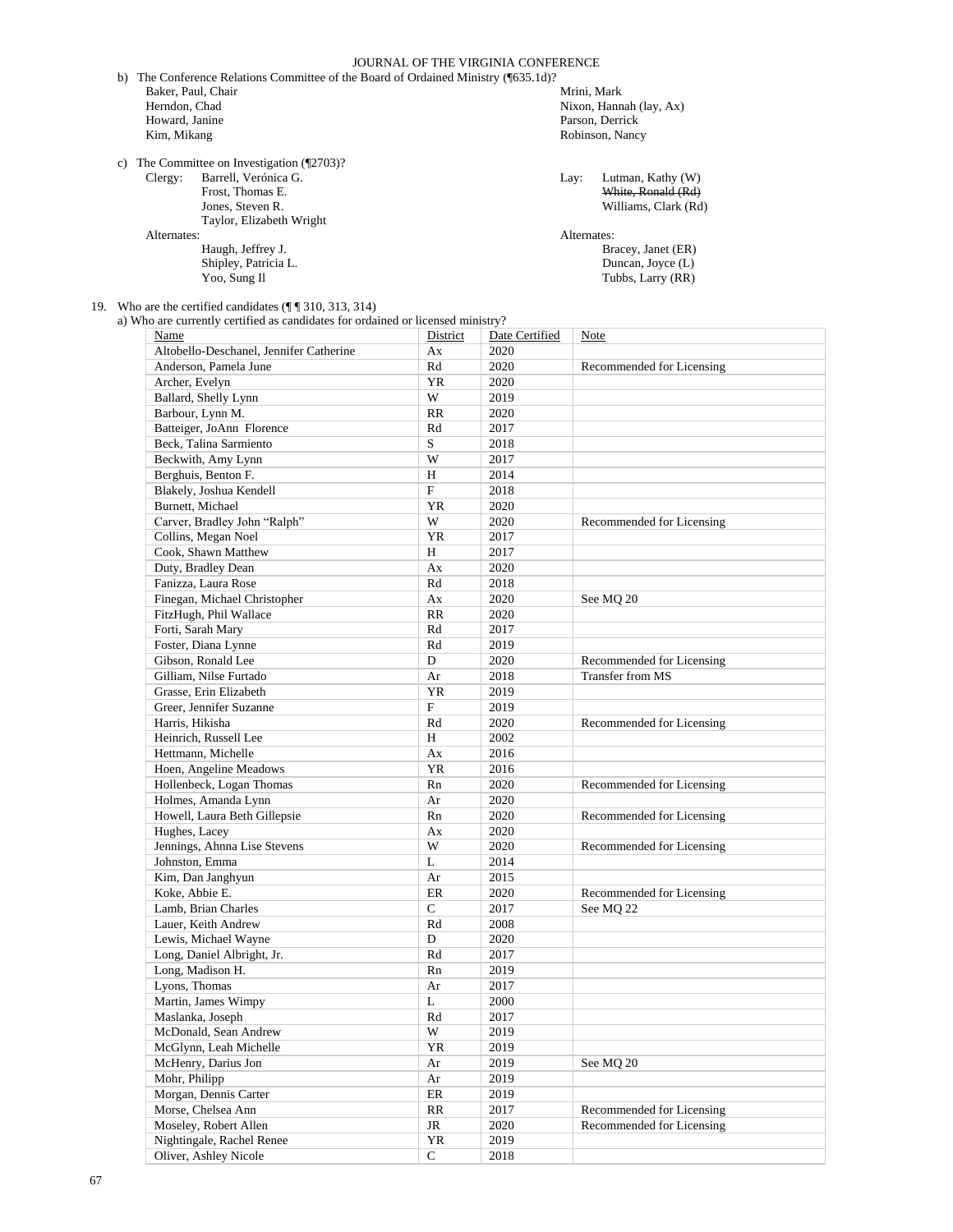b) The Conference Relations Committee of the Board of Ordained Ministry (¶635.1d)?

Baker, Paul, Chair
Herndon, Chad
Howard, Janine
Kim, Mikang
Mrini, Mark
Nixon, Hannah (lay, Ax)
Parson, Derrick
Robinson, Nancy

c) The Committee on Investigation (¶2703)?

Clergy: Barrell, Verónica G.
Frost, Thomas E.
Jones, Steven R.
Taylor, Elizabeth Wright

Lay: Lutman, Kathy (W)
~~White, Ronald (Rd)~~
Williams, Clark (Rd)

Alternates:
Haugh, Jeffrey J.
Shipley, Patricia L.
Yoo, Sung Il

Alternates:
Bracey, Janet (ER)
Duncan, Joyce (L)
Tubbs, Larry (RR)

19. Who are the certified candidates (¶ ¶ 310, 313, 314)

a) Who are currently certified as candidates for ordained or licensed ministry?

| Name | District | Date Certified | Note |
|---|---|---|---|
| Altobello-Deschanel, Jennifer Catherine | Ax | 2020 | |
| Anderson, Pamela June | Rd | 2020 | Recommended for Licensing |
| Archer, Evelyn | YR | 2020 | |
| Ballard, Shelly Lynn | W | 2019 | |
| Barbour, Lynn M. | RR | 2020 | |
| Batteiger, JoAnn Florence | Rd | 2017 | |
| Beck, Talina Sarmiento | S | 2018 | |
| Beckwith, Amy Lynn | W | 2017 | |
| Berghuis, Benton F. | H | 2014 | |
| Blakely, Joshua Kendell | F | 2018 | |
| Burnett, Michael | YR | 2020 | |
| Carver, Bradley John "Ralph" | W | 2020 | Recommended for Licensing |
| Collins, Megan Noel | YR | 2017 | |
| Cook, Shawn Matthew | H | 2017 | |
| Duty, Bradley Dean | Ax | 2020 | |
| Fanizza, Laura Rose | Rd | 2018 | |
| Finegan, Michael Christopher | Ax | 2020 | See MQ 20 |
| FitzHugh, Phil Wallace | RR | 2020 | |
| Forti, Sarah Mary | Rd | 2017 | |
| Foster, Diana Lynne | Rd | 2019 | |
| Gibson, Ronald Lee | D | 2020 | Recommended for Licensing |
| Gilliam, Nilse Furtado | Ar | 2018 | Transfer from MS |
| Grasse, Erin Elizabeth | YR | 2019 | |
| Greer, Jennifer Suzanne | F | 2019 | |
| Harris, Hikisha | Rd | 2020 | Recommended for Licensing |
| Heinrich, Russell Lee | H | 2002 | |
| Hettmann, Michelle | Ax | 2016 | |
| Hoen, Angeline Meadows | YR | 2016 | |
| Hollenbeck, Logan Thomas | Rn | 2020 | Recommended for Licensing |
| Holmes, Amanda Lynn | Ar | 2020 | |
| Howell, Laura Beth Gillepsie | Rn | 2020 | Recommended for Licensing |
| Hughes, Lacey | Ax | 2020 | |
| Jennings, Ahnna Lise Stevens | W | 2020 | Recommended for Licensing |
| Johnston, Emma | L | 2014 | |
| Kim, Dan Janghyun | Ar | 2015 | |
| Koke, Abbie E. | ER | 2020 | Recommended for Licensing |
| Lamb, Brian Charles | C | 2017 | See MQ 22 |
| Lauer, Keith Andrew | Rd | 2008 | |
| Lewis, Michael Wayne | D | 2020 | |
| Long, Daniel Albright, Jr. | Rd | 2017 | |
| Long, Madison H. | Rn | 2019 | |
| Lyons, Thomas | Ar | 2017 | |
| Martin, James Wimpy | L | 2000 | |
| Maslanka, Joseph | Rd | 2017 | |
| McDonald, Sean Andrew | W | 2019 | |
| McGlynn, Leah Michelle | YR | 2019 | |
| McHenry, Darius Jon | Ar | 2019 | See MQ 20 |
| Mohr, Philipp | Ar | 2019 | |
| Morgan, Dennis Carter | ER | 2019 | |
| Morse, Chelsea Ann | RR | 2017 | Recommended for Licensing |
| Moseley, Robert Allen | JR | 2020 | Recommended for Licensing |
| Nightingale, Rachel Renee | YR | 2019 | |
| Oliver, Ashley Nicole | C | 2018 | |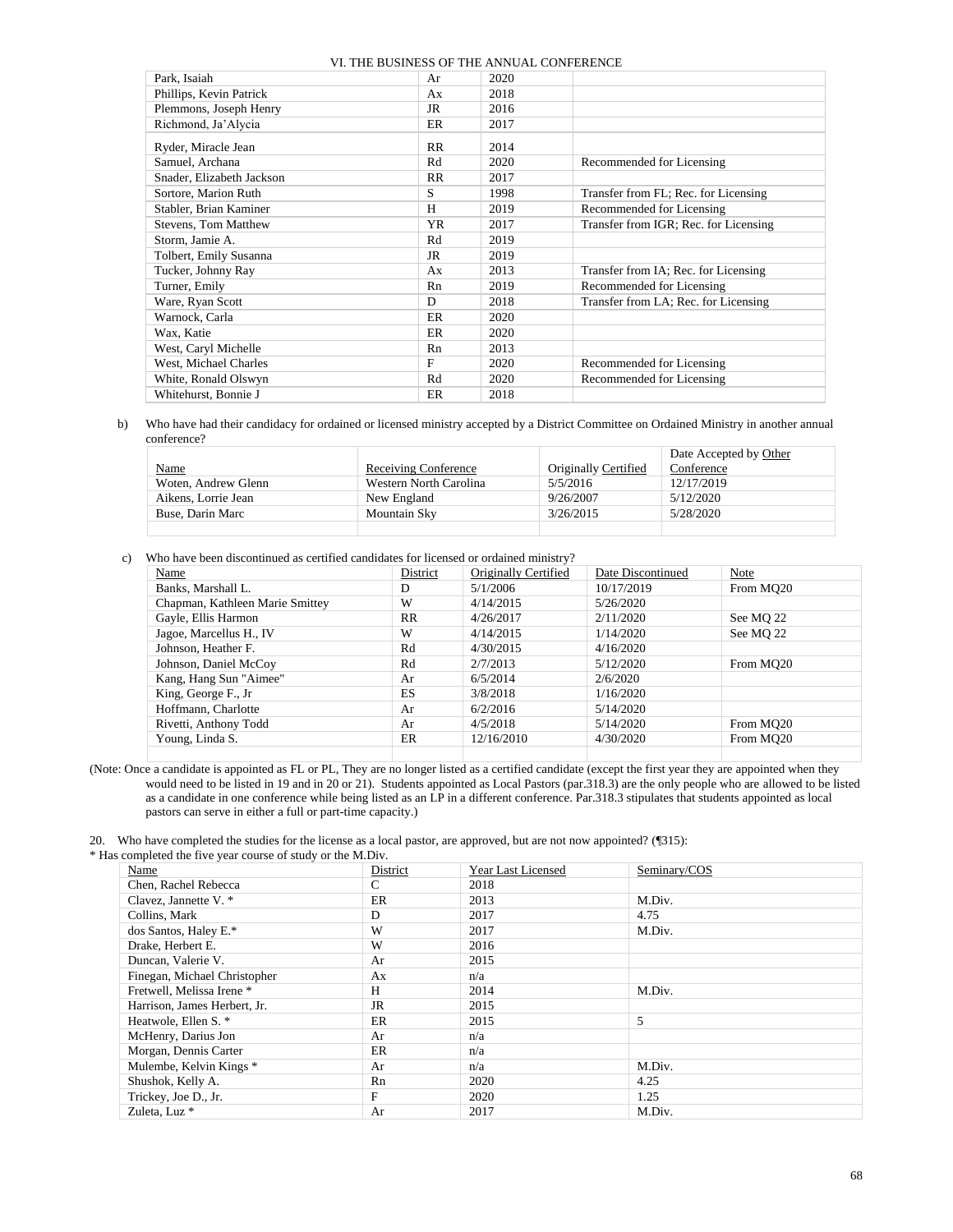| | | | |
|---|---|---|---|
| Park, Isaiah | Ar | 2020 | |
| Phillips, Kevin Patrick | Ax | 2018 | |
| Plemmons, Joseph Henry | JR | 2016 | |
| Richmond, Ja'Alycia | ER | 2017 | |
| Ryder, Miracle Jean | RR | 2014 | |
| Samuel, Archana | Rd | 2020 | Recommended for Licensing |
| Snader, Elizabeth Jackson | RR | 2017 | |
| Sortore, Marion Ruth | S | 1998 | Transfer from FL; Rec. for Licensing |
| Stabler, Brian Kaminer | H | 2019 | Recommended for Licensing |
| Stevens, Tom Matthew | YR | 2017 | Transfer from IGR; Rec. for Licensing |
| Storm, Jamie A. | Rd | 2019 | |
| Tolbert, Emily Susanna | JR | 2019 | |
| Tucker, Johnny Ray | Ax | 2013 | Transfer from IA; Rec. for Licensing |
| Turner, Emily | Rn | 2019 | Recommended for Licensing |
| Ware, Ryan Scott | D | 2018 | Transfer from LA; Rec. for Licensing |
| Warnock, Carla | ER | 2020 | |
| Wax, Katie | ER | 2020 | |
| West, Caryl Michelle | Rn | 2013 | |
| West, Michael Charles | F | 2020 | Recommended for Licensing |
| White, Ronald Olswyn | Rd | 2020 | Recommended for Licensing |
| Whitehurst, Bonnie J | ER | 2018 | |

b) Who have had their candidacy for ordained or licensed ministry accepted by a District Committee on Ordained Ministry in another annual conference?

| Name | Receiving Conference | Originally Certified | Date Accepted by Other Conference |
|---|---|---|---|
| Woten, Andrew Glenn | Western North Carolina | 5/5/2016 | 12/17/2019 |
| Aikens, Lorrie Jean | New England | 9/26/2007 | 5/12/2020 |
| Buse, Darin Marc | Mountain Sky | 3/26/2015 | 5/28/2020 |
| | | | |

c) Who have been discontinued as certified candidates for licensed or ordained ministry?

| Name | District | Originally Certified | Date Discontinued | Note |
|---|---|---|---|---|
| Banks, Marshall L. | D | 5/1/2006 | 10/17/2019 | From MQ20 |
| Chapman, Kathleen Marie Smittey | W | 4/14/2015 | 5/26/2020 | |
| Gayle, Ellis Harmon | RR | 4/26/2017 | 2/11/2020 | See MQ 22 |
| Jagoe, Marcellus H., IV | W | 4/14/2015 | 1/14/2020 | See MQ 22 |
| Johnson, Heather F. | Rd | 4/30/2015 | 4/16/2020 | |
| Johnson, Daniel McCoy | Rd | 2/7/2013 | 5/12/2020 | From MQ20 |
| Kang, Hang Sun "Aimee" | Ar | 6/5/2014 | 2/6/2020 | |
| King, George F., Jr | ES | 3/8/2018 | 1/16/2020 | |
| Hoffmann, Charlotte | Ar | 6/2/2016 | 5/14/2020 | |
| Rivetti, Anthony Todd | Ar | 4/5/2018 | 5/14/2020 | From MQ20 |
| Young, Linda S. | ER | 12/16/2010 | 4/30/2020 | From MQ20 |
| | | | | |

(Note: Once a candidate is appointed as FL or PL, They are no longer listed as a certified candidate (except the first year they are appointed when they would need to be listed in 19 and in 20 or 21). Students appointed as Local Pastors (par.318.3) are the only people who are allowed to be listed as a candidate in one conference while being listed as an LP in a different conference. Par.318.3 stipulates that students appointed as local pastors can serve in either a full or part-time capacity.)

20. Who have completed the studies for the license as a local pastor, are approved, but are not now appointed? (¶315):

* Has completed the five year course of study or the M.Div.

| Name | District | Year Last Licensed | Seminary/COS |
|---|---|---|---|
| Chen, Rachel Rebecca | C | 2018 | |
| Clavez, Jannette V. * | ER | 2013 | M.Div. |
| Collins, Mark | D | 2017 | 4.75 |
| dos Santos, Haley E.* | W | 2017 | M.Div. |
| Drake, Herbert E. | W | 2016 | |
| Duncan, Valerie V. | Ar | 2015 | |
| Finegan, Michael Christopher | Ax | n/a | |
| Fretwell, Melissa Irene * | H | 2014 | M.Div. |
| Harrison, James Herbert, Jr. | JR | 2015 | |
| Heatwole, Ellen S. * | ER | 2015 | 5 |
| McHenry, Darius Jon | Ar | n/a | |
| Morgan, Dennis Carter | ER | n/a | |
| Mulembe, Kelvin Kings * | Ar | n/a | M.Div. |
| Shushok, Kelly A. | Rn | 2020 | 4.25 |
| Trickey, Joe D., Jr. | F | 2020 | 1.25 |
| Zuleta, Luz * | Ar | 2017 | M.Div. |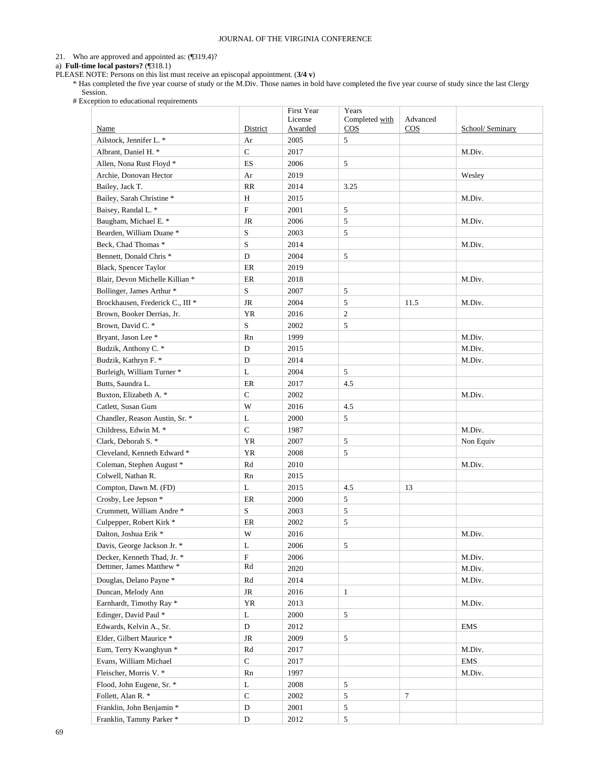21. Who are approved and appointed as: (¶319.4)?

a) **Full-time local pastors?** (¶318.1)

PLEASE NOTE: Persons on this list must receive an episcopal appointment. (**3/4 v**)

\* Has completed the five year course of study or the M.Div. Those names in bold have completed the five year course of study since the last Clergy Session.

# Exception to educational requirements

| Name | District | First Year License Awarded | Years Completed with COS | Advanced COS | School/ Seminary |
|---|---|---|---|---|---|
| Ailstock, Jennifer L. * | Ar | 2005 | 5 | | |
| Albrant, Daniel H. * | C | 2017 | | | M.Div. |
| Allen, Nona Rust Floyd * | ES | 2006 | 5 | | |
| Archie, Donovan Hector | Ar | 2019 | | | Wesley |
| Bailey, Jack T. | RR | 2014 | 3.25 | | |
| Bailey, Sarah Christine * | H | 2015 | | | M.Div. |
| Baisey, Randal L. * | F | 2001 | 5 | | |
| Baugham, Michael E. * | JR | 2006 | 5 | | M.Div. |
| Bearden, William Duane * | S | 2003 | 5 | | |
| Beck, Chad Thomas * | S | 2014 | | | M.Div. |
| Bennett, Donald Chris * | D | 2004 | 5 | | |
| Black, Spencer Taylor | ER | 2019 | | | |
| Blair, Devon Michelle Killian * | ER | 2018 | | | M.Div. |
| Bollinger, James Arthur * | S | 2007 | 5 | | |
| Brockhausen, Frederick C., III * | JR | 2004 | 5 | 11.5 | M.Div. |
| Brown, Booker Derrias, Jr. | YR | 2016 | 2 | | |
| Brown, David C. * | S | 2002 | 5 | | |
| Bryant, Jason Lee * | Rn | 1999 | | | M.Div. |
| Budzik, Anthony C. * | D | 2015 | | | M.Div. |
| Budzik, Kathryn F. * | D | 2014 | | | M.Div. |
| Burleigh, William Turner * | L | 2004 | 5 | | |
| Butts, Saundra L. | ER | 2017 | 4.5 | | |
| Buxton, Elizabeth A. * | C | 2002 | | | M.Div. |
| Catlett, Susan Gum | W | 2016 | 4.5 | | |
| Chandler, Reason Austin, Sr. * | L | 2000 | 5 | | |
| Childress, Edwin M. * | C | 1987 | | | M.Div. |
| Clark, Deborah S. * | YR | 2007 | 5 | | Non Equiv |
| Cleveland, Kenneth Edward * | YR | 2008 | 5 | | |
| Coleman, Stephen August * | Rd | 2010 | | | M.Div. |
| Colwell, Nathan R. | Rn | 2015 | | | |
| Compton, Dawn M. (FD) | L | 2015 | 4.5 | 13 | |
| Crosby, Lee Jepson * | ER | 2000 | 5 | | |
| Crummett, William Andre * | S | 2003 | 5 | | |
| Culpepper, Robert Kirk * | ER | 2002 | 5 | | |
| Dalton, Joshua Erik * | W | 2016 | | | M.Div. |
| Davis, George Jackson Jr. * | L | 2006 | 5 | | |
| Decker, Kenneth Thad, Jr. * | F | 2006 | | | M.Div. |
| Dettmer, James Matthew * | Rd | 2020 | | | M.Div. |
| Douglas, Delano Payne * | Rd | 2014 | | | M.Div. |
| Duncan, Melody Ann | JR | 2016 | 1 | | |
| Earnhardt, Timothy Ray * | YR | 2013 | | | M.Div. |
| Edinger, David Paul * | L | 2000 | 5 | | |
| Edwards, Kelvin A., Sr. | D | 2012 | | | EMS |
| Elder, Gilbert Maurice * | JR | 2009 | 5 | | |
| Eum, Terry Kwanghyun * | Rd | 2017 | | | M.Div. |
| Evans, William Michael | C | 2017 | | | EMS |
| Fleischer, Morris V. * | Rn | 1997 | | | M.Div. |
| Flood, John Eugene, Sr. * | L | 2008 | 5 | | |
| Follett, Alan R. * | C | 2002 | 5 | 7 | |
| Franklin, John Benjamin * | D | 2001 | 5 | | |
| Franklin, Tammy Parker * | D | 2012 | 5 | | |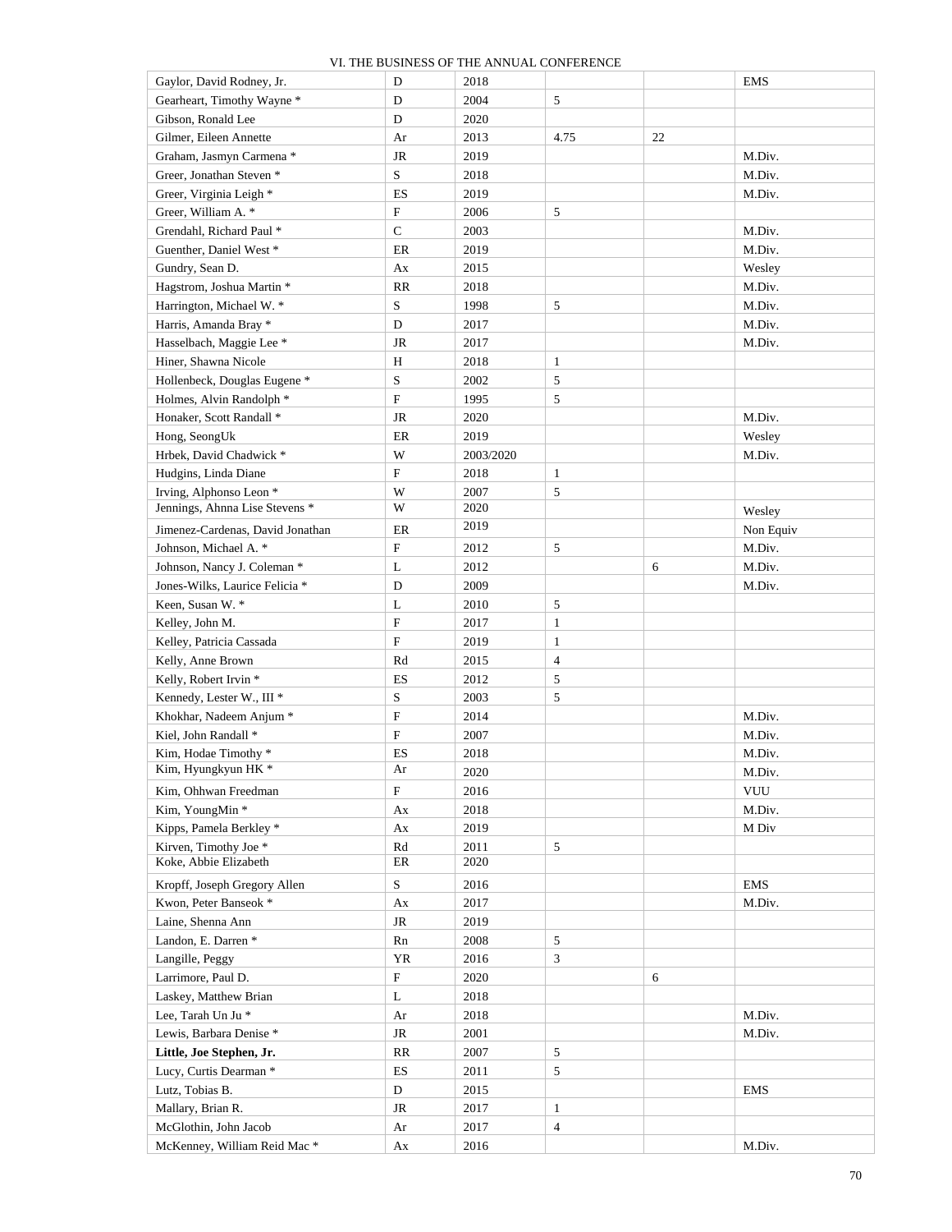| Gaylor, David Rodney, Jr. | D | 2018 | | | EMS |
|---|---|---|---|---|---|
| Gearheart, Timothy Wayne * | D | 2004 | 5 | | |
| Gibson, Ronald Lee | D | 2020 | | | |
| Gilmer, Eileen Annette | Ar | 2013 | 4.75 | 22 | |
| Graham, Jasmyn Carmena * | JR | 2019 | | | M.Div. |
| Greer, Jonathan Steven * | S | 2018 | | | M.Div. |
| Greer, Virginia Leigh * | ES | 2019 | | | M.Div. |
| Greer, William A. * | F | 2006 | 5 | | |
| Grendahl, Richard Paul * | C | 2003 | | | M.Div. |
| Guenther, Daniel West * | ER | 2019 | | | M.Div. |
| Gundry, Sean D. | Ax | 2015 | | | Wesley |
| Hagstrom, Joshua Martin * | RR | 2018 | | | M.Div. |
| Harrington, Michael W. * | S | 1998 | 5 | | M.Div. |
| Harris, Amanda Bray * | D | 2017 | | | M.Div. |
| Hasselbach, Maggie Lee * | JR | 2017 | | | M.Div. |
| Hiner, Shawna Nicole | H | 2018 | 1 | | |
| Hollenbeck, Douglas Eugene * | S | 2002 | 5 | | |
| Holmes, Alvin Randolph * | F | 1995 | 5 | | |
| Honaker, Scott Randall * | JR | 2020 | | | M.Div. |
| Hong, SeongUk | ER | 2019 | | | Wesley |
| Hrbek, David Chadwick * | W | 2003/2020 | | | M.Div. |
| Hudgins, Linda Diane | F | 2018 | 1 | | |
| Irving, Alphonso Leon * | W | 2007 | 5 | | |
| Jennings, Ahnna Lise Stevens * | W | 2020 | | | Wesley |
| Jimenez-Cardenas, David Jonathan | ER | 2019 | | | Non Equiv |
| Johnson, Michael A. * | F | 2012 | 5 | | M.Div. |
| Johnson, Nancy J. Coleman * | L | 2012 | | 6 | M.Div. |
| Jones-Wilks, Laurice Felicia * | D | 2009 | | | M.Div. |
| Keen, Susan W. * | L | 2010 | 5 | | |
| Kelley, John M. | F | 2017 | 1 | | |
| Kelley, Patricia Cassada | F | 2019 | 1 | | |
| Kelly, Anne Brown | Rd | 2015 | 4 | | |
| Kelly, Robert Irvin * | ES | 2012 | 5 | | |
| Kennedy, Lester W., III * | S | 2003 | 5 | | |
| Khokhar, Nadeem Anjum * | F | 2014 | | | M.Div. |
| Kiel, John Randall * | F | 2007 | | | M.Div. |
| Kim, Hodae Timothy * | ES | 2018 | | | M.Div. |
| Kim, Hyungkyun HK * | Ar | 2020 | | | M.Div. |
| Kim, Ohhwan Freedman | F | 2016 | | | VUU |
| Kim, YoungMin * | Ax | 2018 | | | M.Div. |
| Kipps, Pamela Berkley * | Ax | 2019 | | | M Div |
| Kirven, Timothy Joe * | Rd | 2011 | 5 | | |
| Koke, Abbie Elizabeth | ER | 2020 | | | |
| Kropff, Joseph Gregory Allen | S | 2016 | | | EMS |
| Kwon, Peter Banseok * | Ax | 2017 | | | M.Div. |
| Laine, Shenna Ann | JR | 2019 | | | |
| Landon, E. Darren * | Rn | 2008 | 5 | | |
| Langille, Peggy | YR | 2016 | 3 | | |
| Larrimore, Paul D. | F | 2020 | | 6 | |
| Laskey, Matthew Brian | L | 2018 | | | |
| Lee, Tarah Un Ju * | Ar | 2018 | | | M.Div. |
| Lewis, Barbara Denise * | JR | 2001 | | | M.Div. |
| **Little, Joe Stephen, Jr.** | RR | 2007 | 5 | | |
| Lucy, Curtis Dearman * | ES | 2011 | 5 | | |
| Lutz, Tobias B. | D | 2015 | | | EMS |
| Mallary, Brian R. | JR | 2017 | 1 | | |
| McGlothin, John Jacob | Ar | 2017 | 4 | | |
| McKenney, William Reid Mac * | Ax | 2016 | | | M.Div. |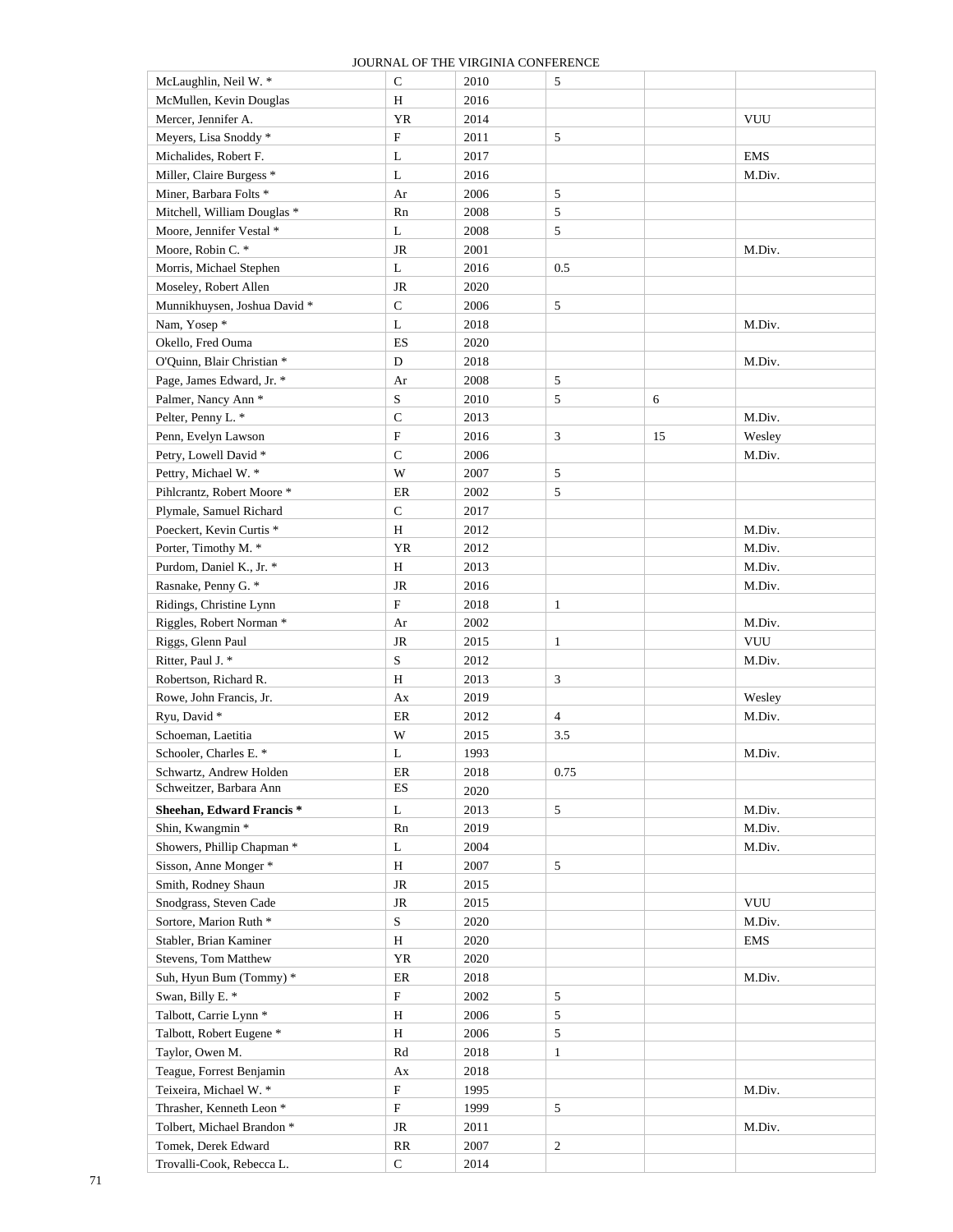| | | | | | |
|---|---|---|---|---|---|
| McLaughlin, Neil W. * | C | 2010 | 5 | | |
| McMullen, Kevin Douglas | H | 2016 | | | |
| Mercer, Jennifer A. | YR | 2014 | | | VUU |
| Meyers, Lisa Snoddy * | F | 2011 | 5 | | |
| Michalides, Robert F. | L | 2017 | | | EMS |
| Miller, Claire Burgess * | L | 2016 | | | M.Div. |
| Miner, Barbara Folts * | Ar | 2006 | 5 | | |
| Mitchell, William Douglas * | Rn | 2008 | 5 | | |
| Moore, Jennifer Vestal * | L | 2008 | 5 | | |
| Moore, Robin C. * | JR | 2001 | | | M.Div. |
| Morris, Michael Stephen | L | 2016 | 0.5 | | |
| Moseley, Robert Allen | JR | 2020 | | | |
| Munnikhuysen, Joshua David * | C | 2006 | 5 | | |
| Nam, Yosep * | L | 2018 | | | M.Div. |
| Okello, Fred Ouma | ES | 2020 | | | |
| O'Quinn, Blair Christian * | D | 2018 | | | M.Div. |
| Page, James Edward, Jr. * | Ar | 2008 | 5 | | |
| Palmer, Nancy Ann * | S | 2010 | 5 | 6 | |
| Pelter, Penny L. * | C | 2013 | | | M.Div. |
| Penn, Evelyn Lawson | F | 2016 | 3 | 15 | Wesley |
| Petry, Lowell David * | C | 2006 | | | M.Div. |
| Pettry, Michael W. * | W | 2007 | 5 | | |
| Pihlcrantz, Robert Moore * | ER | 2002 | 5 | | |
| Plymale, Samuel Richard | C | 2017 | | | |
| Poeckert, Kevin Curtis * | H | 2012 | | | M.Div. |
| Porter, Timothy M. * | YR | 2012 | | | M.Div. |
| Purdom, Daniel K., Jr. * | H | 2013 | | | M.Div. |
| Rasnake, Penny G. * | JR | 2016 | | | M.Div. |
| Ridings, Christine Lynn | F | 2018 | 1 | | |
| Riggles, Robert Norman * | Ar | 2002 | | | M.Div. |
| Riggs, Glenn Paul | JR | 2015 | 1 | | VUU |
| Ritter, Paul J. * | S | 2012 | | | M.Div. |
| Robertson, Richard R. | H | 2013 | 3 | | |
| Rowe, John Francis, Jr. | Ax | 2019 | | | Wesley |
| Ryu, David * | ER | 2012 | 4 | | M.Div. |
| Schoeman, Laetitia | W | 2015 | 3.5 | | |
| Schooler, Charles E. * | L | 1993 | | | M.Div. |
| Schwartz, Andrew Holden | ER | 2018 | 0.75 | | |
| Schweitzer, Barbara Ann | ES | 2020 | | | |
| **Sheehan, Edward Francis *** | L | 2013 | 5 | | M.Div. |
| Shin, Kwangmin * | Rn | 2019 | | | M.Div. |
| Showers, Phillip Chapman * | L | 2004 | | | M.Div. |
| Sisson, Anne Monger * | H | 2007 | 5 | | |
| Smith, Rodney Shaun | JR | 2015 | | | |
| Snodgrass, Steven Cade | JR | 2015 | | | VUU |
| Sortore, Marion Ruth * | S | 2020 | | | M.Div. |
| Stabler, Brian Kaminer | H | 2020 | | | EMS |
| Stevens, Tom Matthew | YR | 2020 | | | |
| Suh, Hyun Bum (Tommy) * | ER | 2018 | | | M.Div. |
| Swan, Billy E. * | F | 2002 | 5 | | |
| Talbott, Carrie Lynn * | H | 2006 | 5 | | |
| Talbott, Robert Eugene * | H | 2006 | 5 | | |
| Taylor, Owen M. | Rd | 2018 | 1 | | |
| Teague, Forrest Benjamin | Ax | 2018 | | | |
| Teixeira, Michael W. * | F | 1995 | | | M.Div. |
| Thrasher, Kenneth Leon * | F | 1999 | 5 | | |
| Tolbert, Michael Brandon * | JR | 2011 | | | M.Div. |
| Tomek, Derek Edward | RR | 2007 | 2 | | |
| Trovalli-Cook, Rebecca L. | C | 2014 | | | |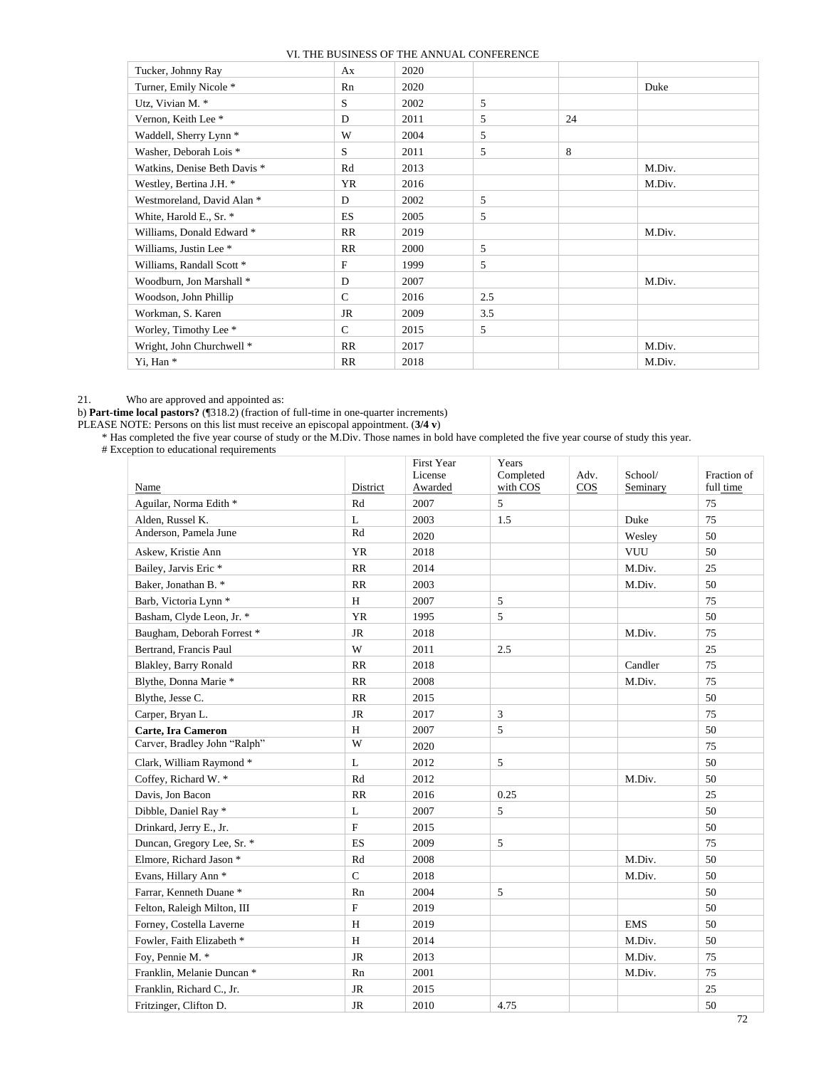| | | | | | |
|---|---|---|---|---|---|
| Tucker, Johnny Ray | Ax | 2020 | | | |
| Turner, Emily Nicole * | Rn | 2020 | | | Duke |
| Utz, Vivian M. * | S | 2002 | 5 | | |
| Vernon, Keith Lee * | D | 2011 | 5 | 24 | |
| Waddell, Sherry Lynn * | W | 2004 | 5 | | |
| Washer, Deborah Lois * | S | 2011 | 5 | 8 | |
| Watkins, Denise Beth Davis * | Rd | 2013 | | | M.Div. |
| Westley, Bertina J.H. * | YR | 2016 | | | M.Div. |
| Westmoreland, David Alan * | D | 2002 | 5 | | |
| White, Harold E., Sr. * | ES | 2005 | 5 | | |
| Williams, Donald Edward * | RR | 2019 | | | M.Div. |
| Williams, Justin Lee * | RR | 2000 | 5 | | |
| Williams, Randall Scott * | F | 1999 | 5 | | |
| Woodburn, Jon Marshall * | D | 2007 | | | M.Div. |
| Woodson, John Phillip | C | 2016 | 2.5 | | |
| Workman, S. Karen | JR | 2009 | 3.5 | | |
| Worley, Timothy Lee * | C | 2015 | 5 | | |
| Wright, John Churchwell * | RR | 2017 | | | M.Div. |
| Yi, Han * | RR | 2018 | | | M.Div. |

21. Who are approved and appointed as:

b) **Part-time local pastors?** (¶318.2) (fraction of full-time in one-quarter increments)

PLEASE NOTE: Persons on this list must receive an episcopal appointment. (**3/4 v**)

\* Has completed the five year course of study or the M.Div. Those names in bold have completed the five year course of study this year.

\# Exception to educational requirements

| Name | District | First Year License Awarded | Years Completed with COS | Adv. COS | School/ Seminary | Fraction of full time |
|---|---|---|---|---|---|---|
| Aguilar, Norma Edith * | Rd | 2007 | 5 | | | 75 |
| Alden, Russel K. | L | 2003 | 1.5 | | Duke | 75 |
| Anderson, Pamela June | Rd | 2020 | | | Wesley | 50 |
| Askew, Kristie Ann | YR | 2018 | | | VUU | 50 |
| Bailey, Jarvis Eric * | RR | 2014 | | | M.Div. | 25 |
| Baker, Jonathan B. * | RR | 2003 | | | M.Div. | 50 |
| Barb, Victoria Lynn * | H | 2007 | 5 | | | 75 |
| Basham, Clyde Leon, Jr. * | YR | 1995 | 5 | | | 50 |
| Baugham, Deborah Forrest * | JR | 2018 | | | M.Div. | 75 |
| Bertrand, Francis Paul | W | 2011 | 2.5 | | | 25 |
| Blakley, Barry Ronald | RR | 2018 | | | Candler | 75 |
| Blythe, Donna Marie * | RR | 2008 | | | M.Div. | 75 |
| Blythe, Jesse C. | RR | 2015 | | | | 50 |
| Carper, Bryan L. | JR | 2017 | 3 | | | 75 |
| **Carte, Ira Cameron** | H | 2007 | 5 | | | 50 |
| Carver, Bradley John "Ralph" | W | 2020 | | | | 75 |
| Clark, William Raymond * | L | 2012 | 5 | | | 50 |
| Coffey, Richard W. * | Rd | 2012 | | | M.Div. | 50 |
| Davis, Jon Bacon | RR | 2016 | 0.25 | | | 25 |
| Dibble, Daniel Ray * | L | 2007 | 5 | | | 50 |
| Drinkard, Jerry E., Jr. | F | 2015 | | | | 50 |
| Duncan, Gregory Lee, Sr. * | ES | 2009 | 5 | | | 75 |
| Elmore, Richard Jason * | Rd | 2008 | | | M.Div. | 50 |
| Evans, Hillary Ann * | C | 2018 | | | M.Div. | 50 |
| Farrar, Kenneth Duane * | Rn | 2004 | 5 | | | 50 |
| Felton, Raleigh Milton, III | F | 2019 | | | | 50 |
| Forney, Costella Laverne | H | 2019 | | | EMS | 50 |
| Fowler, Faith Elizabeth * | H | 2014 | | | M.Div. | 50 |
| Foy, Pennie M. * | JR | 2013 | | | M.Div. | 75 |
| Franklin, Melanie Duncan * | Rn | 2001 | | | M.Div. | 75 |
| Franklin, Richard C., Jr. | JR | 2015 | | | | 25 |
| Fritzinger, Clifton D. | JR | 2010 | 4.75 | | | 50 |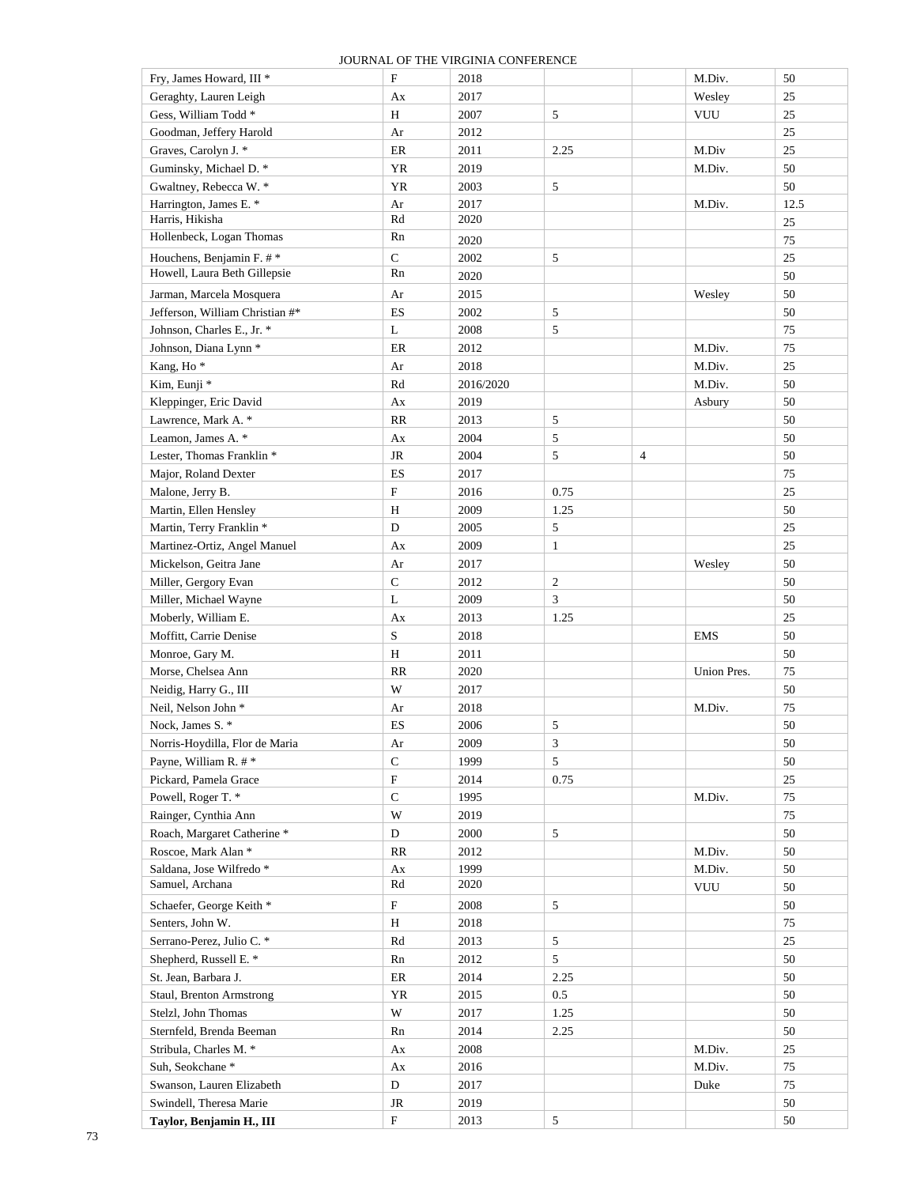| | | | | | | |
|---|---|---|---|---|---|---|
| Fry, James Howard, III * | F | 2018 | | | M.Div. | 50 |
| Geraghty, Lauren Leigh | Ax | 2017 | | | Wesley | 25 |
| Gess, William Todd * | H | 2007 | 5 | | VUU | 25 |
| Goodman, Jeffery Harold | Ar | 2012 | | | | 25 |
| Graves, Carolyn J. * | ER | 2011 | 2.25 | | M.Div | 25 |
| Guminsky, Michael D. * | YR | 2019 | | | M.Div. | 50 |
| Gwaltney, Rebecca W. * | YR | 2003 | 5 | | | 50 |
| Harrington, James E. * | Ar | 2017 | | | M.Div. | 12.5 |
| Harris, Hikisha | Rd | 2020 | | | | 25 |
| Hollenbeck, Logan Thomas | Rn | 2020 | | | | 75 |
| Houchens, Benjamin F. # * | C | 2002 | 5 | | | 25 |
| Howell, Laura Beth Gillepsie | Rn | 2020 | | | | 50 |
| Jarman, Marcela Mosquera | Ar | 2015 | | | Wesley | 50 |
| Jefferson, William Christian #* | ES | 2002 | 5 | | | 50 |
| Johnson, Charles E., Jr. * | L | 2008 | 5 | | | 75 |
| Johnson, Diana Lynn * | ER | 2012 | | | M.Div. | 75 |
| Kang, Ho * | Ar | 2018 | | | M.Div. | 25 |
| Kim, Eunji * | Rd | 2016/2020 | | | M.Div. | 50 |
| Kleppinger, Eric David | Ax | 2019 | | | Asbury | 50 |
| Lawrence, Mark A. * | RR | 2013 | 5 | | | 50 |
| Leamon, James A. * | Ax | 2004 | 5 | | | 50 |
| Lester, Thomas Franklin * | JR | 2004 | 5 | 4 | | 50 |
| Major, Roland Dexter | ES | 2017 | | | | 75 |
| Malone, Jerry B. | F | 2016 | 0.75 | | | 25 |
| Martin, Ellen Hensley | H | 2009 | 1.25 | | | 50 |
| Martin, Terry Franklin * | D | 2005 | 5 | | | 25 |
| Martinez-Ortiz, Angel Manuel | Ax | 2009 | 1 | | | 25 |
| Mickelson, Geitra Jane | Ar | 2017 | | | Wesley | 50 |
| Miller, Gergory Evan | C | 2012 | 2 | | | 50 |
| Miller, Michael Wayne | L | 2009 | 3 | | | 50 |
| Moberly, William E. | Ax | 2013 | 1.25 | | | 25 |
| Moffitt, Carrie Denise | S | 2018 | | | EMS | 50 |
| Monroe, Gary M. | H | 2011 | | | | 50 |
| Morse, Chelsea Ann | RR | 2020 | | | Union Pres. | 75 |
| Neidig, Harry G., III | W | 2017 | | | | 50 |
| Neil, Nelson John * | Ar | 2018 | | | M.Div. | 75 |
| Nock, James S. * | ES | 2006 | 5 | | | 50 |
| Norris-Hoydilla, Flor de Maria | Ar | 2009 | 3 | | | 50 |
| Payne, William R. # * | C | 1999 | 5 | | | 50 |
| Pickard, Pamela Grace | F | 2014 | 0.75 | | | 25 |
| Powell, Roger T. * | C | 1995 | | | M.Div. | 75 |
| Rainger, Cynthia Ann | W | 2019 | | | | 75 |
| Roach, Margaret Catherine * | D | 2000 | 5 | | | 50 |
| Roscoe, Mark Alan * | RR | 2012 | | | M.Div. | 50 |
| Saldana, Jose Wilfredo * | Ax | 1999 | | | M.Div. | 50 |
| Samuel, Archana | Rd | 2020 | | | VUU | 50 |
| Schaefer, George Keith * | F | 2008 | 5 | | | 50 |
| Senters, John W. | H | 2018 | | | | 75 |
| Serrano-Perez, Julio C. * | Rd | 2013 | 5 | | | 25 |
| Shepherd, Russell E. * | Rn | 2012 | 5 | | | 50 |
| St. Jean, Barbara J. | ER | 2014 | 2.25 | | | 50 |
| Staul, Brenton Armstrong | YR | 2015 | 0.5 | | | 50 |
| Stelzl, John Thomas | W | 2017 | 1.25 | | | 50 |
| Sternfeld, Brenda Beeman | Rn | 2014 | 2.25 | | | 50 |
| Stribula, Charles M. * | Ax | 2008 | | | M.Div. | 25 |
| Suh, Seokchane * | Ax | 2016 | | | M.Div. | 75 |
| Swanson, Lauren Elizabeth | D | 2017 | | | Duke | 75 |
| Swindell, Theresa Marie | JR | 2019 | | | | 50 |
| **Taylor, Benjamin H., III** | F | 2013 | 5 | | | 50 |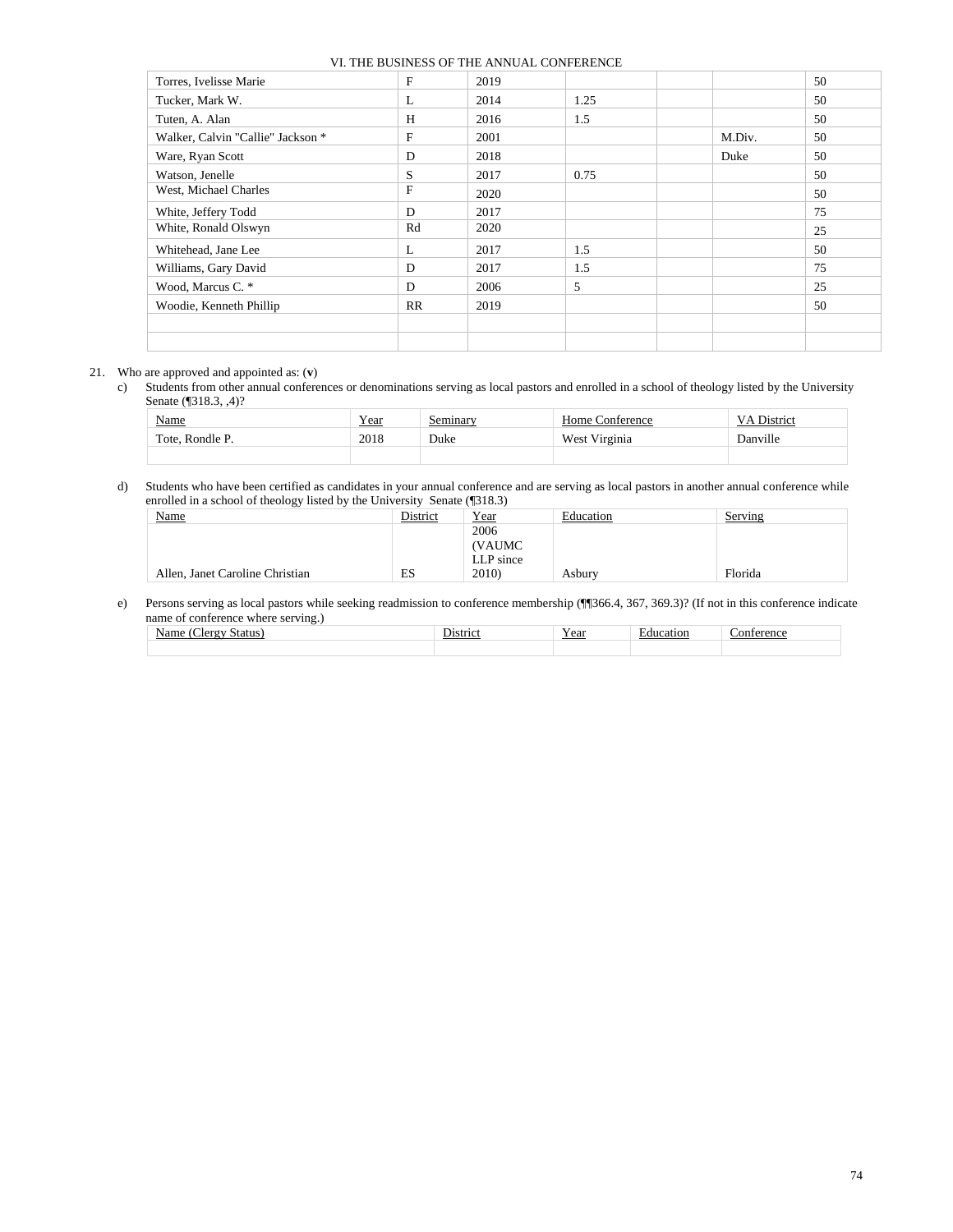| | | | | | | |
|---|---|---|---|---|---|---|
| Torres, Ivelisse Marie | F | 2019 | | | | 50 |
| Tucker, Mark W. | L | 2014 | 1.25 | | | 50 |
| Tuten, A. Alan | H | 2016 | 1.5 | | | 50 |
| Walker, Calvin "Callie" Jackson * | F | 2001 | | | M.Div. | 50 |
| Ware, Ryan Scott | D | 2018 | | | Duke | 50 |
| Watson, Jenelle | S | 2017 | 0.75 | | | 50 |
| West, Michael Charles | F | 2020 | | | | 50 |
| White, Jeffery Todd | D | 2017 | | | | 75 |
| White, Ronald Olswyn | Rd | 2020 | | | | 25 |
| Whitehead, Jane Lee | L | 2017 | 1.5 | | | 50 |
| Williams, Gary David | D | 2017 | 1.5 | | | 75 |
| Wood, Marcus C. * | D | 2006 | 5 | | | 25 |
| Woodie, Kenneth Phillip | RR | 2019 | | | | 50 |
| | | | | | | |
| | | | | | | |

21. Who are approved and appointed as: (**v**)

c) Students from other annual conferences or denominations serving as local pastors and enrolled in a school of theology listed by the University Senate (¶318.3, ,4)?

| Name | Year | Seminary | Home Conference | VA District |
|---|---|---|---|---|
| Tote, Rondle P. | 2018 | Duke | West Virginia | Danville |
| | | | | |

d) Students who have been certified as candidates in your annual conference and are serving as local pastors in another annual conference while enrolled in a school of theology listed by the University Senate (¶318.3)

| Name | District | Year | Education | Serving |
|---|---|---|---|---|
| Allen, Janet Caroline Christian | ES | 2006 (VAUMC LLP since 2010) | Asbury | Florida |

e) Persons serving as local pastors while seeking readmission to conference membership (¶¶366.4, 367, 369.3)? (If not in this conference indicate name of conference where serving.)

| Name (Clergy Status) | District | Year | Education | Conference |
|---|---|---|---|---|
| | | | | |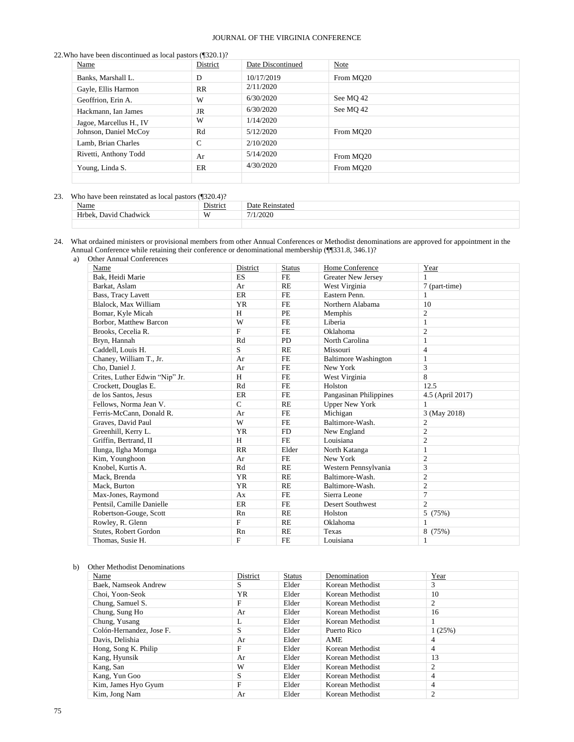22. Who have been discontinued as local pastors (¶320.1)?

| Name | District | Date Discontinued | Note |
|---|---|---|---|
| Banks, Marshall L. | D | 10/17/2019 | From MQ20 |
| Gayle, Ellis Harmon | RR | 2/11/2020 | |
| Geoffrion, Erin A. | W | 6/30/2020 | See MQ 42 |
| Hackmann, Ian James | JR | 6/30/2020 | See MQ 42 |
| Jagoe, Marcellus H., IV | W | 1/14/2020 | |
| Johnson, Daniel McCoy | Rd | 5/12/2020 | From MQ20 |
| Lamb, Brian Charles | C | 2/10/2020 | |
| Rivetti, Anthony Todd | Ar | 5/14/2020 | From MQ20 |
| Young, Linda S. | ER | 4/30/2020 | From MQ20 |
| | | | |

23. Who have been reinstated as local pastors (¶320.4)?

| Name | District | Date Reinstated |
|---|---|---|
| Hrbek, David Chadwick | W | 7/1/2020 |
| | | |

24. What ordained ministers or provisional members from other Annual Conferences or Methodist denominations are approved for appointment in the Annual Conference while retaining their conference or denominational membership (¶¶331.8, 346.1)?

a) Other Annual Conferences

| Name | District | Status | Home Conference | Year |
|---|---|---|---|---|
| Bak, Heidi Marie | ES | FE | Greater New Jersey | 1 |
| Barkat, Aslam | Ar | RE | West Virginia | 7 (part-time) |
| Bass, Tracy Lavett | ER | FE | Eastern Penn. | 1 |
| Blalock, Max William | YR | FE | Northern Alabama | 10 |
| Bomar, Kyle Micah | H | PE | Memphis | 2 |
| Borbor, Matthew Barcon | W | FE | Liberia | 1 |
| Brooks, Cecelia R. | F | FE | Oklahoma | 2 |
| Bryn, Hannah | Rd | PD | North Carolina | 1 |
| Caddell, Louis H. | S | RE | Missouri | 4 |
| Chaney, William T., Jr. | Ar | FE | Baltimore Washington | 1 |
| Cho, Daniel J. | Ar | FE | New York | 3 |
| Crites, Luther Edwin "Nip" Jr. | H | FE | West Virginia | 8 |
| Crockett, Douglas E. | Rd | FE | Holston | 12.5 |
| de los Santos, Jesus | ER | FE | Pangasinan Philippines | 4.5 (April 2017) |
| Fellows, Norma Jean V. | C | RE | Upper New York | 1 |
| Ferris-McCann, Donald R. | Ar | FE | Michigan | 3 (May 2018) |
| Graves, David Paul | W | FE | Baltimore-Wash. | 2 |
| Greenhill, Kerry L. | YR | FD | New England | 2 |
| Griffin, Bertrand, II | H | FE | Louisiana | 2 |
| Ilunga, Ilgha Momga | RR | Elder | North Katanga | 1 |
| Kim, Younghoon | Ar | FE | New York | 2 |
| Knobel, Kurtis A. | Rd | RE | Western Pennsylvania | 3 |
| Mack, Brenda | YR | RE | Baltimore-Wash. | 2 |
| Mack, Burton | YR | RE | Baltimore-Wash. | 2 |
| Max-Jones, Raymond | Ax | FE | Sierra Leone | 7 |
| Pentsil, Camille Danielle | ER | FE | Desert Southwest | 2 |
| Robertson-Gouge, Scott | Rn | RE | Holston | 5 (75%) |
| Rowley, R. Glenn | F | RE | Oklahoma | 1 |
| Stutes, Robert Gordon | Rn | RE | Texas | 8 (75%) |
| Thomas, Susie H. | F | FE | Louisiana | 1 |

b) Other Methodist Denominations

| Name | District | Status | Denomination | Year |
|---|---|---|---|---|
| Baek, Namseok Andrew | S | Elder | Korean Methodist | 3 |
| Choi, Yoon-Seok | YR | Elder | Korean Methodist | 10 |
| Chung, Samuel S. | F | Elder | Korean Methodist | 2 |
| Chung, Sung Ho | Ar | Elder | Korean Methodist | 16 |
| Chung, Yusang | L | Elder | Korean Methodist | 1 |
| Colón-Hernandez, Jose F. | S | Elder | Puerto Rico | 1 (25%) |
| Davis, Delishia | Ar | Elder | AME | 4 |
| Hong, Song K. Philip | F | Elder | Korean Methodist | 4 |
| Kang, Hyunsik | Ar | Elder | Korean Methodist | 13 |
| Kang, San | W | Elder | Korean Methodist | 2 |
| Kang, Yun Goo | S | Elder | Korean Methodist | 4 |
| Kim, James Hyo Gyum | F | Elder | Korean Methodist | 4 |
| Kim, Jong Nam | Ar | Elder | Korean Methodist | 2 |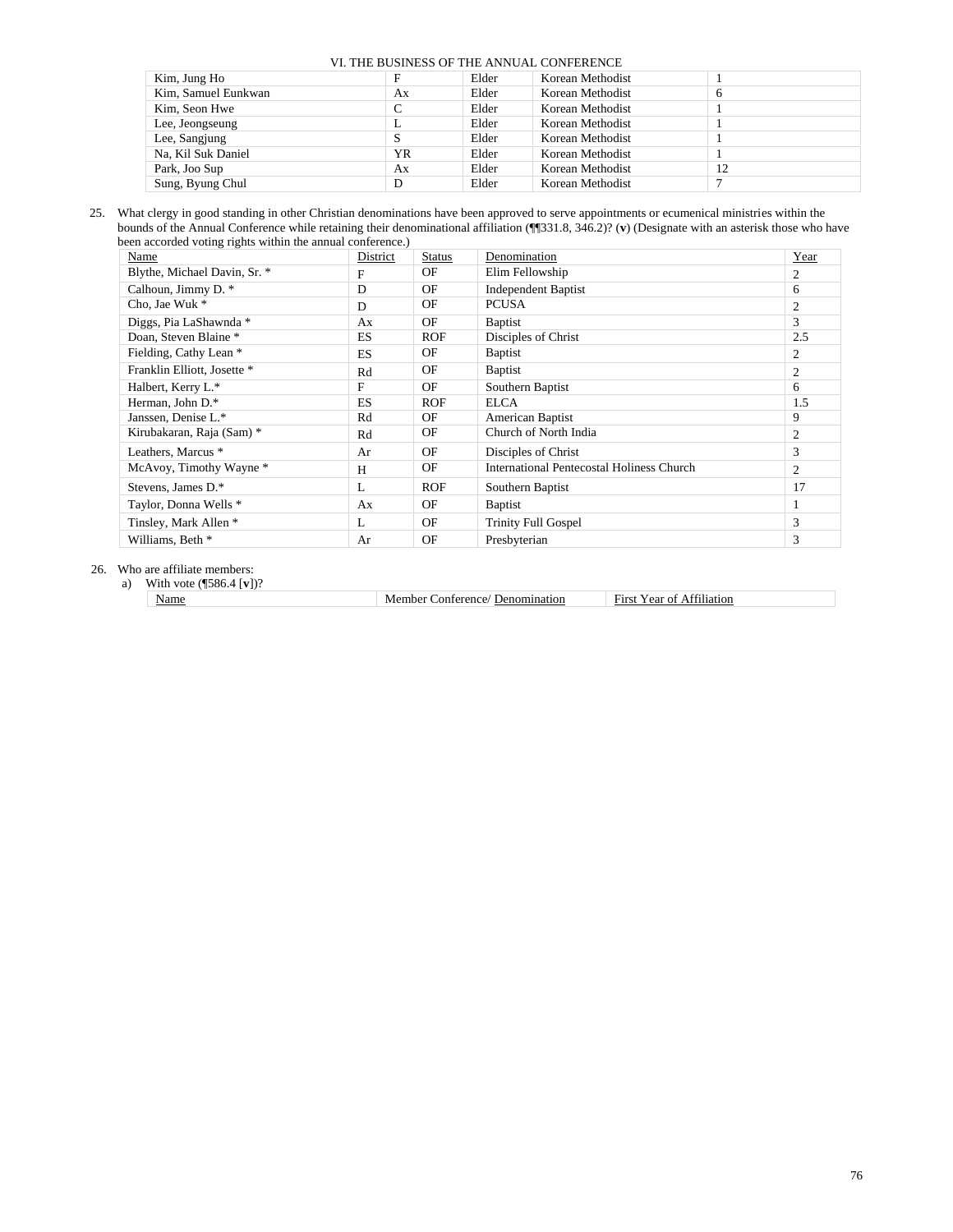| | | | | |
|---|---|---|---|---|
| Kim, Jung Ho | F | Elder | Korean Methodist | 1 |
| Kim, Samuel Eunkwan | Ax | Elder | Korean Methodist | 6 |
| Kim, Seon Hwe | C | Elder | Korean Methodist | 1 |
| Lee, Jeongseung | L | Elder | Korean Methodist | 1 |
| Lee, Sangjung | S | Elder | Korean Methodist | 1 |
| Na, Kil Suk Daniel | YR | Elder | Korean Methodist | 1 |
| Park, Joo Sup | Ax | Elder | Korean Methodist | 12 |
| Sung, Byung Chul | D | Elder | Korean Methodist | 7 |

25. What clergy in good standing in other Christian denominations have been approved to serve appointments or ecumenical ministries within the bounds of the Annual Conference while retaining their denominational affiliation (¶¶331.8, 346.2)? (**v**) (Designate with an asterisk those who have been accorded voting rights within the annual conference.)

| Name | District | Status | Denomination | Year |
|---|---|---|---|---|
| Blythe, Michael Davin, Sr. * | F | OF | Elim Fellowship | 2 |
| Calhoun, Jimmy D. * | D | OF | Independent Baptist | 6 |
| Cho, Jae Wuk * | D | OF | PCUSA | 2 |
| Diggs, Pia LaShawnda * | Ax | OF | Baptist | 3 |
| Doan, Steven Blaine * | ES | ROF | Disciples of Christ | 2.5 |
| Fielding, Cathy Lean * | ES | OF | Baptist | 2 |
| Franklin Elliott, Josette * | Rd | OF | Baptist | 2 |
| Halbert, Kerry L.* | F | OF | Southern Baptist | 6 |
| Herman, John D.* | ES | ROF | ELCA | 1.5 |
| Janssen, Denise L.* | Rd | OF | American Baptist | 9 |
| Kirubakaran, Raja (Sam) * | Rd | OF | Church of North India | 2 |
| Leathers, Marcus * | Ar | OF | Disciples of Christ | 3 |
| McAvoy, Timothy Wayne * | H | OF | International Pentecostal Holiness Church | 2 |
| Stevens, James D.* | L | ROF | Southern Baptist | 17 |
| Taylor, Donna Wells * | Ax | OF | Baptist | 1 |
| Tinsley, Mark Allen * | L | OF | Trinity Full Gospel | 3 |
| Williams, Beth * | Ar | OF | Presbyterian | 3 |

26. Who are affiliate members:

a) With vote (¶586.4 [**v**])?

| Name | Member Conference/ Denomination | First Year of Affiliation |
|---|---|---|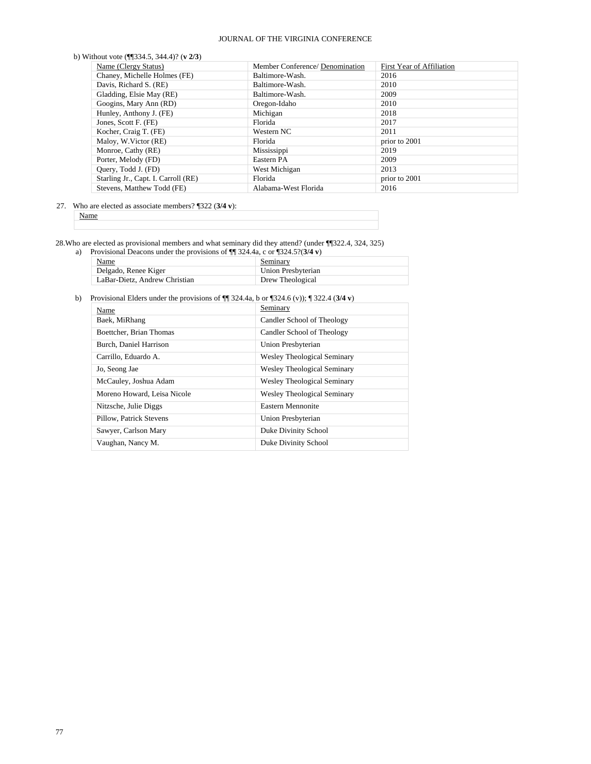b) Without vote (¶¶334.5, 344.4)? (**v 2/3**)

| Name (Clergy Status) | Member Conference/ Denomination | First Year of Affiliation |
|---|---|---|
| Chaney, Michelle Holmes (FE) | Baltimore-Wash. | 2016 |
| Davis, Richard S. (RE) | Baltimore-Wash. | 2010 |
| Gladding, Elsie May (RE) | Baltimore-Wash. | 2009 |
| Googins, Mary Ann (RD) | Oregon-Idaho | 2010 |
| Hunley, Anthony J. (FE) | Michigan | 2018 |
| Jones, Scott F. (FE) | Florida | 2017 |
| Kocher, Craig T. (FE) | Western NC | 2011 |
| Maloy, W.Victor (RE) | Florida | prior to 2001 |
| Monroe, Cathy (RE) | Mississippi | 2019 |
| Porter, Melody (FD) | Eastern PA | 2009 |
| Query, Todd J. (FD) | West Michigan | 2013 |
| Starling Jr., Capt. I. Carroll (RE) | Florida | prior to 2001 |
| Stevens, Matthew Todd (FE) | Alabama-West Florida | 2016 |

27. Who are elected as associate members? ¶322 (**3/4 v**):

| Name |
|---|
| |

28. Who are elected as provisional members and what seminary did they attend? (under ¶¶322.4, 324, 325)

a) Provisional Deacons under the provisions of ¶¶ 324.4a, c or ¶324.5?(**3/4 v**)

| Name | Seminary |
|---|---|
| Delgado, Renee Kiger | Union Presbyterian |
| LaBar-Dietz, Andrew Christian | Drew Theological |

b) Provisional Elders under the provisions of ¶¶ 324.4a, b or ¶324.6 (v)); ¶ 322.4 (**3/4 v**)

| Name | Seminary |
|---|---|
| Baek, MiRhang | Candler School of Theology |
| Boettcher, Brian Thomas | Candler School of Theology |
| Burch, Daniel Harrison | Union Presbyterian |
| Carrillo, Eduardo A. | Wesley Theological Seminary |
| Jo, Seong Jae | Wesley Theological Seminary |
| McCauley, Joshua Adam | Wesley Theological Seminary |
| Moreno Howard, Leisa Nicole | Wesley Theological Seminary |
| Nitzsche, Julie Diggs | Eastern Mennonite |
| Pillow, Patrick Stevens | Union Presbyterian |
| Sawyer, Carlson Mary | Duke Divinity School |
| Vaughan, Nancy M. | Duke Divinity School |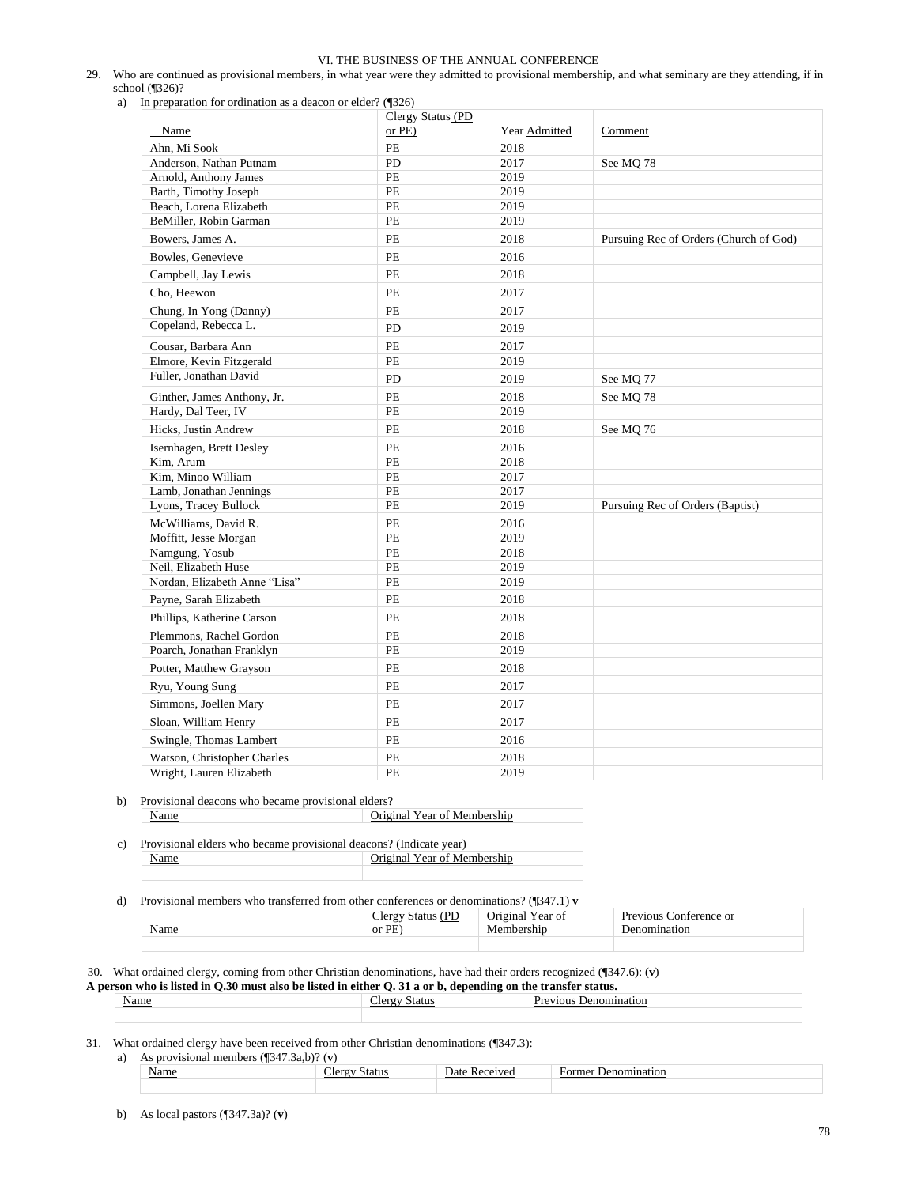## VI. THE BUSINESS OF THE ANNUAL CONFERENCE

29. Who are continued as provisional members, in what year were they admitted to provisional membership, and what seminary are they attending, if in school (¶326)?

   a) In preparation for ordination as a deacon or elder? (¶326)

| Name | Clergy Status (PD or PE) | Year Admitted | Comment |
|---|---|---|---|
| Ahn, Mi Sook | PE | 2018 | |
| Anderson, Nathan Putnam | PD | 2017 | See MQ 78 |
| Arnold, Anthony James | PE | 2019 | |
| Barth, Timothy Joseph | PE | 2019 | |
| Beach, Lorena Elizabeth | PE | 2019 | |
| BeMiller, Robin Garman | PE | 2019 | |
| Bowers, James A. | PE | 2018 | Pursuing Rec of Orders (Church of God) |
| Bowles, Genevieve | PE | 2016 | |
| Campbell, Jay Lewis | PE | 2018 | |
| Cho, Heewon | PE | 2017 | |
| Chung, In Yong (Danny) | PE | 2017 | |
| Copeland, Rebecca L. | PD | 2019 | |
| Cousar, Barbara Ann | PE | 2017 | |
| Elmore, Kevin Fitzgerald | PE | 2019 | |
| Fuller, Jonathan David | PD | 2019 | See MQ 77 |
| Ginther, James Anthony, Jr. | PE | 2018 | See MQ 78 |
| Hardy, Dal Teer, IV | PE | 2019 | |
| Hicks, Justin Andrew | PE | 2018 | See MQ 76 |
| Isernhagen, Brett Desley | PE | 2016 | |
| Kim, Arum | PE | 2018 | |
| Kim, Minoo William | PE | 2017 | |
| Lamb, Jonathan Jennings | PE | 2017 | |
| Lyons, Tracey Bullock | PE | 2019 | Pursuing Rec of Orders (Baptist) |
| McWilliams, David R. | PE | 2016 | |
| Moffitt, Jesse Morgan | PE | 2019 | |
| Namgung, Yosub | PE | 2018 | |
| Neil, Elizabeth Huse | PE | 2019 | |
| Nordan, Elizabeth Anne “Lisa” | PE | 2019 | |
| Payne, Sarah Elizabeth | PE | 2018 | |
| Phillips, Katherine Carson | PE | 2018 | |
| Plemmons, Rachel Gordon | PE | 2018 | |
| Poarch, Jonathan Franklyn | PE | 2019 | |
| Potter, Matthew Grayson | PE | 2018 | |
| Ryu, Young Sung | PE | 2017 | |
| Simmons, Joellen Mary | PE | 2017 | |
| Sloan, William Henry | PE | 2017 | |
| Swingle, Thomas Lambert | PE | 2016 | |
| Watson, Christopher Charles | PE | 2018 | |
| Wright, Lauren Elizabeth | PE | 2019 | |

   b) Provisional deacons who became provisional elders?

| Name | Original Year of Membership |
|---|---|

   c) Provisional elders who became provisional deacons? (Indicate year)

| Name | Original Year of Membership |
|---|---|
| | |

   d) Provisional members who transferred from other conferences or denominations? (¶347.1) **v**

| Name | Clergy Status (PD or PE) | Original Year of Membership | Previous Conference or Denomination |
|---|---|---|---|
| | | | |

30. What ordained clergy, coming from other Christian denominations, have had their orders recognized (¶347.6): (**v**)

**A person who is listed in Q.30 must also be listed in either Q. 31 a or b, depending on the transfer status.**

| Name | Clergy Status | Previous Denomination |
|---|---|---|
| | | |

31. What ordained clergy have been received from other Christian denominations (¶347.3):

   a) As provisional members (¶347.3a,b)? (**v**)

| Name | Clergy Status | Date Received | Former Denomination |
|---|---|---|---|
| | | | |

   b) As local pastors (¶347.3a)? (**v**)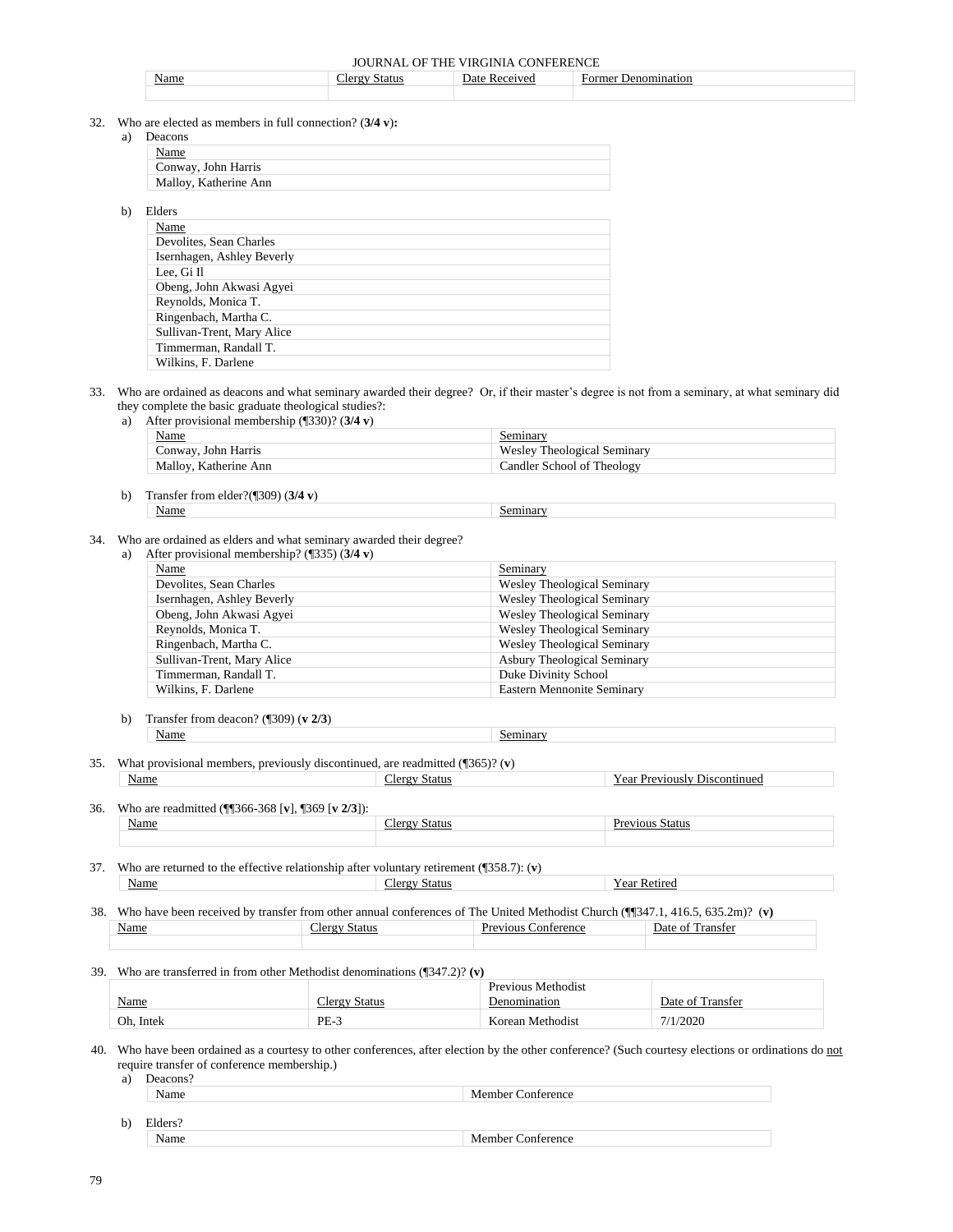| Name | Clergy Status | Date Received | Former Denomination |
|---|---|---|---|
| | | | |

32. Who are elected as members in full connection? (**3/4 v**)**:**

a) Deacons

| Name |
|---|
| Conway, John Harris |
| Malloy, Katherine Ann |

b) Elders

| Name |
|---|
| Devolites, Sean Charles |
| Isernhagen, Ashley Beverly |
| Lee, Gi Il |
| Obeng, John Akwasi Agyei |
| Reynolds, Monica T. |
| Ringenbach, Martha C. |
| Sullivan-Trent, Mary Alice |
| Timmerman, Randall T. |
| Wilkins, F. Darlene |

33. Who are ordained as deacons and what seminary awarded their degree? Or, if their master's degree is not from a seminary, at what seminary did they complete the basic graduate theological studies?:

a) After provisional membership (¶330)? (**3/4 v**)

| Name | Seminary |
|---|---|
| Conway, John Harris | Wesley Theological Seminary |
| Malloy, Katherine Ann | Candler School of Theology |

b) Transfer from elder?(¶309) (**3/4 v**)

| Name | Seminary |
|---|---|

34. Who are ordained as elders and what seminary awarded their degree?

a) After provisional membership? (¶335) (**3/4 v**)

| Name | Seminary |
|---|---|
| Devolites, Sean Charles | Wesley Theological Seminary |
| Isernhagen, Ashley Beverly | Wesley Theological Seminary |
| Obeng, John Akwasi Agyei | Wesley Theological Seminary |
| Reynolds, Monica T. | Wesley Theological Seminary |
| Ringenbach, Martha C. | Wesley Theological Seminary |
| Sullivan-Trent, Mary Alice | Asbury Theological Seminary |
| Timmerman, Randall T. | Duke Divinity School |
| Wilkins, F. Darlene | Eastern Mennonite Seminary |

b) Transfer from deacon? (¶309) (**v 2/3**)

| Name | Seminary |
|---|---|

35. What provisional members, previously discontinued, are readmitted (¶365)? (**v**)

| Name | Clergy Status | Year Previously Discontinued |
|---|---|---|

36. Who are readmitted (¶¶366-368 [**v**], ¶369 [**v 2/3**]):

| Name | Clergy Status | Previous Status |
|---|---|---|
| | | |

37. Who are returned to the effective relationship after voluntary retirement (¶358.7): (**v**)

| Name | Clergy Status | Year Retired |
|---|---|---|

38. Who have been received by transfer from other annual conferences of The United Methodist Church (¶¶347.1, 416.5, 635.2m)? (**v**)

| Name | Clergy Status | Previous Conference | Date of Transfer |
|---|---|---|---|
| | | | |

39. Who are transferred in from other Methodist denominations (¶347.2)? **(v)**

| Name | Clergy Status | Previous Methodist Denomination | Date of Transfer |
|---|---|---|---|
| Oh, Intek | PE-3 | Korean Methodist | 7/1/2020 |

40. Who have been ordained as a courtesy to other conferences, after election by the other conference? (Such courtesy elections or ordinations do not require transfer of conference membership.)

a) Deacons?

| Name | Member Conference |
|---|---|

b) Elders?

| Name | Member Conference |
|---|---|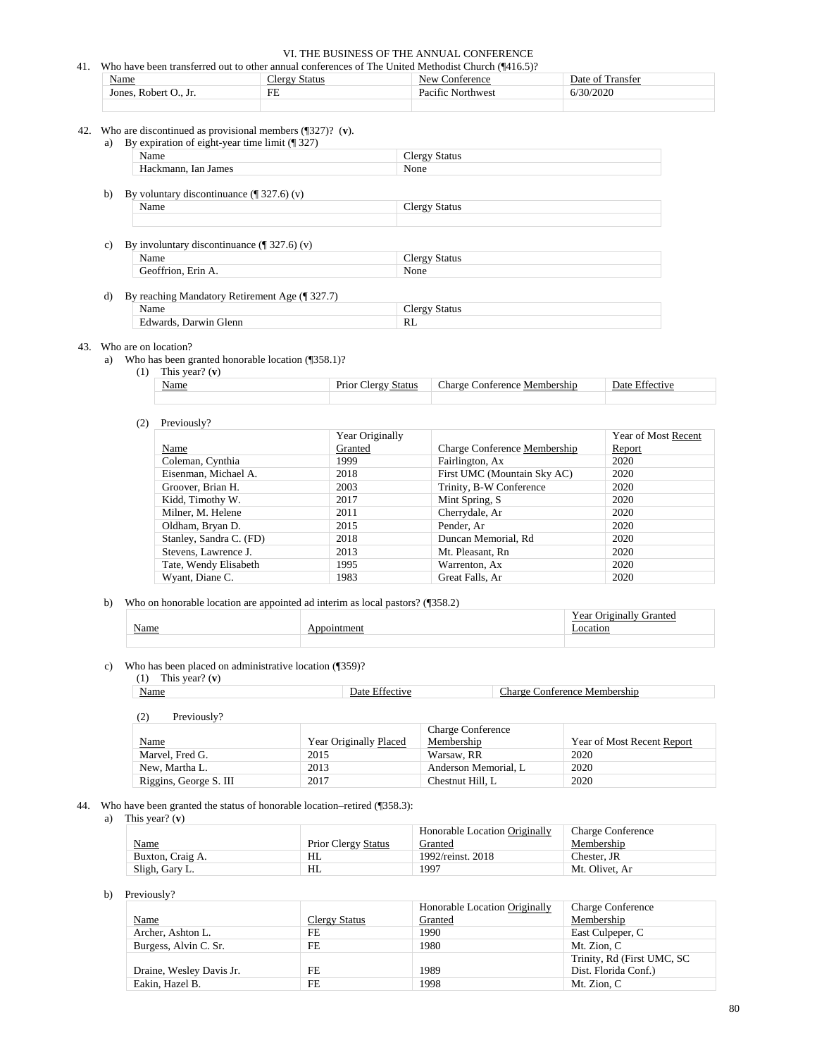## VI. THE BUSINESS OF THE ANNUAL CONFERENCE

41. Who have been transferred out to other annual conferences of The United Methodist Church (¶416.5)?

| Name | Clergy Status | New Conference | Date of Transfer |
|---|---|---|---|
| Jones, Robert O., Jr. | FE | Pacific Northwest | 6/30/2020 |
| | | | |

42. Who are discontinued as provisional members (¶327)? (**v**).

a) By expiration of eight-year time limit (¶ 327)

| Name | Clergy Status |
|---|---|
| Hackmann, Ian James | None |

b) By voluntary discontinuance (¶ 327.6) (v)

| Name | Clergy Status |
|---|---|
| | |

c) By involuntary discontinuance (¶ 327.6) (v)

| Name | Clergy Status |
|---|---|
| Geoffrion, Erin A. | None |

d) By reaching Mandatory Retirement Age (¶ 327.7)

| Name | Clergy Status |
|---|---|
| Edwards, Darwin Glenn | RL |

43. Who are on location?

a) Who has been granted honorable location (¶358.1)?

(1) This year? (**v**)

| Name | Prior Clergy Status | Charge Conference Membership | Date Effective |
|---|---|---|---|
| | | | |

(2) Previously?

| Name | Year Originally Granted | Charge Conference Membership | Year of Most Recent Report |
|---|---|---|---|
| Coleman, Cynthia | 1999 | Fairlington, Ax | 2020 |
| Eisenman, Michael A. | 2018 | First UMC (Mountain Sky AC) | 2020 |
| Groover, Brian H. | 2003 | Trinity, B-W Conference | 2020 |
| Kidd, Timothy W. | 2017 | Mint Spring, S | 2020 |
| Milner, M. Helene | 2011 | Cherrydale, Ar | 2020 |
| Oldham, Bryan D. | 2015 | Pender, Ar | 2020 |
| Stanley, Sandra C. (FD) | 2018 | Duncan Memorial, Rd | 2020 |
| Stevens, Lawrence J. | 2013 | Mt. Pleasant, Rn | 2020 |
| Tate, Wendy Elisabeth | 1995 | Warrenton, Ax | 2020 |
| Wyant, Diane C. | 1983 | Great Falls, Ar | 2020 |

b) Who on honorable location are appointed ad interim as local pastors? (¶358.2)

| Name | Appointment | Year Originally Granted Location |
|---|---|---|
| | | |

c) Who has been placed on administrative location (¶359)?

(1) This year? (**v**)

| Name | Date Effective | Charge Conference Membership |
|---|---|---|

(2) Previously?

| Name | Year Originally Placed | Charge Conference Membership | Year of Most Recent Report |
|---|---|---|---|
| Marvel, Fred G. | 2015 | Warsaw, RR | 2020 |
| New, Martha L. | 2013 | Anderson Memorial, L | 2020 |
| Riggins, George S. III | 2017 | Chestnut Hill, L | 2020 |

44. Who have been granted the status of honorable location–retired (¶358.3):

a) This year? (**v**)

| Name | Prior Clergy Status | Honorable Location Originally Granted | Charge Conference Membership |
|---|---|---|---|
| Buxton, Craig A. | HL | 1992/reinst. 2018 | Chester, JR |
| Sligh, Gary L. | HL | 1997 | Mt. Olivet, Ar |

b) Previously?

| Name | Clergy Status | Honorable Location Originally Granted | Charge Conference Membership |
|---|---|---|---|
| Archer, Ashton L. | FE | 1990 | East Culpeper, C |
| Burgess, Alvin C. Sr. | FE | 1980 | Mt. Zion, C |
| Draine, Wesley Davis Jr. | FE | 1989 | Trinity, Rd (First UMC, SC Dist. Florida Conf.) |
| Eakin, Hazel B. | FE | 1998 | Mt. Zion, C |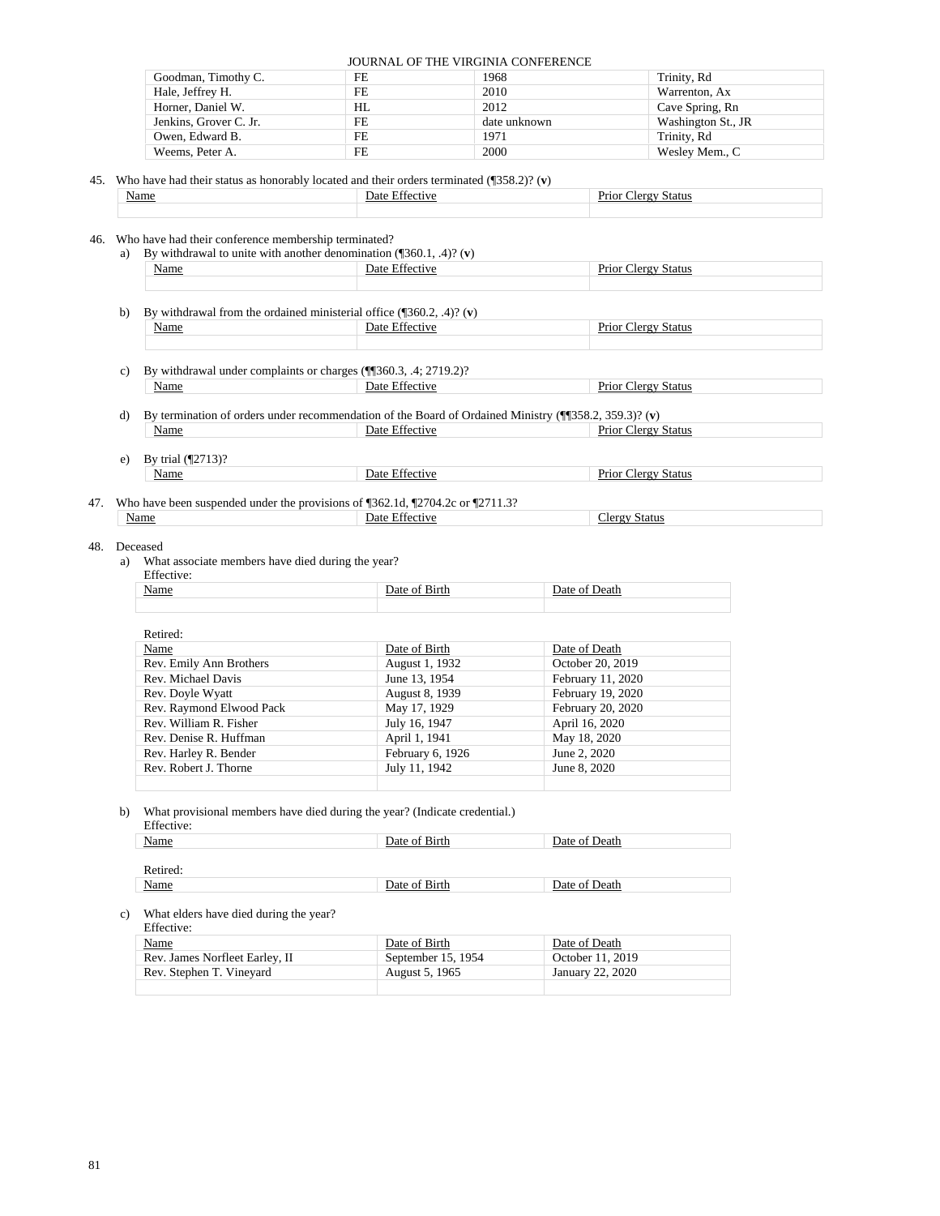| Goodman, Timothy C. | FE | 1968 | Trinity, Rd |
|---|---|---|---|
| Hale, Jeffrey H. | FE | 2010 | Warrenton, Ax |
| Horner, Daniel W. | HL | 2012 | Cave Spring, Rn |
| Jenkins, Grover C. Jr. | FE | date unknown | Washington St., JR |
| Owen, Edward B. | FE | 1971 | Trinity, Rd |
| Weems, Peter A. | FE | 2000 | Wesley Mem., C |

45. Who have had their status as honorably located and their orders terminated (¶358.2)? (**v**)

| Name | Date Effective | Prior Clergy Status |
|---|---|---|
| | | |

46. Who have had their conference membership terminated?

a) By withdrawal to unite with another denomination (¶360.1, .4)? (**v**)

| Name | Date Effective | Prior Clergy Status |
|---|---|---|
| | | |

b) By withdrawal from the ordained ministerial office (¶360.2, .4)? (**v**)

| Name | Date Effective | Prior Clergy Status |
|---|---|---|
| | | |

c) By withdrawal under complaints or charges (¶¶360.3, .4; 2719.2)?

| Name | Date Effective | Prior Clergy Status |
|---|---|---|

d) By termination of orders under recommendation of the Board of Ordained Ministry (¶¶358.2, 359.3)? (**v**)

| Name | Date Effective | Prior Clergy Status |
|---|---|---|

e) By trial (¶2713)?

| Name | Date Effective | Prior Clergy Status |
|---|---|---|

47. Who have been suspended under the provisions of ¶362.1d, ¶2704.2c or ¶2711.3?

| Name | Date Effective | Clergy Status |
|---|---|---|

48. Deceased

a) What associate members have died during the year?

Effective:

| Name | Date of Birth | Date of Death |
|---|---|---|
| | | |

Retired:

| Name | Date of Birth | Date of Death |
|---|---|---|
| Rev. Emily Ann Brothers | August 1, 1932 | October 20, 2019 |
| Rev. Michael Davis | June 13, 1954 | February 11, 2020 |
| Rev. Doyle Wyatt | August 8, 1939 | February 19, 2020 |
| Rev. Raymond Elwood Pack | May 17, 1929 | February 20, 2020 |
| Rev. William R. Fisher | July 16, 1947 | April 16, 2020 |
| Rev. Denise R. Huffman | April 1, 1941 | May 18, 2020 |
| Rev. Harley R. Bender | February 6, 1926 | June 2, 2020 |
| Rev. Robert J. Thorne | July 11, 1942 | June 8, 2020 |
| | | |

b) What provisional members have died during the year? (Indicate credential.)

Effective:

| Name | Date of Birth | Date of Death |
|---|---|---|

Retired:

| Name | Date of Birth | Date of Death |
|---|---|---|

c) What elders have died during the year?

Effective:

| Name | Date of Birth | Date of Death |
|---|---|---|
| Rev. James Norfleet Earley, II | September 15, 1954 | October 11, 2019 |
| Rev. Stephen T. Vineyard | August 5, 1965 | January 22, 2020 |
| | | |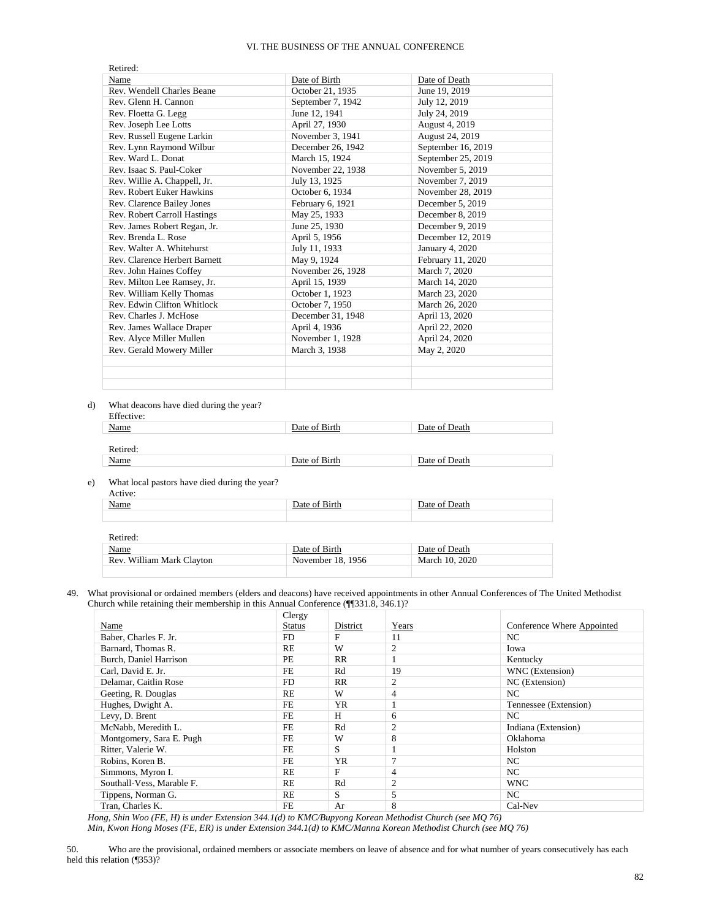Retired:

| Name | Date of Birth | Date of Death |
|---|---|---|
| Rev. Wendell Charles Beane | October 21, 1935 | June 19, 2019 |
| Rev. Glenn H. Cannon | September 7, 1942 | July 12, 2019 |
| Rev. Floetta G. Legg | June 12, 1941 | July 24, 2019 |
| Rev. Joseph Lee Lotts | April 27, 1930 | August 4, 2019 |
| Rev. Russell Eugene Larkin | November 3, 1941 | August 24, 2019 |
| Rev. Lynn Raymond Wilbur | December 26, 1942 | September 16, 2019 |
| Rev. Ward L. Donat | March 15, 1924 | September 25, 2019 |
| Rev. Isaac S. Paul-Coker | November 22, 1938 | November 5, 2019 |
| Rev. Willie A. Chappell, Jr. | July 13, 1925 | November 7, 2019 |
| Rev. Robert Euker Hawkins | October 6, 1934 | November 28, 2019 |
| Rev. Clarence Bailey Jones | February 6, 1921 | December 5, 2019 |
| Rev. Robert Carroll Hastings | May 25, 1933 | December 8, 2019 |
| Rev. James Robert Regan, Jr. | June 25, 1930 | December 9, 2019 |
| Rev. Brenda L. Rose | April 5, 1956 | December 12, 2019 |
| Rev. Walter A. Whitehurst | July 11, 1933 | January 4, 2020 |
| Rev. Clarence Herbert Barnett | May 9, 1924 | February 11, 2020 |
| Rev. John Haines Coffey | November 26, 1928 | March 7, 2020 |
| Rev. Milton Lee Ramsey, Jr. | April 15, 1939 | March 14, 2020 |
| Rev. William Kelly Thomas | October 1, 1923 | March 23, 2020 |
| Rev. Edwin Clifton Whitlock | October 7, 1950 | March 26, 2020 |
| Rev. Charles J. McHose | December 31, 1948 | April 13, 2020 |
| Rev. James Wallace Draper | April 4, 1936 | April 22, 2020 |
| Rev. Alyce Miller Mullen | November 1, 1928 | April 24, 2020 |
| Rev. Gerald Mowery Miller | March 3, 1938 | May 2, 2020 |
| | | |
| | | |
| | | |

d) What deacons have died during the year?

Effective:

| Name | Date of Birth | Date of Death |
|---|---|---|

Retired:

| Name | Date of Birth | Date of Death |
|---|---|---|

e) What local pastors have died during the year?

Active:

| Name | Date of Birth | Date of Death |
|---|---|---|
| | | |

Retired:

| Name | Date of Birth | Date of Death |
|---|---|---|
| Rev. William Mark Clayton | November 18, 1956 | March 10, 2020 |
| | | |

49. What provisional or ordained members (elders and deacons) have received appointments in other Annual Conferences of The United Methodist Church while retaining their membership in this Annual Conference (¶¶331.8, 346.1)?

| Name | Clergy Status | District | Years | Conference Where Appointed |
|---|---|---|---|---|
| Baber, Charles F. Jr. | FD | F | 11 | NC |
| Barnard, Thomas R. | RE | W | 2 | Iowa |
| Burch, Daniel Harrison | PE | RR | 1 | Kentucky |
| Carl, David E. Jr. | FE | Rd | 19 | WNC (Extension) |
| Delamar, Caitlin Rose | FD | RR | 2 | NC (Extension) |
| Geeting, R. Douglas | RE | W | 4 | NC |
| Hughes, Dwight A. | FE | YR | 1 | Tennessee (Extension) |
| Levy, D. Brent | FE | H | 6 | NC |
| McNabb, Meredith L. | FE | Rd | 2 | Indiana (Extension) |
| Montgomery, Sara E. Pugh | FE | W | 8 | Oklahoma |
| Ritter, Valerie W. | FE | S | 1 | Holston |
| Robins, Koren B. | FE | YR | 7 | NC |
| Simmons, Myron I. | RE | F | 4 | NC |
| Southall-Vess, Marable F. | RE | Rd | 2 | WNC |
| Tippens, Norman G. | RE | S | 5 | NC |
| Tran, Charles K. | FE | Ar | 8 | Cal-Nev |

*Hong, Shin Woo (FE, H) is under Extension 344.1(d) to KMC/Bupyong Korean Methodist Church (see MQ 76)*
*Min, Kwon Hong Moses (FE, ER) is under Extension 344.1(d) to KMC/Manna Korean Methodist Church (see MQ 76)*

50. Who are the provisional, ordained members or associate members on leave of absence and for what number of years consecutively has each held this relation (¶353)?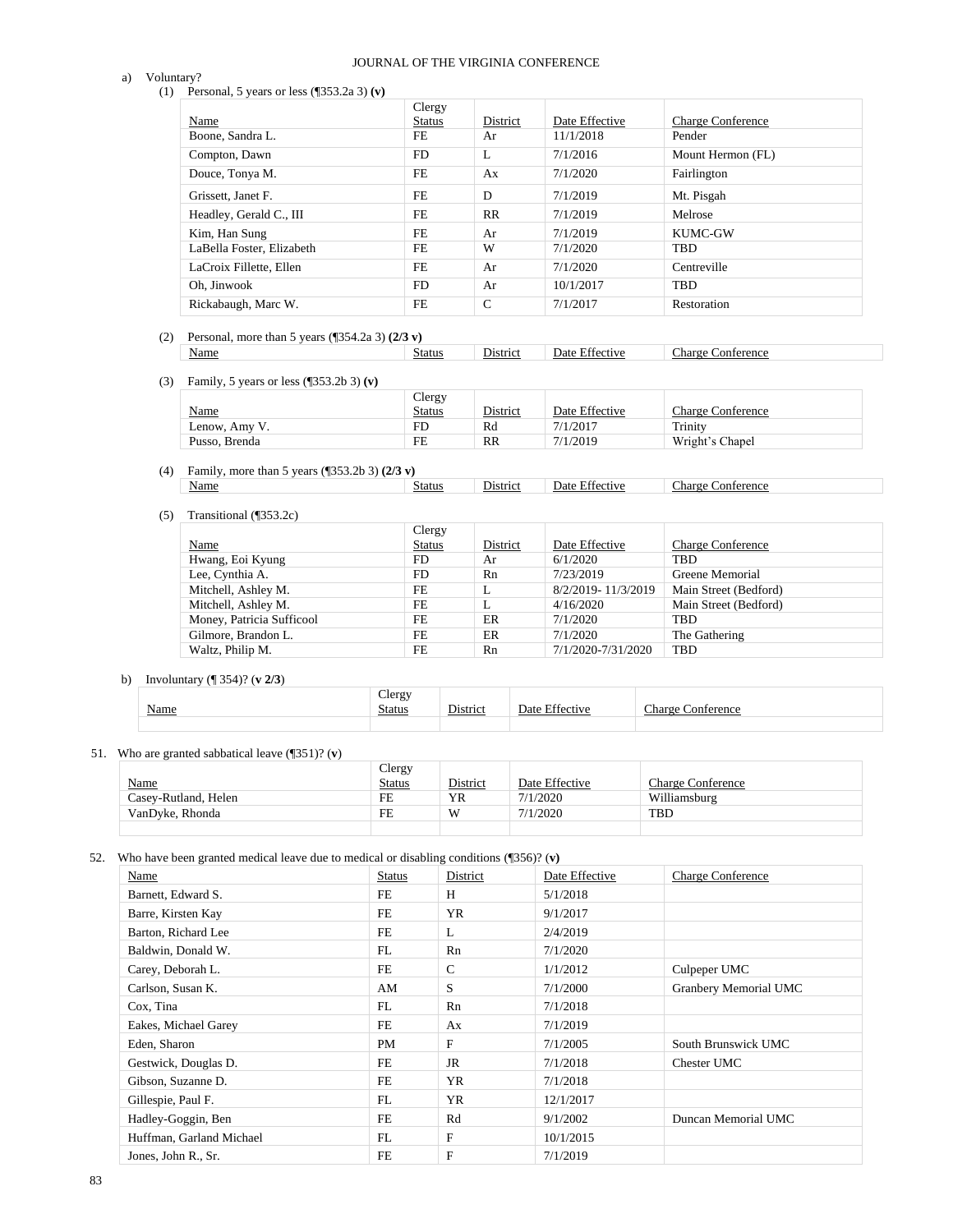a) Voluntary?

(1) Personal, 5 years or less (¶353.2a 3) **(v)**

| Name | Clergy Status | District | Date Effective | Charge Conference |
|---|---|---|---|---|
| Boone, Sandra L. | FE | Ar | 11/1/2018 | Pender |
| Compton, Dawn | FD | L | 7/1/2016 | Mount Hermon (FL) |
| Douce, Tonya M. | FE | Ax | 7/1/2020 | Fairlington |
| Grissett, Janet F. | FE | D | 7/1/2019 | Mt. Pisgah |
| Headley, Gerald C., III | FE | RR | 7/1/2019 | Melrose |
| Kim, Han Sung | FE | Ar | 7/1/2019 | KUMC-GW |
| LaBella Foster, Elizabeth | FE | W | 7/1/2020 | TBD |
| LaCroix Fillette, Ellen | FE | Ar | 7/1/2020 | Centreville |
| Oh, Jinwook | FD | Ar | 10/1/2017 | TBD |
| Rickabaugh, Marc W. | FE | C | 7/1/2017 | Restoration |

(2) Personal, more than 5 years (¶354.2a 3) **(2/3 v)**

| Name | Status | District | Date Effective | Charge Conference |
|---|---|---|---|---|

(3) Family, 5 years or less (¶353.2b 3) **(v)**

| Name | Clergy Status | District | Date Effective | Charge Conference |
|---|---|---|---|---|
| Lenow, Amy V. | FD | Rd | 7/1/2017 | Trinity |
| Pusso, Brenda | FE | RR | 7/1/2019 | Wright's Chapel |

(4) Family, more than 5 years (¶353.2b 3) **(2/3 v)**

| Name | Status | District | Date Effective | Charge Conference |
|---|---|---|---|---|

(5) Transitional (¶353.2c)

| Name | Clergy Status | District | Date Effective | Charge Conference |
|---|---|---|---|---|
| Hwang, Eoi Kyung | FD | Ar | 6/1/2020 | TBD |
| Lee, Cynthia A. | FD | Rn | 7/23/2019 | Greene Memorial |
| Mitchell, Ashley M. | FE | L | 8/2/2019- 11/3/2019 | Main Street (Bedford) |
| Mitchell, Ashley M. | FE | L | 4/16/2020 | Main Street (Bedford) |
| Money, Patricia Sufficool | FE | ER | 7/1/2020 | TBD |
| Gilmore, Brandon L. | FE | ER | 7/1/2020 | The Gathering |
| Waltz, Philip M. | FE | Rn | 7/1/2020-7/31/2020 | TBD |

b) Involuntary (¶ 354)? (**v 2/3**)

| Name | Clergy Status | District | Date Effective | Charge Conference |
|---|---|---|---|---|
| | | | | |

51. Who are granted sabbatical leave (¶351)? (**v**)

| Name | Clergy Status | District | Date Effective | Charge Conference |
|---|---|---|---|---|
| Casey-Rutland, Helen | FE | YR | 7/1/2020 | Williamsburg |
| VanDyke, Rhonda | FE | W | 7/1/2020 | TBD |
| | | | | |

52. Who have been granted medical leave due to medical or disabling conditions (¶356)? (**v**)

| Name | Status | District | Date Effective | Charge Conference |
|---|---|---|---|---|
| Barnett, Edward S. | FE | H | 5/1/2018 | |
| Barre, Kirsten Kay | FE | YR | 9/1/2017 | |
| Barton, Richard Lee | FE | L | 2/4/2019 | |
| Baldwin, Donald W. | FL | Rn | 7/1/2020 | |
| Carey, Deborah L. | FE | C | 1/1/2012 | Culpeper UMC |
| Carlson, Susan K. | AM | S | 7/1/2000 | Granbery Memorial UMC |
| Cox, Tina | FL | Rn | 7/1/2018 | |
| Eakes, Michael Garey | FE | Ax | 7/1/2019 | |
| Eden, Sharon | PM | F | 7/1/2005 | South Brunswick UMC |
| Gestwick, Douglas D. | FE | JR | 7/1/2018 | Chester UMC |
| Gibson, Suzanne D. | FE | YR | 7/1/2018 | |
| Gillespie, Paul F. | FL | YR | 12/1/2017 | |
| Hadley-Goggin, Ben | FE | Rd | 9/1/2002 | Duncan Memorial UMC |
| Huffman, Garland Michael | FL | F | 10/1/2015 | |
| Jones, John R., Sr. | FE | F | 7/1/2019 | |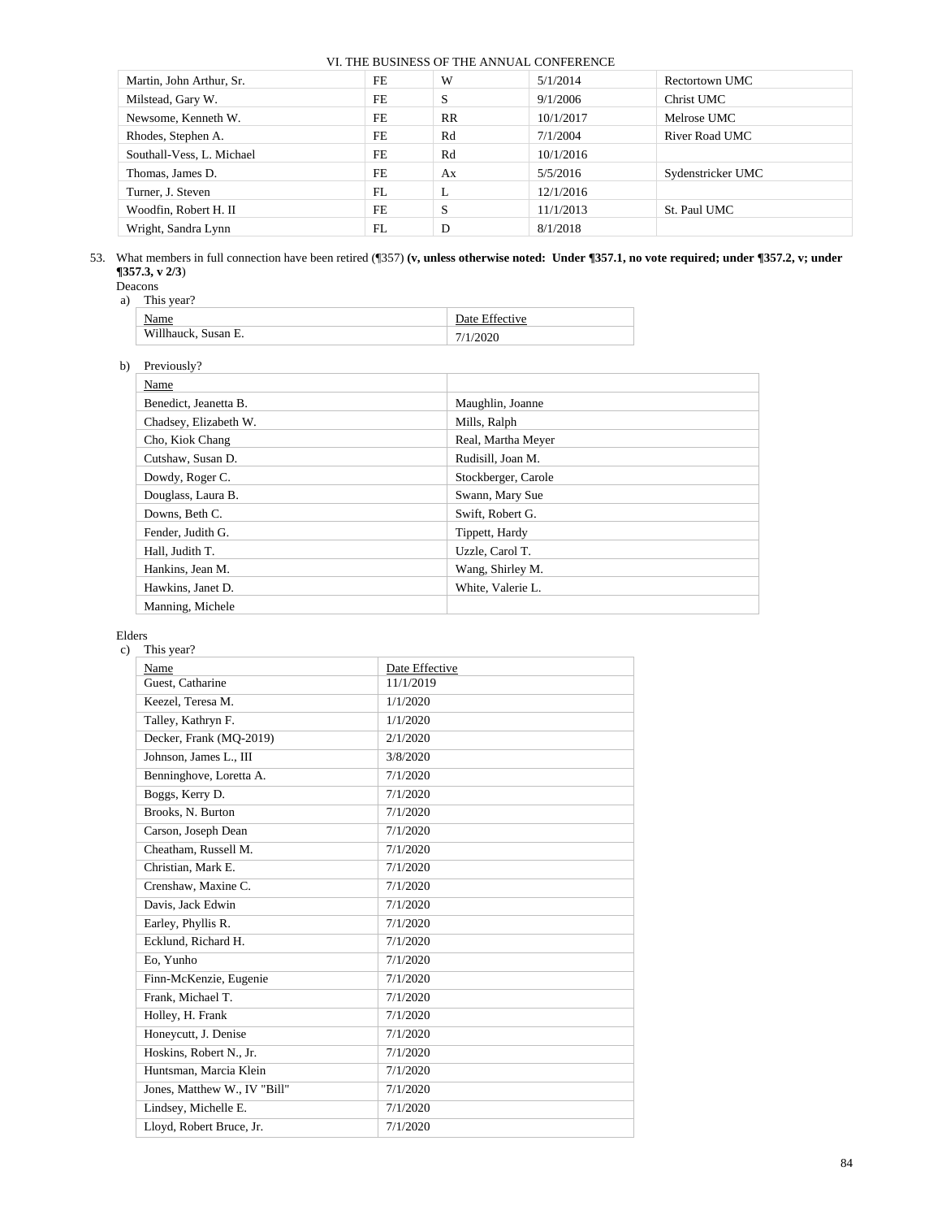| Martin, John Arthur, Sr. | FE | W | 5/1/2014 | Rectortown UMC |
|---|---|---|---|---|
| Milstead, Gary W. | FE | S | 9/1/2006 | Christ UMC |
| Newsome, Kenneth W. | FE | RR | 10/1/2017 | Melrose UMC |
| Rhodes, Stephen A. | FE | Rd | 7/1/2004 | River Road UMC |
| Southall-Vess, L. Michael | FE | Rd | 10/1/2016 | |
| Thomas, James D. | FE | Ax | 5/5/2016 | Sydenstricker UMC |
| Turner, J. Steven | FL | L | 12/1/2016 | |
| Woodfin, Robert H. II | FE | S | 11/1/2013 | St. Paul UMC |
| Wright, Sandra Lynn | FL | D | 8/1/2018 | |

53. What members in full connection have been retired (¶357) **(v, unless otherwise noted: Under ¶357.1, no vote required; under ¶357.2, v; under ¶357.3, v 2/3**)

Deacons

a) This year?

| Name | Date Effective |
|---|---|
| Willhauck, Susan E. | 7/1/2020 |

b) Previously?

| Name | |
|---|---|
| Benedict, Jeanetta B. | Maughlin, Joanne |
| Chadsey, Elizabeth W. | Mills, Ralph |
| Cho, Kiok Chang | Real, Martha Meyer |
| Cutshaw, Susan D. | Rudisill, Joan M. |
| Dowdy, Roger C. | Stockberger, Carole |
| Douglass, Laura B. | Swann, Mary Sue |
| Downs, Beth C. | Swift, Robert G. |
| Fender, Judith G. | Tippett, Hardy |
| Hall, Judith T. | Uzzle, Carol T. |
| Hankins, Jean M. | Wang, Shirley M. |
| Hawkins, Janet D. | White, Valerie L. |
| Manning, Michele | |

Elders

c) This year?

| Name | Date Effective |
|---|---|
| Guest, Catharine | 11/1/2019 |
| Keezel, Teresa M. | 1/1/2020 |
| Talley, Kathryn F. | 1/1/2020 |
| Decker, Frank (MQ-2019) | 2/1/2020 |
| Johnson, James L., III | 3/8/2020 |
| Benninghove, Loretta A. | 7/1/2020 |
| Boggs, Kerry D. | 7/1/2020 |
| Brooks, N. Burton | 7/1/2020 |
| Carson, Joseph Dean | 7/1/2020 |
| Cheatham, Russell M. | 7/1/2020 |
| Christian, Mark E. | 7/1/2020 |
| Crenshaw, Maxine C. | 7/1/2020 |
| Davis, Jack Edwin | 7/1/2020 |
| Earley, Phyllis R. | 7/1/2020 |
| Ecklund, Richard H. | 7/1/2020 |
| Eo, Yunho | 7/1/2020 |
| Finn-McKenzie, Eugenie | 7/1/2020 |
| Frank, Michael T. | 7/1/2020 |
| Holley, H. Frank | 7/1/2020 |
| Honeycutt, J. Denise | 7/1/2020 |
| Hoskins, Robert N., Jr. | 7/1/2020 |
| Huntsman, Marcia Klein | 7/1/2020 |
| Jones, Matthew W., IV "Bill" | 7/1/2020 |
| Lindsey, Michelle E. | 7/1/2020 |
| Lloyd, Robert Bruce, Jr. | 7/1/2020 |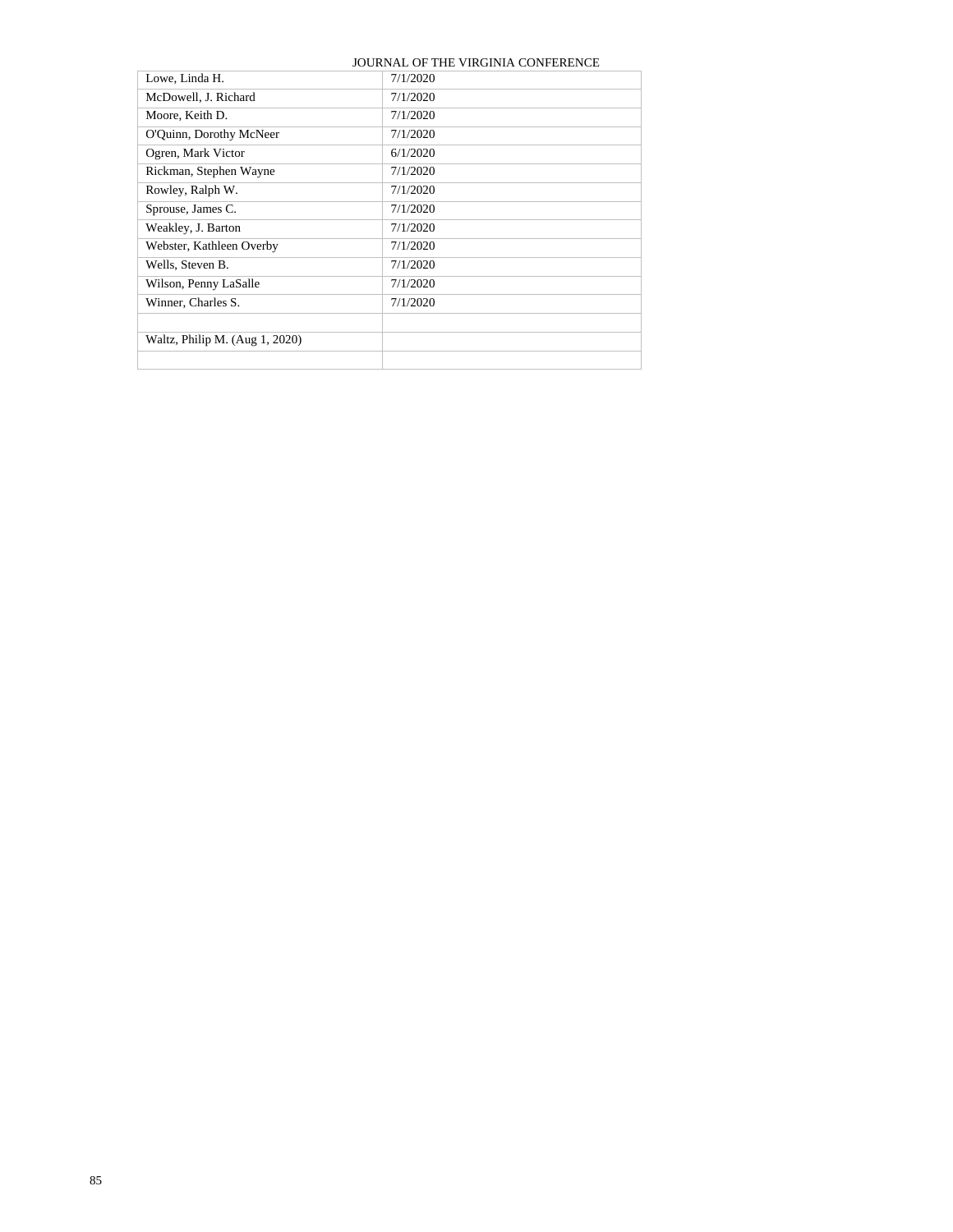| | |
|---|---|
| Lowe, Linda H. | 7/1/2020 |
| McDowell, J. Richard | 7/1/2020 |
| Moore, Keith D. | 7/1/2020 |
| O'Quinn, Dorothy McNeer | 7/1/2020 |
| Ogren, Mark Victor | 6/1/2020 |
| Rickman, Stephen Wayne | 7/1/2020 |
| Rowley, Ralph W. | 7/1/2020 |
| Sprouse, James C. | 7/1/2020 |
| Weakley, J. Barton | 7/1/2020 |
| Webster, Kathleen Overby | 7/1/2020 |
| Wells, Steven B. | 7/1/2020 |
| Wilson, Penny LaSalle | 7/1/2020 |
| Winner, Charles S. | 7/1/2020 |
| | |
| Waltz, Philip M. (Aug 1, 2020) | |
| | |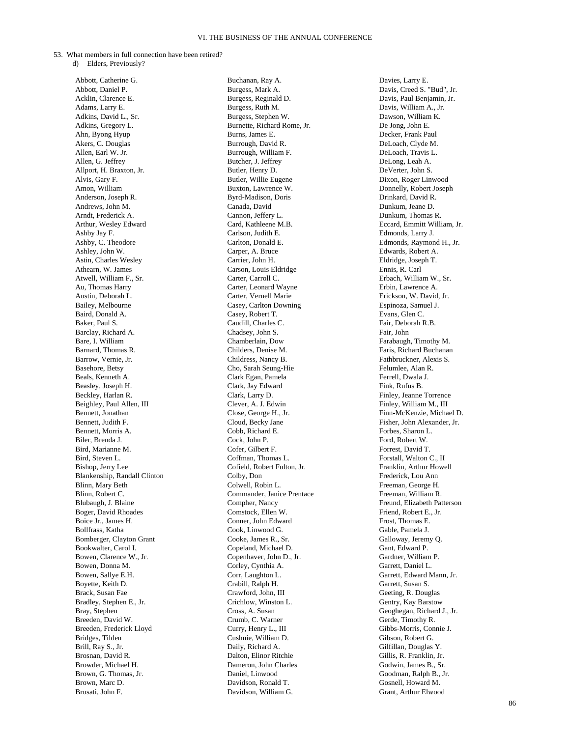53. What members in full connection have been retired?

d) Elders, Previously?

Abbott, Catherine G.
Abbott, Daniel P.
Acklin, Clarence E.
Adams, Larry E.
Adkins, David L., Sr.
Adkins, Gregory L.
Ahn, Byong Hyup
Akers, C. Douglas
Allen, Earl W. Jr.
Allen, G. Jeffrey
Allport, H. Braxton, Jr.
Alvis, Gary F.
Amon, William
Anderson, Joseph R.
Andrews, John M.
Arndt, Frederick A.
Arthur, Wesley Edward
Ashby Jay F.
Ashby, C. Theodore
Ashley, John W.
Astin, Charles Wesley
Athearn, W. James
Atwell, William F., Sr.
Au, Thomas Harry
Austin, Deborah L.
Bailey, Melbourne
Baird, Donald A.
Baker, Paul S.
Barclay, Richard A.
Bare, I. William
Barnard, Thomas R.
Barrow, Vernie, Jr.
Basehore, Betsy
Beals, Kenneth A.
Beasley, Joseph H.
Beckley, Harlan R.
Beighley, Paul Allen, III
Bennett, Jonathan
Bennett, Judith F.
Bennett, Morris A.
Biler, Brenda J.
Bird, Marianne M.
Bird, Steven L.
Bishop, Jerry Lee
Blankenship, Randall Clinton
Blinn, Mary Beth
Blinn, Robert C.
Blubaugh, J. Blaine
Boger, David Rhoades
Boice Jr., James H.
Bollfrass, Katha
Bomberger, Clayton Grant
Bookwalter, Carol I.
Bowen, Clarence W., Jr.
Bowen, Donna M.
Bowen, Sallye E.H.
Boyette, Keith D.
Brack, Susan Fae
Bradley, Stephen E., Jr.
Bray, Stephen
Breeden, David W.
Breeden, Frederick Lloyd
Bridges, Tilden
Brill, Ray S., Jr.
Brosnan, David R.
Browder, Michael H.
Brown, G. Thomas, Jr.
Brown, Marc D.
Brusati, John F.
Buchanan, Ray A.
Burgess, Mark A.
Burgess, Reginald D.
Burgess, Ruth M.
Burgess, Stephen W.
Burnette, Richard Rome, Jr.
Burns, James E.
Burrough, David R.
Burrough, William F.
Butcher, J. Jeffrey
Butler, Henry D.
Butler, Willie Eugene
Buxton, Lawrence W.
Byrd-Madison, Doris
Canada, David
Cannon, Jeffery L.
Card, Kathleene M.B.
Carlson, Judith E.
Carlton, Donald E.
Carper, A. Bruce
Carrier, John H.
Carson, Louis Eldridge
Carter, Carroll C.
Carter, Leonard Wayne
Carter, Vernell Marie
Casey, Carlton Downing
Casey, Robert T.
Caudill, Charles C.
Chadsey, John S.
Chamberlain, Dow
Childers, Denise M.
Childress, Nancy B.
Cho, Sarah Seung-Hie
Clark Egan, Pamela
Clark, Jay Edward
Clark, Larry D.
Clever, A. J. Edwin
Close, George H., Jr.
Cloud, Becky Jane
Cobb, Richard E.
Cock, John P.
Cofer, Gilbert F.
Coffman, Thomas L.
Cofield, Robert Fulton, Jr.
Colby, Don
Colwell, Robin L.
Commander, Janice Prentace
Compher, Nancy
Comstock, Ellen W.
Conner, John Edward
Cook, Linwood G.
Cooke, James R., Sr.
Copeland, Michael D.
Copenhaver, John D., Jr.
Corley, Cynthia A.
Corr, Laughton L.
Crabill, Ralph H.
Crawford, John, III
Crichlow, Winston L.
Cross, A. Susan
Crumb, C. Warner
Curry, Henry L., III
Cushnie, William D.
Daily, Richard A.
Dalton, Elinor Ritchie
Dameron, John Charles
Daniel, Linwood
Davidson, Ronald T.
Davidson, William G.
Davies, Larry E.
Davis, Creed S. "Bud", Jr.
Davis, Paul Benjamin, Jr.
Davis, William A., Jr.
Dawson, William K.
De Jong, John E.
Decker, Frank Paul
DeLoach, Clyde M.
DeLoach, Travis L.
DeLong, Leah A.
DeVerter, John S.
Dixon, Roger Linwood
Donnelly, Robert Joseph
Drinkard, David R.
Dunkum, Jeane D.
Dunkum, Thomas R.
Eccard, Emmitt William, Jr.
Edmonds, Larry J.
Edmonds, Raymond H., Jr.
Edwards, Robert A.
Eldridge, Joseph T.
Ennis, R. Carl
Erbach, William W., Sr.
Erbin, Lawrence A.
Erickson, W. David, Jr.
Espinoza, Samuel J.
Evans, Glen C.
Fair, Deborah R.B.
Fair, John
Farabaugh, Timothy M.
Faris, Richard Buchanan
Fathbruckner, Alexis S.
Felumlee, Alan R.
Ferrell, Dwala J.
Fink, Rufus B.
Finley, Jeanne Torrence
Finley, William M., III
Finn-McKenzie, Michael D.
Fisher, John Alexander, Jr.
Forbes, Sharon L.
Ford, Robert W.
Forrest, David T.
Forstall, Walton C., II
Franklin, Arthur Howell
Frederick, Lou Ann
Freeman, George H.
Freeman, William R.
Freund, Elizabeth Patterson
Friend, Robert E., Jr.
Frost, Thomas E.
Gable, Pamela J.
Galloway, Jeremy Q.
Gant, Edward P.
Gardner, William P.
Garrett, Daniel L.
Garrett, Edward Mann, Jr.
Garrett, Susan S.
Geeting, R. Douglas
Gentry, Kay Barstow
Geoghegan, Richard J., Jr.
Gerde, Timothy R.
Gibbs-Morris, Connie J.
Gibson, Robert G.
Gilfillan, Douglas Y.
Gillis, R. Franklin, Jr.
Godwin, James B., Sr.
Goodman, Ralph B., Jr.
Gosnell, Howard M.
Grant, Arthur Elwood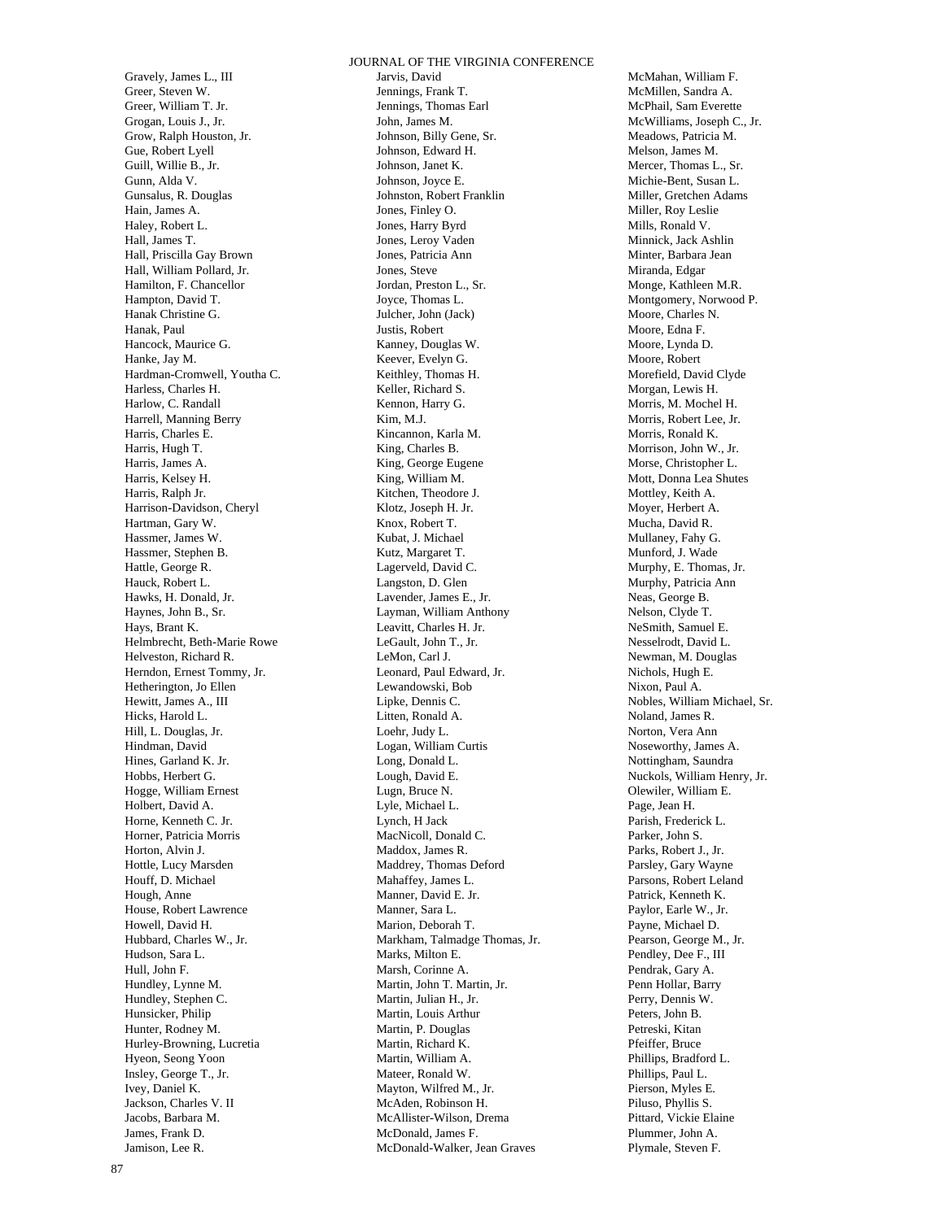Gravely, James L., III
Greer, Steven W.
Greer, William T. Jr.
Grogan, Louis J., Jr.
Grow, Ralph Houston, Jr.
Gue, Robert Lyell
Guill, Willie B., Jr.
Gunn, Alda V.
Gunsalus, R. Douglas
Hain, James A.
Haley, Robert L.
Hall, James T.
Hall, Priscilla Gay Brown
Hall, William Pollard, Jr.
Hamilton, F. Chancellor
Hampton, David T.
Hanak Christine G.
Hanak, Paul
Hancock, Maurice G.
Hanke, Jay M.
Hardman-Cromwell, Youtha C.
Harless, Charles H.
Harlow, C. Randall
Harrell, Manning Berry
Harris, Charles E.
Harris, Hugh T.
Harris, James A.
Harris, Kelsey H.
Harris, Ralph Jr.
Harrison-Davidson, Cheryl
Hartman, Gary W.
Hassmer, James W.
Hassmer, Stephen B.
Hattle, George R.
Hauck, Robert L.
Hawks, H. Donald, Jr.
Haynes, John B., Sr.
Hays, Brant K.
Helmbrecht, Beth-Marie Rowe
Helveston, Richard R.
Herndon, Ernest Tommy, Jr.
Hetherington, Jo Ellen
Hewitt, James A., III
Hicks, Harold L.
Hill, L. Douglas, Jr.
Hindman, David
Hines, Garland K. Jr.
Hobbs, Herbert G.
Hogge, William Ernest
Holbert, David A.
Horne, Kenneth C. Jr.
Horner, Patricia Morris
Horton, Alvin J.
Hottle, Lucy Marsden
Houff, D. Michael
Hough, Anne
House, Robert Lawrence
Howell, David H.
Hubbard, Charles W., Jr.
Hudson, Sara L.
Hull, John F.
Hundley, Lynne M.
Hundley, Stephen C.
Hunsicker, Philip
Hunter, Rodney M.
Hurley-Browning, Lucretia
Hyeon, Seong Yoon
Insley, George T., Jr.
Ivey, Daniel K.
Jackson, Charles V. II
Jacobs, Barbara M.
James, Frank D.
Jamison, Lee R.
Jarvis, David
Jennings, Frank T.
Jennings, Thomas Earl
John, James M.
Johnson, Billy Gene, Sr.
Johnson, Edward H.
Johnson, Janet K.
Johnson, Joyce E.
Johnston, Robert Franklin
Jones, Finley O.
Jones, Harry Byrd
Jones, Leroy Vaden
Jones, Patricia Ann
Jones, Steve
Jordan, Preston L., Sr.
Joyce, Thomas L.
Julcher, John (Jack)
Justis, Robert
Kanney, Douglas W.
Keever, Evelyn G.
Keithley, Thomas H.
Keller, Richard S.
Kennon, Harry G.
Kim, M.J.
Kincannon, Karla M.
King, Charles B.
King, George Eugene
King, William M.
Kitchen, Theodore J.
Klotz, Joseph H. Jr.
Knox, Robert T.
Kubat, J. Michael
Kutz, Margaret T.
Lagerveld, David C.
Langston, D. Glen
Lavender, James E., Jr.
Layman, William Anthony
Leavitt, Charles H. Jr.
LeGault, John T., Jr.
LeMon, Carl J.
Leonard, Paul Edward, Jr.
Lewandowski, Bob
Lipke, Dennis C.
Litten, Ronald A.
Loehr, Judy L.
Logan, William Curtis
Long, Donald L.
Lough, David E.
Lugn, Bruce N.
Lyle, Michael L.
Lynch, H Jack
MacNicoll, Donald C.
Maddox, James R.
Maddrey, Thomas Deford
Mahaffey, James L.
Manner, David E. Jr.
Manner, Sara L.
Marion, Deborah T.
Markham, Talmadge Thomas, Jr.
Marks, Milton E.
Marsh, Corinne A.
Martin, John T. Martin, Jr.
Martin, Julian H., Jr.
Martin, Louis Arthur
Martin, P. Douglas
Martin, Richard K.
Martin, William A.
Mateer, Ronald W.
Mayton, Wilfred M., Jr.
McAden, Robinson H.
McAllister-Wilson, Drema
McDonald, James F.
McDonald-Walker, Jean Graves
McMahan, William F.
McMillen, Sandra A.
McPhail, Sam Everette
McWilliams, Joseph C., Jr.
Meadows, Patricia M.
Melson, James M.
Mercer, Thomas L., Sr.
Michie-Bent, Susan L.
Miller, Gretchen Adams
Miller, Roy Leslie
Mills, Ronald V.
Minnick, Jack Ashlin
Minter, Barbara Jean
Miranda, Edgar
Monge, Kathleen M.R.
Montgomery, Norwood P.
Moore, Charles N.
Moore, Edna F.
Moore, Lynda D.
Moore, Robert
Morefield, David Clyde
Morgan, Lewis H.
Morris, M. Mochel H.
Morris, Robert Lee, Jr.
Morris, Ronald K.
Morrison, John W., Jr.
Morse, Christopher L.
Mott, Donna Lea Shutes
Mottley, Keith A.
Moyer, Herbert A.
Mucha, David R.
Mullaney, Fahy G.
Munford, J. Wade
Murphy, E. Thomas, Jr.
Murphy, Patricia Ann
Neas, George B.
Nelson, Clyde T.
NeSmith, Samuel E.
Nesselrodt, David L.
Newman, M. Douglas
Nichols, Hugh E.
Nixon, Paul A.
Nobles, William Michael, Sr.
Noland, James R.
Norton, Vera Ann
Noseworthy, James A.
Nottingham, Saundra
Nuckols, William Henry, Jr.
Olewiler, William E.
Page, Jean H.
Parish, Frederick L.
Parker, John S.
Parks, Robert J., Jr.
Parsley, Gary Wayne
Parsons, Robert Leland
Patrick, Kenneth K.
Paylor, Earle W., Jr.
Payne, Michael D.
Pearson, George M., Jr.
Pendley, Dee F., III
Pendrak, Gary A.
Penn Hollar, Barry
Perry, Dennis W.
Peters, John B.
Petreski, Kitan
Pfeiffer, Bruce
Phillips, Bradford L.
Phillips, Paul L.
Pierson, Myles E.
Piluso, Phyllis S.
Pittard, Vickie Elaine
Plummer, John A.
Plymale, Steven F.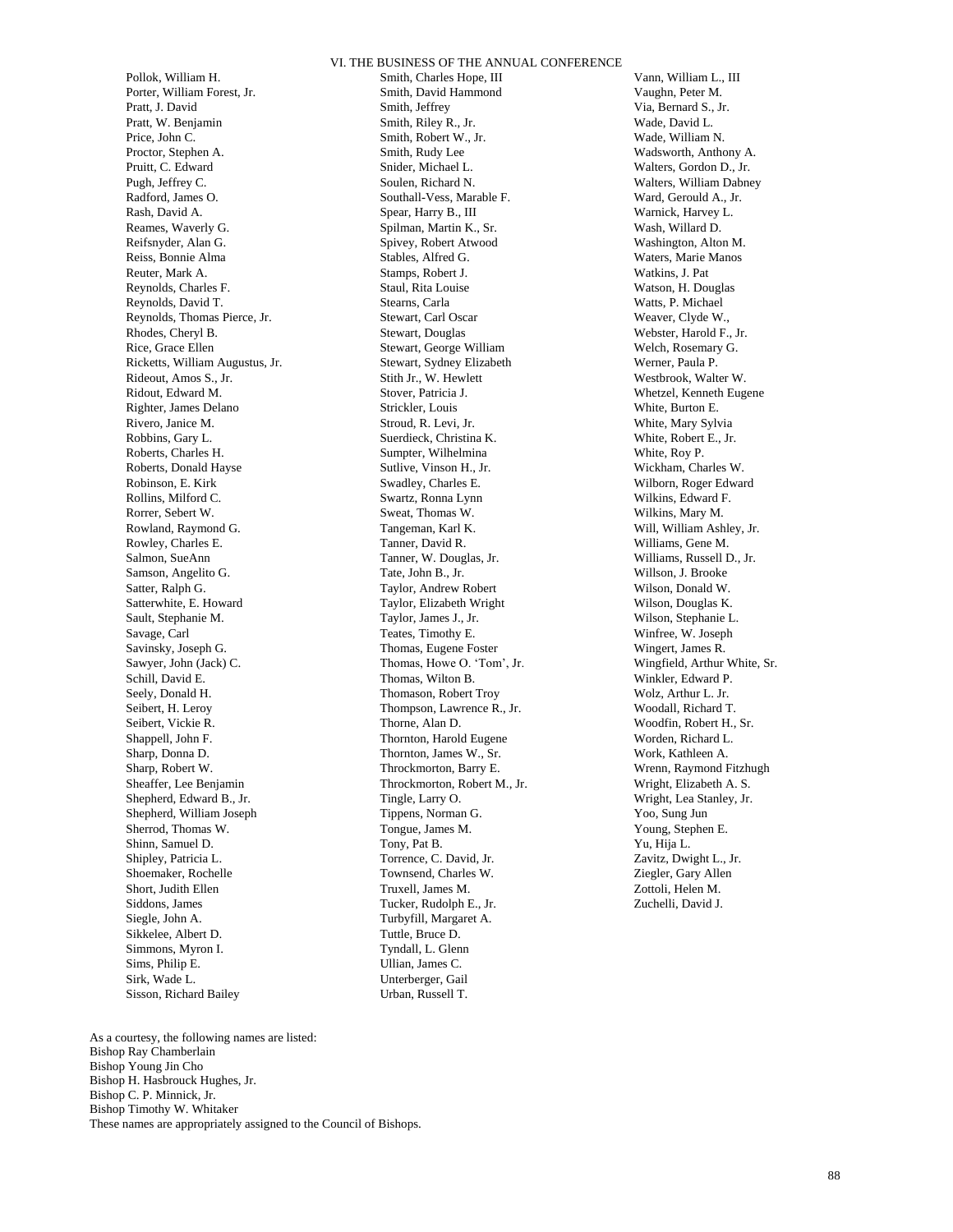Pollok, William H.
Porter, William Forest, Jr.
Pratt, J. David
Pratt, W. Benjamin
Price, John C.
Proctor, Stephen A.
Pruitt, C. Edward
Pugh, Jeffrey C.
Radford, James O.
Rash, David A.
Reames, Waverly G.
Reifsnyder, Alan G.
Reiss, Bonnie Alma
Reuter, Mark A.
Reynolds, Charles F.
Reynolds, David T.
Reynolds, Thomas Pierce, Jr.
Rhodes, Cheryl B.
Rice, Grace Ellen
Ricketts, William Augustus, Jr.
Rideout, Amos S., Jr.
Ridout, Edward M.
Righter, James Delano
Rivero, Janice M.
Robbins, Gary L.
Roberts, Charles H.
Roberts, Donald Hayse
Robinson, E. Kirk
Rollins, Milford C.
Rorrer, Sebert W.
Rowland, Raymond G.
Rowley, Charles E.
Salmon, SueAnn
Samson, Angelito G.
Satter, Ralph G.
Satterwhite, E. Howard
Sault, Stephanie M.
Savage, Carl
Savinsky, Joseph G.
Sawyer, John (Jack) C.
Schill, David E.
Seely, Donald H.
Seibert, H. Leroy
Seibert, Vickie R.
Shappell, John F.
Sharp, Donna D.
Sharp, Robert W.
Sheaffer, Lee Benjamin
Shepherd, Edward B., Jr.
Shepherd, William Joseph
Sherrod, Thomas W.
Shinn, Samuel D.
Shipley, Patricia L.
Shoemaker, Rochelle
Short, Judith Ellen
Siddons, James
Siegle, John A.
Sikkelee, Albert D.
Simmons, Myron I.
Sims, Philip E.
Sirk, Wade L.
Sisson, Richard Bailey
Smith, Charles Hope, III
Smith, David Hammond
Smith, Jeffrey
Smith, Riley R., Jr.
Smith, Robert W., Jr.
Smith, Rudy Lee
Snider, Michael L.
Soulen, Richard N.
Southall-Vess, Marable F.
Spear, Harry B., III
Spilman, Martin K., Sr.
Spivey, Robert Atwood
Stables, Alfred G.
Stamps, Robert J.
Staul, Rita Louise
Stearns, Carla
Stewart, Carl Oscar
Stewart, Douglas
Stewart, George William
Stewart, Sydney Elizabeth
Stith Jr., W. Hewlett
Stover, Patricia J.
Strickler, Louis
Stroud, R. Levi, Jr.
Suerdieck, Christina K.
Sumpter, Wilhelmina
Sutlive, Vinson H., Jr.
Swadley, Charles E.
Swartz, Ronna Lynn
Sweat, Thomas W.
Tangeman, Karl K.
Tanner, David R.
Tanner, W. Douglas, Jr.
Tate, John B., Jr.
Taylor, Andrew Robert
Taylor, Elizabeth Wright
Taylor, James J., Jr.
Teates, Timothy E.
Thomas, Eugene Foster
Thomas, Howe O. 'Tom', Jr.
Thomas, Wilton B.
Thomason, Robert Troy
Thompson, Lawrence R., Jr.
Thorne, Alan D.
Thornton, Harold Eugene
Thornton, James W., Sr.
Throckmorton, Barry E.
Throckmorton, Robert M., Jr.
Tingle, Larry O.
Tippens, Norman G.
Tongue, James M.
Tony, Pat B.
Torrence, C. David, Jr.
Townsend, Charles W.
Truxell, James M.
Tucker, Rudolph E., Jr.
Turbyfill, Margaret A.
Tuttle, Bruce D.
Tyndall, L. Glenn
Ullian, James C.
Unterberger, Gail
Urban, Russell T.
Vann, William L., III
Vaughn, Peter M.
Via, Bernard S., Jr.
Wade, David L.
Wade, William N.
Wadsworth, Anthony A.
Walters, Gordon D., Jr.
Walters, William Dabney
Ward, Gerould A., Jr.
Warnick, Harvey L.
Wash, Willard D.
Washington, Alton M.
Waters, Marie Manos
Watkins, J. Pat
Watson, H. Douglas
Watts, P. Michael
Weaver, Clyde W.,
Webster, Harold F., Jr.
Welch, Rosemary G.
Werner, Paula P.
Westbrook, Walter W.
Whetzel, Kenneth Eugene
White, Burton E.
White, Mary Sylvia
White, Robert E., Jr.
White, Roy P.
Wickham, Charles W.
Wilborn, Roger Edward
Wilkins, Edward F.
Wilkins, Mary M.
Will, William Ashley, Jr.
Williams, Gene M.
Williams, Russell D., Jr.
Willson, J. Brooke
Wilson, Donald W.
Wilson, Douglas K.
Wilson, Stephanie L.
Winfree, W. Joseph
Wingert, James R.
Wingfield, Arthur White, Sr.
Winkler, Edward P.
Wolz, Arthur L. Jr.
Woodall, Richard T.
Woodfin, Robert H., Sr.
Worden, Richard L.
Work, Kathleen A.
Wrenn, Raymond Fitzhugh
Wright, Elizabeth A. S.
Wright, Lea Stanley, Jr.
Yoo, Sung Jun
Young, Stephen E.
Yu, Hija L.
Zavitz, Dwight L., Jr.
Ziegler, Gary Allen
Zottoli, Helen M.
Zuchelli, David J.

As a courtesy, the following names are listed:
Bishop Ray Chamberlain
Bishop Young Jin Cho
Bishop H. Hasbrouck Hughes, Jr.
Bishop C. P. Minnick, Jr.
Bishop Timothy W. Whitaker
These names are appropriately assigned to the Council of Bishops.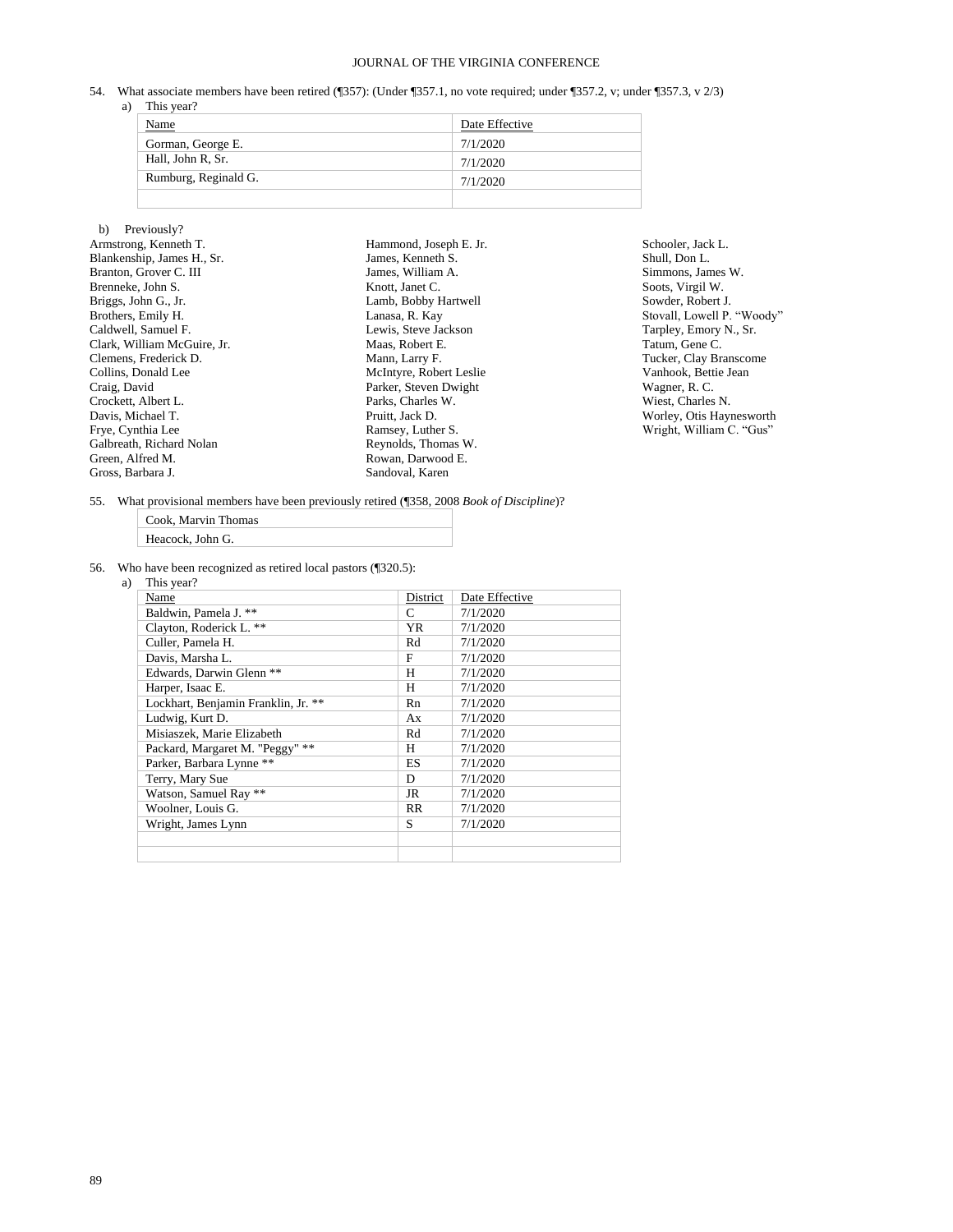54. What associate members have been retired (¶357): (Under ¶357.1, no vote required; under ¶357.2, v; under ¶357.3, v 2/3)

a) This year?

| Name | Date Effective |
|---|---|
| Gorman, George E. | 7/1/2020 |
| Hall, John R, Sr. | 7/1/2020 |
| Rumburg, Reginald G. | 7/1/2020 |
| | |

b) Previously?

Armstrong, Kenneth T.
Blankenship, James H., Sr.
Branton, Grover C. III
Brenneke, John S.
Briggs, John G., Jr.
Brothers, Emily H.
Caldwell, Samuel F.
Clark, William McGuire, Jr.
Clemens, Frederick D.
Collins, Donald Lee
Craig, David
Crockett, Albert L.
Davis, Michael T.
Frye, Cynthia Lee
Galbreath, Richard Nolan
Green, Alfred M.
Gross, Barbara J.
Hammond, Joseph E. Jr.
James, Kenneth S.
James, William A.
Knott, Janet C.
Lamb, Bobby Hartwell
Lanasa, R. Kay
Lewis, Steve Jackson
Maas, Robert E.
Mann, Larry F.
McIntyre, Robert Leslie
Parker, Steven Dwight
Parks, Charles W.
Pruitt, Jack D.
Ramsey, Luther S.
Reynolds, Thomas W.
Rowan, Darwood E.
Sandoval, Karen
Schooler, Jack L.
Shull, Don L.
Simmons, James W.
Soots, Virgil W.
Sowder, Robert J.
Stovall, Lowell P. "Woody"
Tarpley, Emory N., Sr.
Tatum, Gene C.
Tucker, Clay Branscome
Vanhook, Bettie Jean
Wagner, R. C.
Wiest, Charles N.
Worley, Otis Haynesworth
Wright, William C. "Gus"

55. What provisional members have been previously retired (¶358, 2008 *Book of Discipline*)?

| |
|---|
| Cook, Marvin Thomas |
| Heacock, John G. |

56. Who have been recognized as retired local pastors (¶320.5):

a) This year?

| Name | District | Date Effective |
|---|---|---|
| Baldwin, Pamela J. ** | C | 7/1/2020 |
| Clayton, Roderick L. ** | YR | 7/1/2020 |
| Culler, Pamela H. | Rd | 7/1/2020 |
| Davis, Marsha L. | F | 7/1/2020 |
| Edwards, Darwin Glenn ** | H | 7/1/2020 |
| Harper, Isaac E. | H | 7/1/2020 |
| Lockhart, Benjamin Franklin, Jr. ** | Rn | 7/1/2020 |
| Ludwig, Kurt D. | Ax | 7/1/2020 |
| Misiaszek, Marie Elizabeth | Rd | 7/1/2020 |
| Packard, Margaret M. "Peggy" ** | H | 7/1/2020 |
| Parker, Barbara Lynne ** | ES | 7/1/2020 |
| Terry, Mary Sue | D | 7/1/2020 |
| Watson, Samuel Ray ** | JR | 7/1/2020 |
| Woolner, Louis G. | RR | 7/1/2020 |
| Wright, James Lynn | S | 7/1/2020 |
| | | |
| | | |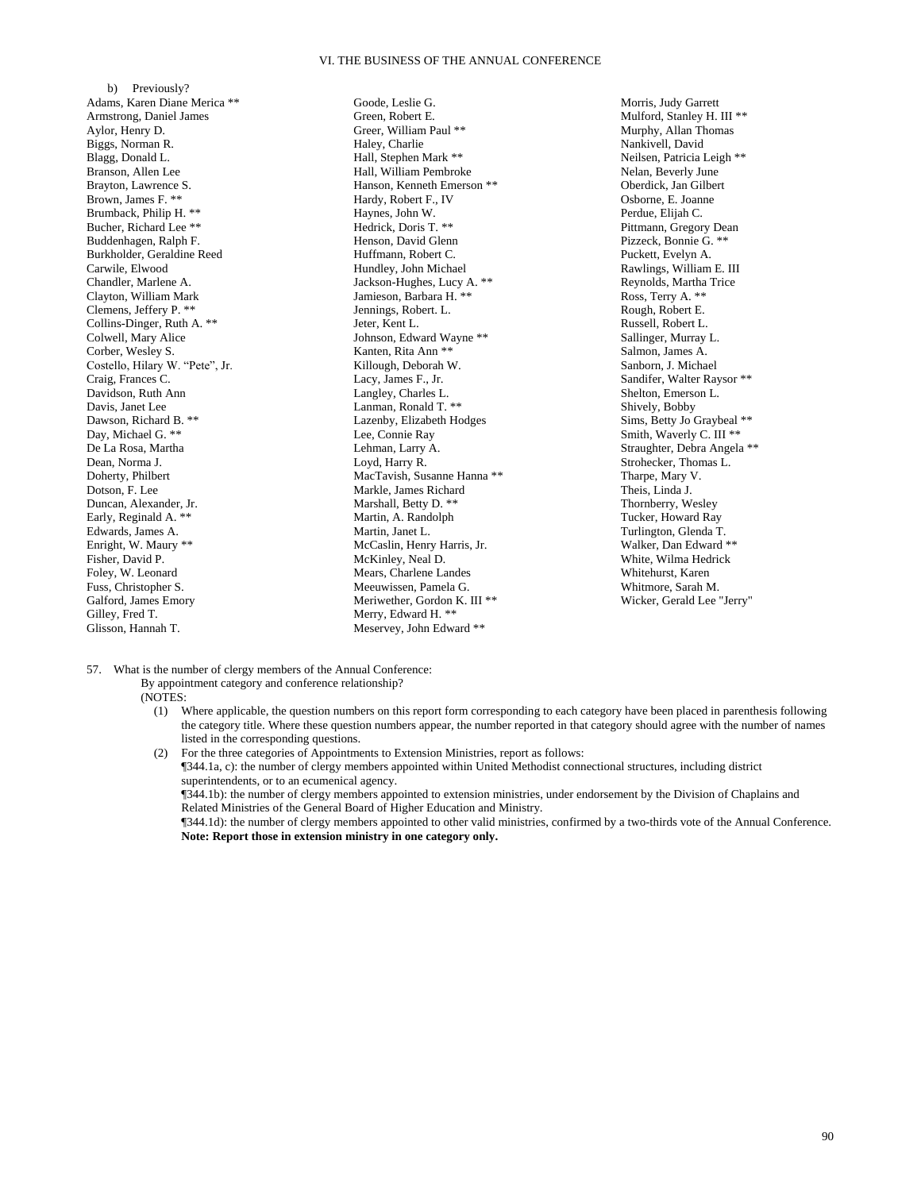b) Previously?

Adams, Karen Diane Merica **
Armstrong, Daniel James
Aylor, Henry D.
Biggs, Norman R.
Blagg, Donald L.
Branson, Allen Lee
Brayton, Lawrence S.
Brown, James F. **
Brumback, Philip H. **
Bucher, Richard Lee **
Buddenhagen, Ralph F.
Burkholder, Geraldine Reed
Carwile, Elwood
Chandler, Marlene A.
Clayton, William Mark
Clemens, Jeffery P. **
Collins-Dinger, Ruth A. **
Colwell, Mary Alice
Corber, Wesley S.
Costello, Hilary W. “Pete”, Jr.
Craig, Frances C.
Davidson, Ruth Ann
Davis, Janet Lee
Dawson, Richard B. **
Day, Michael G. **
De La Rosa, Martha
Dean, Norma J.
Doherty, Philbert
Dotson, F. Lee
Duncan, Alexander, Jr.
Early, Reginald A. **
Edwards, James A.
Enright, W. Maury **
Fisher, David P.
Foley, W. Leonard
Fuss, Christopher S.
Galford, James Emory
Gilley, Fred T.
Glisson, Hannah T.
Goode, Leslie G.
Green, Robert E.
Greer, William Paul **
Haley, Charlie
Hall, Stephen Mark **
Hall, William Pembroke
Hanson, Kenneth Emerson **
Hardy, Robert F., IV
Haynes, John W.
Hedrick, Doris T. **
Henson, David Glenn
Huffmann, Robert C.
Hundley, John Michael
Jackson-Hughes, Lucy A. **
Jamieson, Barbara H. **
Jennings, Robert. L.
Jeter, Kent L.
Johnson, Edward Wayne **
Kanten, Rita Ann **
Killough, Deborah W.
Lacy, James F., Jr.
Langley, Charles L.
Lanman, Ronald T. **
Lazenby, Elizabeth Hodges
Lee, Connie Ray
Lehman, Larry A.
Loyd, Harry R.
MacTavish, Susanne Hanna **
Markle, James Richard
Marshall, Betty D. **
Martin, A. Randolph
Martin, Janet L.
McCaslin, Henry Harris, Jr.
McKinley, Neal D.
Mears, Charlene Landes
Meeuwissen, Pamela G.
Meriwether, Gordon K. III **
Merry, Edward H. **
Meservey, John Edward **
Morris, Judy Garrett
Mulford, Stanley H. III **
Murphy, Allan Thomas
Nankivell, David
Neilsen, Patricia Leigh **
Nelan, Beverly June
Oberdick, Jan Gilbert
Osborne, E. Joanne
Perdue, Elijah C.
Pittmann, Gregory Dean
Pizzeck, Bonnie G. **
Puckett, Evelyn A.
Rawlings, William E. III
Reynolds, Martha Trice
Ross, Terry A. **
Rough, Robert E.
Russell, Robert L.
Sallinger, Murray L.
Salmon, James A.
Sanborn, J. Michael
Sandifer, Walter Raysor **
Shelton, Emerson L.
Shively, Bobby
Sims, Betty Jo Graybeal **
Smith, Waverly C. III **
Straughter, Debra Angela **
Strohecker, Thomas L.
Tharpe, Mary V.
Theis, Linda J.
Thornberry, Wesley
Tucker, Howard Ray
Turlington, Glenda T.
Walker, Dan Edward **
White, Wilma Hedrick
Whitehurst, Karen
Whitmore, Sarah M.
Wicker, Gerald Lee "Jerry"

57. What is the number of clergy members of the Annual Conference:
By appointment category and conference relationship?
(NOTES:

(1) Where applicable, the question numbers on this report form corresponding to each category have been placed in parenthesis following the category title. Where these question numbers appear, the number reported in that category should agree with the number of names listed in the corresponding questions.

(2) For the three categories of Appointments to Extension Ministries, report as follows:
¶344.1a, c): the number of clergy members appointed within United Methodist connectional structures, including district superintendents, or to an ecumenical agency.
¶344.1b): the number of clergy members appointed to extension ministries, under endorsement by the Division of Chaplains and Related Ministries of the General Board of Higher Education and Ministry.
¶344.1d): the number of clergy members appointed to other valid ministries, confirmed by a two-thirds vote of the Annual Conference.
**Note: Report those in extension ministry in one category only.**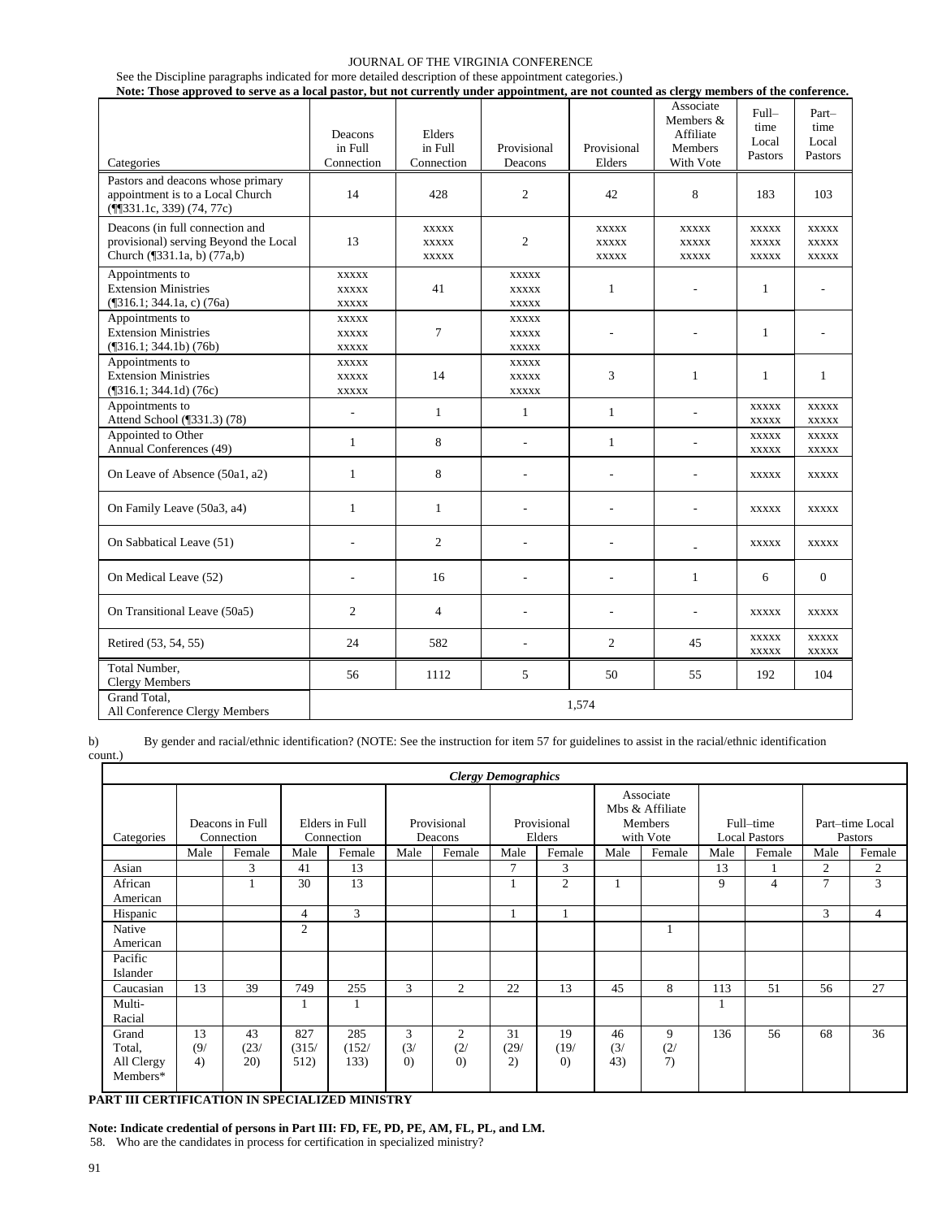See the Discipline paragraphs indicated for more detailed description of these appointment categories.)

**Note: Those approved to serve as a local pastor, but not currently under appointment, are not counted as clergy members of the conference.**

| Categories | Deacons in Full Connection | Elders in Full Connection | Provisional Deacons | Provisional Elders | Associate Members & Affiliate Members With Vote | Full–time Local Pastors | Part–time Local Pastors |
|---|---|---|---|---|---|---|---|
| Pastors and deacons whose primary appointment is to a Local Church (¶¶331.1c, 339) (74, 77c) | 14 | 428 | 2 | 42 | 8 | 183 | 103 |
| Deacons (in full connection and provisional) serving Beyond the Local Church (¶331.1a, b) (77a,b) | 13 | xxxxx xxxxx xxxxx | 2 | xxxxx xxxxx xxxxx | xxxxx xxxxx xxxxx | xxxxx xxxxx xxxxx | xxxxx xxxxx xxxxx |
| Appointments to Extension Ministries (¶316.1; 344.1a, c) (76a) | xxxxx xxxxx xxxxx | 41 | xxxxx xxxxx xxxxx | 1 | - | 1 | - |
| Appointments to Extension Ministries (¶316.1; 344.1b) (76b) | xxxxx xxxxx xxxxx | 7 | xxxxx xxxxx xxxxx | - | - | 1 | - |
| Appointments to Extension Ministries (¶316.1; 344.1d) (76c) | xxxxx xxxxx xxxxx | 14 | xxxxx xxxxx xxxxx | 3 | 1 | 1 | 1 |
| Appointments to Attend School (¶331.3) (78) | - | 1 | 1 | 1 | - | xxxxx xxxxx | xxxxx xxxxx |
| Appointed to Other Annual Conferences (49) | 1 | 8 | - | 1 | - | xxxxx xxxxx | xxxxx xxxxx |
| On Leave of Absence (50a1, a2) | 1 | 8 | - | - | - | xxxxx | xxxxx |
| On Family Leave (50a3, a4) | 1 | 1 | - | - | - | xxxxx | xxxxx |
| On Sabbatical Leave (51) | - | 2 | - | - | - | xxxxx | xxxxx |
| On Medical Leave (52) | - | 16 | - | - | 1 | 6 | 0 |
| On Transitional Leave (50a5) | 2 | 4 | - | - | - | xxxxx | xxxxx |
| Retired (53, 54, 55) | 24 | 582 | - | 2 | 45 | xxxxx xxxxx | xxxxx xxxxx |
| Total Number, Clergy Members | 56 | 1112 | 5 | 50 | 55 | 192 | 104 |
| Grand Total, All Conference Clergy Members | 1,574 | | | | | | |

b) By gender and racial/ethnic identification? (NOTE: See the instruction for item 57 for guidelines to assist in the racial/ethnic identification count.)

| *Clergy Demographics* | | | | | | | | | | | | | | |
|---|---|---|---|---|---|---|---|---|---|---|---|---|---|---|
| Categories | Deacons in Full Connection | | Elders in Full Connection | | Provisional Deacons | | Provisional Elders | | Associate Mbs & Affiliate Members with Vote | | Full–time Local Pastors | | Part–time Local Pastors | |
| | Male | Female | Male | Female | Male | Female | Male | Female | Male | Female | Male | Female | Male | Female |
| Asian | | 3 | 41 | 13 | | | 7 | 3 | | | 13 | 1 | 2 | 2 |
| African American | | 1 | 30 | 13 | | | 1 | 2 | 1 | | 9 | 4 | 7 | 3 |
| Hispanic | | | 4 | 3 | | | 1 | 1 | | | | | 3 | 4 |
| Native American | | | 2 | | | | | | | 1 | | | | |
| Pacific Islander | | | | | | | | | | | | | | |
| Caucasian | 13 | 39 | 749 | 255 | 3 | 2 | 22 | 13 | 45 | 8 | 113 | 51 | 56 | 27 |
| Multi-Racial | | | 1 | 1 | | | | | | | 1 | | | |
| Grand Total, All Clergy Members* | 13 (9/4) | 43 (23/20) | 827 (315/512) | 285 (152/133) | 3 (3/0) | 2 (2/0) | 31 (29/2) | 19 (19/0) | 46 (3/43) | 9 (2/7) | 136 | 56 | 68 | 36 |

**PART III CERTIFICATION IN SPECIALIZED MINISTRY**

**Note: Indicate credential of persons in Part III: FD, FE, PD, PE, AM, FL, PL, and LM.**

58. Who are the candidates in process for certification in specialized ministry?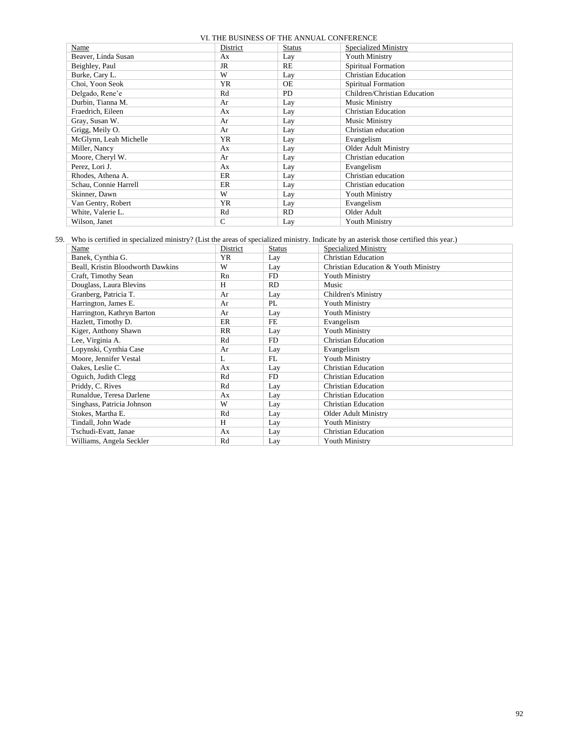| Name | District | Status | Specialized Ministry |
|---|---|---|---|
| Beaver, Linda Susan | Ax | Lay | Youth Ministry |
| Beighley, Paul | JR | RE | Spiritual Formation |
| Burke, Cary L. | W | Lay | Christian Education |
| Choi, Yoon Seok | YR | OE | Spiritual Formation |
| Delgado, Rene'e | Rd | PD | Children/Christian Education |
| Durbin, Tianna M. | Ar | Lay | Music Ministry |
| Fraedrich, Eileen | Ax | Lay | Christian Education |
| Gray, Susan W. | Ar | Lay | Music Ministry |
| Grigg, Meily O. | Ar | Lay | Christian education |
| McGlynn, Leah Michelle | YR | Lay | Evangelism |
| Miller, Nancy | Ax | Lay | Older Adult Ministry |
| Moore, Cheryl W. | Ar | Lay | Christian education |
| Perez, Lori J. | Ax | Lay | Evangelism |
| Rhodes, Athena A. | ER | Lay | Christian education |
| Schau, Connie Harrell | ER | Lay | Christian education |
| Skinner, Dawn | W | Lay | Youth Ministry |
| Van Gentry, Robert | YR | Lay | Evangelism |
| White, Valerie L. | Rd | RD | Older Adult |
| Wilson, Janet | C | Lay | Youth Ministry |

59. Who is certified in specialized ministry? (List the areas of specialized ministry. Indicate by an asterisk those certified this year.)

| Name | District | Status | Specialized Ministry |
|---|---|---|---|
| Banek, Cynthia G. | YR | Lay | Christian Education |
| Beall, Kristin Bloodworth Dawkins | W | Lay | Christian Education & Youth Ministry |
| Craft, Timothy Sean | Rn | FD | Youth Ministry |
| Douglass, Laura Blevins | H | RD | Music |
| Granberg, Patricia T. | Ar | Lay | Children's Ministry |
| Harrington, James E. | Ar | PL | Youth Ministry |
| Harrington, Kathryn Barton | Ar | Lay | Youth Ministry |
| Hazlett, Timothy D. | ER | FE | Evangelism |
| Kiger, Anthony Shawn | RR | Lay | Youth Ministry |
| Lee, Virginia A. | Rd | FD | Christian Education |
| Lopynski, Cynthia Case | Ar | Lay | Evangelism |
| Moore, Jennifer Vestal | L | FL | Youth Ministry |
| Oakes, Leslie C. | Ax | Lay | Christian Education |
| Oguich, Judith Clegg | Rd | FD | Christian Education |
| Priddy, C. Rives | Rd | Lay | Christian Education |
| Runaldue, Teresa Darlene | Ax | Lay | Christian Education |
| Singhass, Patricia Johnson | W | Lay | Christian Education |
| Stokes, Martha E. | Rd | Lay | Older Adult Ministry |
| Tindall, John Wade | H | Lay | Youth Ministry |
| Tschudi-Evatt, Janae | Ax | Lay | Christian Education |
| Williams, Angela Seckler | Rd | Lay | Youth Ministry |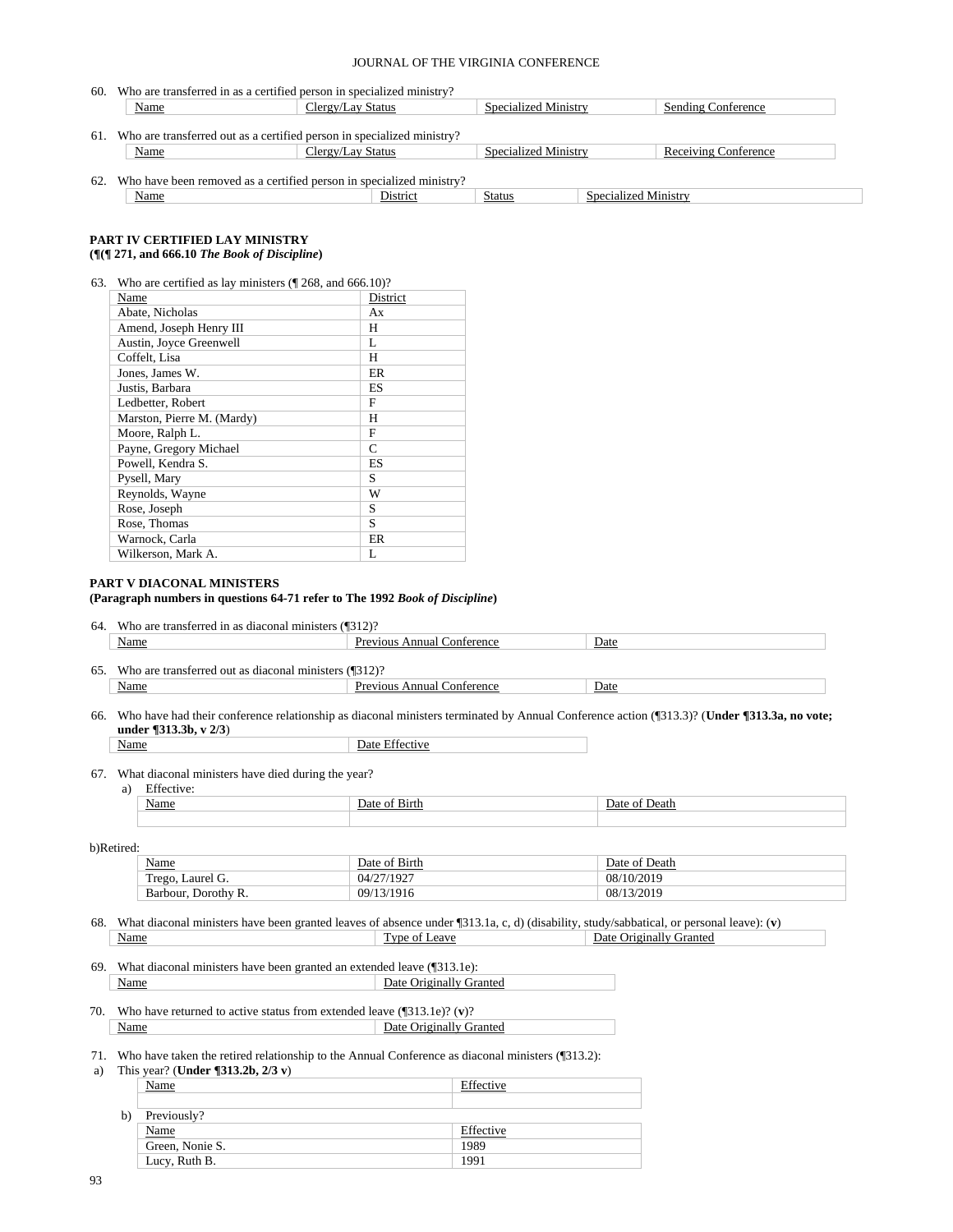60. Who are transferred in as a certified person in specialized ministry?

| Name | Clergy/Lay Status | Specialized Ministry | Sending Conference |
|---|---|---|---|

61. Who are transferred out as a certified person in specialized ministry?

| Name | Clergy/Lay Status | Specialized Ministry | Receiving Conference |
|---|---|---|---|

62. Who have been removed as a certified person in specialized ministry?

| Name | District | Status | Specialized Ministry |
|---|---|---|---|

## PART IV CERTIFIED LAY MINISTRY
**(¶(¶ 271, and 666.10 *The Book of Discipline*)**

63. Who are certified as lay ministers (¶ 268, and 666.10)?

| Name | District |
|---|---|
| Abate, Nicholas | Ax |
| Amend, Joseph Henry III | H |
| Austin, Joyce Greenwell | L |
| Coffelt, Lisa | H |
| Jones, James W. | ER |
| Justis, Barbara | ES |
| Ledbetter, Robert | F |
| Marston, Pierre M. (Mardy) | H |
| Moore, Ralph L. | F |
| Payne, Gregory Michael | C |
| Powell, Kendra S. | ES |
| Pysell, Mary | S |
| Reynolds, Wayne | W |
| Rose, Joseph | S |
| Rose, Thomas | S |
| Warnock, Carla | ER |
| Wilkerson, Mark A. | L |

## PART V DIACONAL MINISTERS
**(Paragraph numbers in questions 64-71 refer to The 1992 *Book of Discipline*)**

64. Who are transferred in as diaconal ministers (¶312)?

| Name | Previous Annual Conference | Date |
|---|---|---|

65. Who are transferred out as diaconal ministers (¶312)?

| Name | Previous Annual Conference | Date |
|---|---|---|

66. Who have had their conference relationship as diaconal ministers terminated by Annual Conference action (¶313.3)? (**Under ¶313.3a, no vote; under ¶313.3b, v 2/3**)

| Name | Date Effective |
|---|---|

67. What diaconal ministers have died during the year?

a) Effective:

| Name | Date of Birth | Date of Death |
|---|---|---|
| | | |

b) Retired:

| Name | Date of Birth | Date of Death |
|---|---|---|
| Trego, Laurel G. | 04/27/1927 | 08/10/2019 |
| Barbour, Dorothy R. | 09/13/1916 | 08/13/2019 |

68. What diaconal ministers have been granted leaves of absence under ¶313.1a, c, d) (disability, study/sabbatical, or personal leave): (**v**)

| Name | Type of Leave | Date Originally Granted |
|---|---|---|

69. What diaconal ministers have been granted an extended leave (¶313.1e):

| Name | Date Originally Granted |
|---|---|

70. Who have returned to active status from extended leave (¶313.1e)? (**v**)?

| Name | Date Originally Granted |
|---|---|

71. Who have taken the retired relationship to the Annual Conference as diaconal ministers (¶313.2):

a) This year? (**Under ¶313.2b, 2/3 v**)

| Name | Effective |
|---|---|
| | |

b) Previously?

| Name | Effective |
|---|---|
| Green, Nonie S. | 1989 |
| Lucy, Ruth B. | 1991 |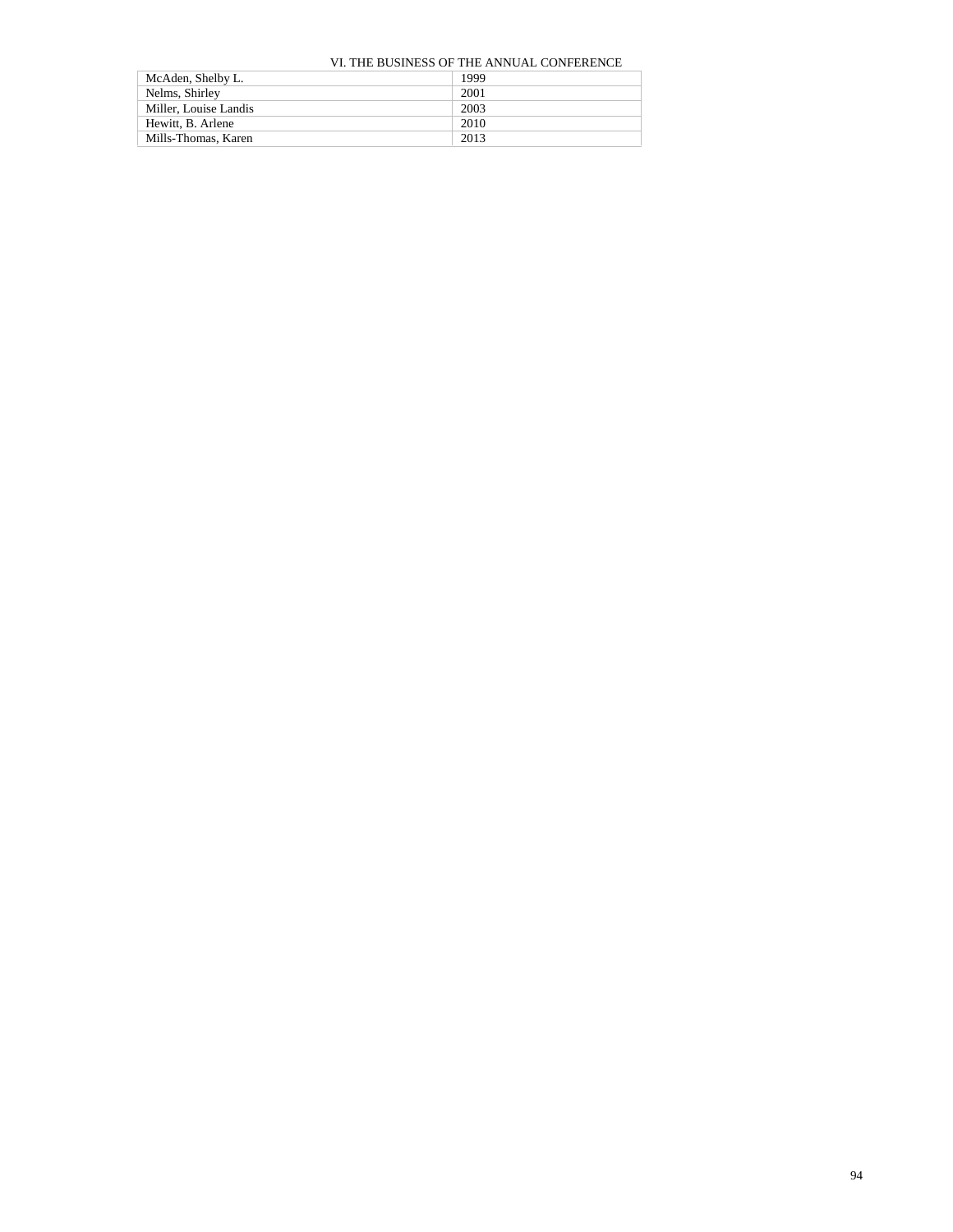| McAden, Shelby L. | 1999 |
|---|---|
| Nelms, Shirley | 2001 |
| Miller, Louise Landis | 2003 |
| Hewitt, B. Arlene | 2010 |
| Mills-Thomas, Karen | 2013 |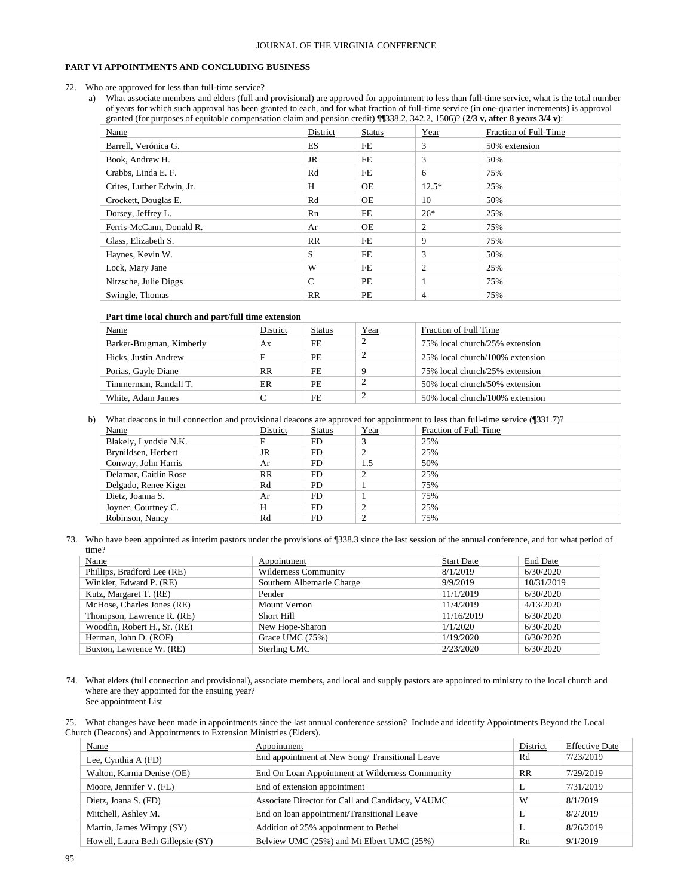## PART VI APPOINTMENTS AND CONCLUDING BUSINESS

72. Who are approved for less than full-time service?
    a) What associate members and elders (full and provisional) are approved for appointment to less than full-time service, what is the total number of years for which such approval has been granted to each, and for what fraction of full-time service (in one-quarter increments) is approval granted (for purposes of equitable compensation claim and pension credit) ¶¶338.2, 342.2, 1506)? (**2/3 v, after 8 years 3/4 v**):

| Name | District | Status | Year | Fraction of Full-Time |
|---|---|---|---|---|
| Barrell, Verónica G. | ES | FE | 3 | 50% extension |
| Book, Andrew H. | JR | FE | 3 | 50% |
| Crabbs, Linda E. F. | Rd | FE | 6 | 75% |
| Crites, Luther Edwin, Jr. | H | OE | 12.5* | 25% |
| Crockett, Douglas E. | Rd | OE | 10 | 50% |
| Dorsey, Jeffrey L. | Rn | FE | 26* | 25% |
| Ferris-McCann, Donald R. | Ar | OE | 2 | 75% |
| Glass, Elizabeth S. | RR | FE | 9 | 75% |
| Haynes, Kevin W. | S | FE | 3 | 50% |
| Lock, Mary Jane | W | FE | 2 | 25% |
| Nitzsche, Julie Diggs | C | PE | 1 | 75% |
| Swingle, Thomas | RR | PE | 4 | 75% |

**Part time local church and part/full time extension**

| Name | District | Status | Year | Fraction of Full Time |
|---|---|---|---|---|
| Barker-Brugman, Kimberly | Ax | FE | 2 | 75% local church/25% extension |
| Hicks, Justin Andrew | F | PE | 2 | 25% local church/100% extension |
| Porias, Gayle Diane | RR | FE | 9 | 75% local church/25% extension |
| Timmerman, Randall T. | ER | PE | 2 | 50% local church/50% extension |
| White, Adam James | C | FE | 2 | 50% local church/100% extension |

    b) What deacons in full connection and provisional deacons are approved for appointment to less than full-time service (¶331.7)?

| Name | District | Status | Year | Fraction of Full-Time |
|---|---|---|---|---|
| Blakely, Lyndsie N.K. | F | FD | 3 | 25% |
| Brynildsen, Herbert | JR | FD | 2 | 25% |
| Conway, John Harris | Ar | FD | 1.5 | 50% |
| Delamar, Caitlin Rose | RR | FD | 2 | 25% |
| Delgado, Renee Kiger | Rd | PD | 1 | 75% |
| Dietz, Joanna S. | Ar | FD | 1 | 75% |
| Joyner, Courtney C. | H | FD | 2 | 25% |
| Robinson, Nancy | Rd | FD | 2 | 75% |

73. Who have been appointed as interim pastors under the provisions of ¶338.3 since the last session of the annual conference, and for what period of time?

| Name | Appointment | Start Date | End Date |
|---|---|---|---|
| Phillips, Bradford Lee (RE) | Wilderness Community | 8/1/2019 | 6/30/2020 |
| Winkler, Edward P. (RE) | Southern Albemarle Charge | 9/9/2019 | 10/31/2019 |
| Kutz, Margaret T. (RE) | Pender | 11/1/2019 | 6/30/2020 |
| McHose, Charles Jones (RE) | Mount Vernon | 11/4/2019 | 4/13/2020 |
| Thompson, Lawrence R. (RE) | Short Hill | 11/16/2019 | 6/30/2020 |
| Woodfin, Robert H., Sr. (RE) | New Hope-Sharon | 1/1/2020 | 6/30/2020 |
| Herman, John D. (ROF) | Grace UMC (75%) | 1/19/2020 | 6/30/2020 |
| Buxton, Lawrence W. (RE) | Sterling UMC | 2/23/2020 | 6/30/2020 |

74. What elders (full connection and provisional), associate members, and local and supply pastors are appointed to ministry to the local church and where are they appointed for the ensuing year?
    See appointment List

75. What changes have been made in appointments since the last annual conference session? Include and identify Appointments Beyond the Local Church (Deacons) and Appointments to Extension Ministries (Elders).

| Name | Appointment | District | Effective Date |
|---|---|---|---|
| Lee, Cynthia A (FD) | End appointment at New Song/ Transitional Leave | Rd | 7/23/2019 |
| Walton, Karma Denise (OE) | End On Loan Appointment at Wilderness Community | RR | 7/29/2019 |
| Moore, Jennifer V. (FL) | End of extension appointment | L | 7/31/2019 |
| Dietz, Joana S. (FD) | Associate Director for Call and Candidacy, VAUMC | W | 8/1/2019 |
| Mitchell, Ashley M. | End on loan appointment/Transitional Leave | L | 8/2/2019 |
| Martin, James Wimpy (SY) | Addition of 25% appointment to Bethel | L | 8/26/2019 |
| Howell, Laura Beth Gillespie (SY) | Belview UMC (25%) and Mt Elbert UMC (25%) | Rn | 9/1/2019 |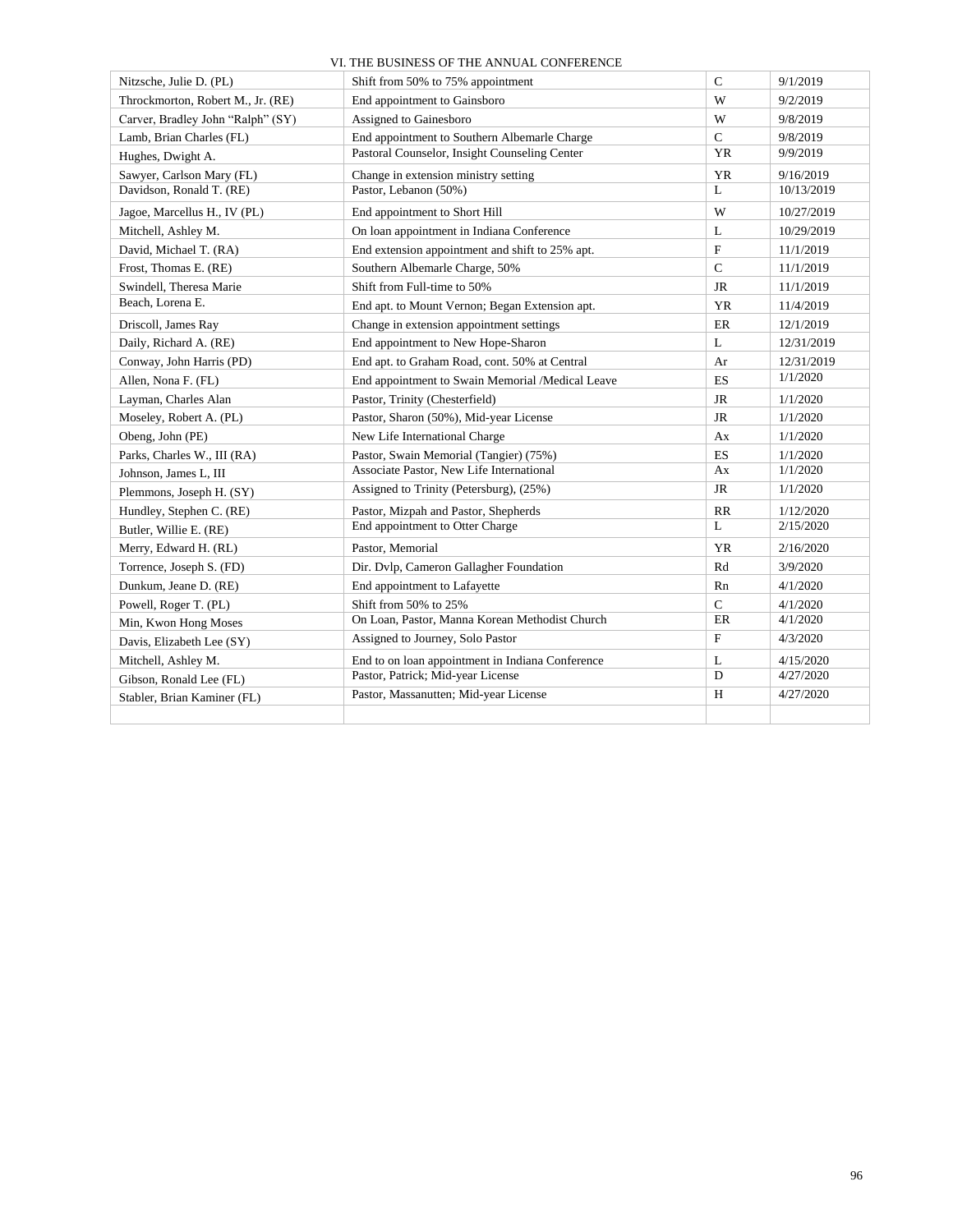| Nitzsche, Julie D. (PL) | Shift from 50% to 75% appointment | C | 9/1/2019 |
|---|---|---|---|
| Throckmorton, Robert M., Jr. (RE) | End appointment to Gainsboro | W | 9/2/2019 |
| Carver, Bradley John "Ralph" (SY) | Assigned to Gainesboro | W | 9/8/2019 |
| Lamb, Brian Charles (FL) | End appointment to Southern Albemarle Charge | C | 9/8/2019 |
| Hughes, Dwight A. | Pastoral Counselor, Insight Counseling Center | YR | 9/9/2019 |
| Sawyer, Carlson Mary (FL) | Change in extension ministry setting | YR | 9/16/2019 |
| Davidson, Ronald T. (RE) | Pastor, Lebanon (50%) | L | 10/13/2019 |
| Jagoe, Marcellus H., IV (PL) | End appointment to Short Hill | W | 10/27/2019 |
| Mitchell, Ashley M. | On loan appointment in Indiana Conference | L | 10/29/2019 |
| David, Michael T. (RA) | End extension appointment and shift to 25% apt. | F | 11/1/2019 |
| Frost, Thomas E. (RE) | Southern Albemarle Charge, 50% | C | 11/1/2019 |
| Swindell, Theresa Marie | Shift from Full-time to 50% | JR | 11/1/2019 |
| Beach, Lorena E. | End apt. to Mount Vernon; Began Extension apt. | YR | 11/4/2019 |
| Driscoll, James Ray | Change in extension appointment settings | ER | 12/1/2019 |
| Daily, Richard A. (RE) | End appointment to New Hope-Sharon | L | 12/31/2019 |
| Conway, John Harris (PD) | End apt. to Graham Road, cont. 50% at Central | Ar | 12/31/2019 |
| Allen, Nona F. (FL) | End appointment to Swain Memorial /Medical Leave | ES | 1/1/2020 |
| Layman, Charles Alan | Pastor, Trinity (Chesterfield) | JR | 1/1/2020 |
| Moseley, Robert A. (PL) | Pastor, Sharon (50%), Mid-year License | JR | 1/1/2020 |
| Obeng, John (PE) | New Life International Charge | Ax | 1/1/2020 |
| Parks, Charles W., III (RA) | Pastor, Swain Memorial (Tangier) (75%) | ES | 1/1/2020 |
| Johnson, James L, III | Associate Pastor, New Life International | Ax | 1/1/2020 |
| Plemmons, Joseph H. (SY) | Assigned to Trinity (Petersburg), (25%) | JR | 1/1/2020 |
| Hundley, Stephen C. (RE) | Pastor, Mizpah and Pastor, Shepherds | RR | 1/12/2020 |
| Butler, Willie E. (RE) | End appointment to Otter Charge | L | 2/15/2020 |
| Merry, Edward H. (RL) | Pastor, Memorial | YR | 2/16/2020 |
| Torrence, Joseph S. (FD) | Dir. Dvlp, Cameron Gallagher Foundation | Rd | 3/9/2020 |
| Dunkum, Jeane D. (RE) | End appointment to Lafayette | Rn | 4/1/2020 |
| Powell, Roger T. (PL) | Shift from 50% to 25% | C | 4/1/2020 |
| Min, Kwon Hong Moses | On Loan, Pastor, Manna Korean Methodist Church | ER | 4/1/2020 |
| Davis, Elizabeth Lee (SY) | Assigned to Journey, Solo Pastor | F | 4/3/2020 |
| Mitchell, Ashley M. | End to on loan appointment in Indiana Conference | L | 4/15/2020 |
| Gibson, Ronald Lee (FL) | Pastor, Patrick; Mid-year License | D | 4/27/2020 |
| Stabler, Brian Kaminer (FL) | Pastor, Massanutten; Mid-year License | H | 4/27/2020 |
| | | | |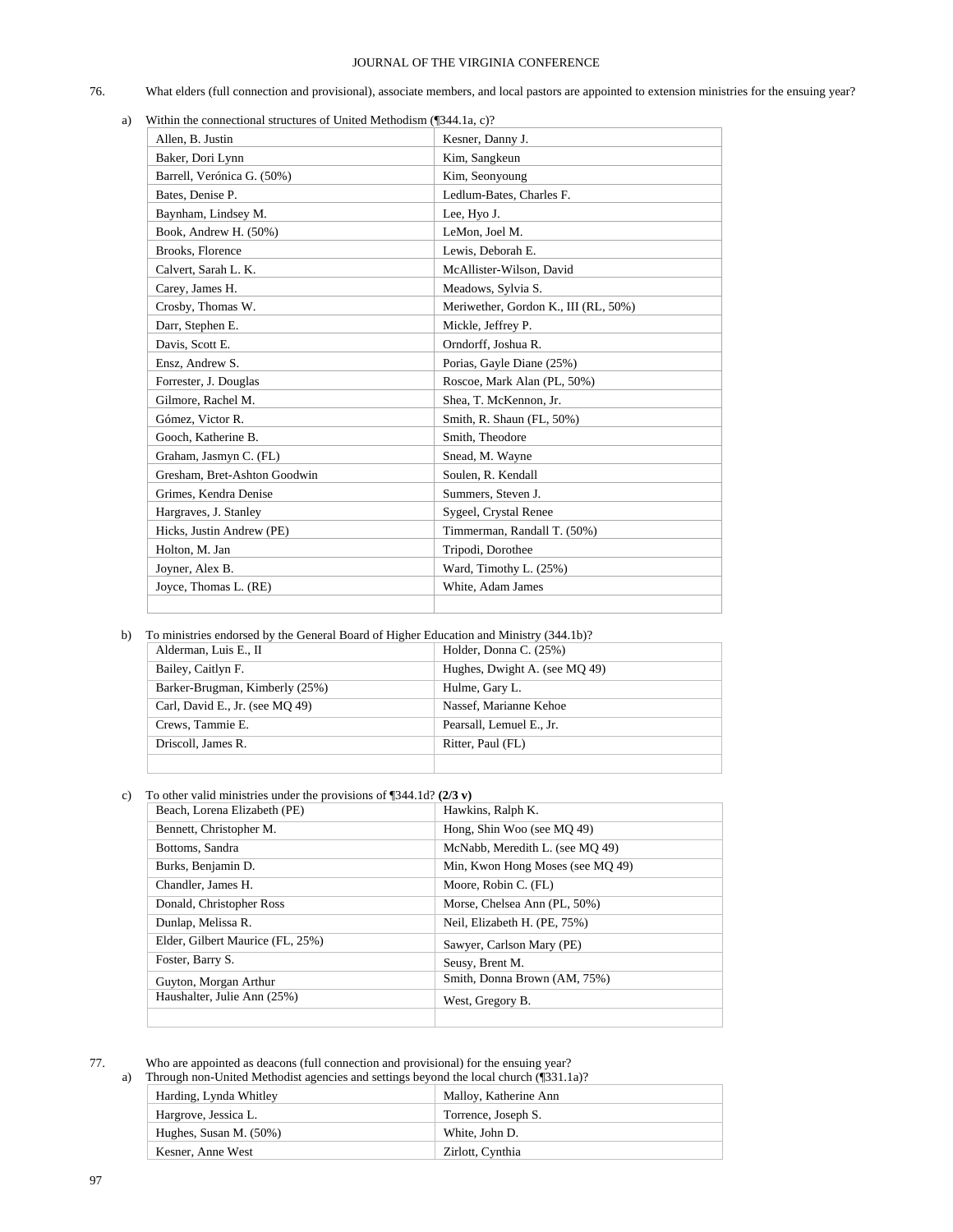76. What elders (full connection and provisional), associate members, and local pastors are appointed to extension ministries for the ensuing year?

a) Within the connectional structures of United Methodism (¶344.1a, c)?

| | |
|---|---|
| Allen, B. Justin | Kesner, Danny J. |
| Baker, Dori Lynn | Kim, Sangkeun |
| Barrell, Verónica G. (50%) | Kim, Seonyoung |
| Bates, Denise P. | Ledlum-Bates, Charles F. |
| Baynham, Lindsey M. | Lee, Hyo J. |
| Book, Andrew H. (50%) | LeMon, Joel M. |
| Brooks, Florence | Lewis, Deborah E. |
| Calvert, Sarah L. K. | McAllister-Wilson, David |
| Carey, James H. | Meadows, Sylvia S. |
| Crosby, Thomas W. | Meriwether, Gordon K., III (RL, 50%) |
| Darr, Stephen E. | Mickle, Jeffrey P. |
| Davis, Scott E. | Orndorff, Joshua R. |
| Ensz, Andrew S. | Porias, Gayle Diane (25%) |
| Forrester, J. Douglas | Roscoe, Mark Alan (PL, 50%) |
| Gilmore, Rachel M. | Shea, T. McKennon, Jr. |
| Gómez, Victor R. | Smith, R. Shaun (FL, 50%) |
| Gooch, Katherine B. | Smith, Theodore |
| Graham, Jasmyn C. (FL) | Snead, M. Wayne |
| Gresham, Bret-Ashton Goodwin | Soulen, R. Kendall |
| Grimes, Kendra Denise | Summers, Steven J. |
| Hargraves, J. Stanley | Sygeel, Crystal Renee |
| Hicks, Justin Andrew (PE) | Timmerman, Randall T. (50%) |
| Holton, M. Jan | Tripodi, Dorothee |
| Joyner, Alex B. | Ward, Timothy L. (25%) |
| Joyce, Thomas L. (RE) | White, Adam James |

b) To ministries endorsed by the General Board of Higher Education and Ministry (344.1b)?

| | |
|---|---|
| Alderman, Luis E., II | Holder, Donna C. (25%) |
| Bailey, Caitlyn F. | Hughes, Dwight A. (see MQ 49) |
| Barker-Brugman, Kimberly (25%) | Hulme, Gary L. |
| Carl, David E., Jr. (see MQ 49) | Nassef, Marianne Kehoe |
| Crews, Tammie E. | Pearsall, Lemuel E., Jr. |
| Driscoll, James R. | Ritter, Paul (FL) |

c) To other valid ministries under the provisions of ¶344.1d? **(2/3 v)**

| | |
|---|---|
| Beach, Lorena Elizabeth (PE) | Hawkins, Ralph K. |
| Bennett, Christopher M. | Hong, Shin Woo (see MQ 49) |
| Bottoms, Sandra | McNabb, Meredith L. (see MQ 49) |
| Burks, Benjamin D. | Min, Kwon Hong Moses (see MQ 49) |
| Chandler, James H. | Moore, Robin C. (FL) |
| Donald, Christopher Ross | Morse, Chelsea Ann (PL, 50%) |
| Dunlap, Melissa R. | Neil, Elizabeth H. (PE, 75%) |
| Elder, Gilbert Maurice (FL, 25%) | Sawyer, Carlson Mary (PE) |
| Foster, Barry S. | Seusy, Brent M. |
| Guyton, Morgan Arthur | Smith, Donna Brown (AM, 75%) |
| Haushalter, Julie Ann (25%) | West, Gregory B. |

77. Who are appointed as deacons (full connection and provisional) for the ensuing year?

a) Through non-United Methodist agencies and settings beyond the local church (¶331.1a)?

| | |
|---|---|
| Harding, Lynda Whitley | Malloy, Katherine Ann |
| Hargrove, Jessica L. | Torrence, Joseph S. |
| Hughes, Susan M. (50%) | White, John D. |
| Kesner, Anne West | Zirlott, Cynthia |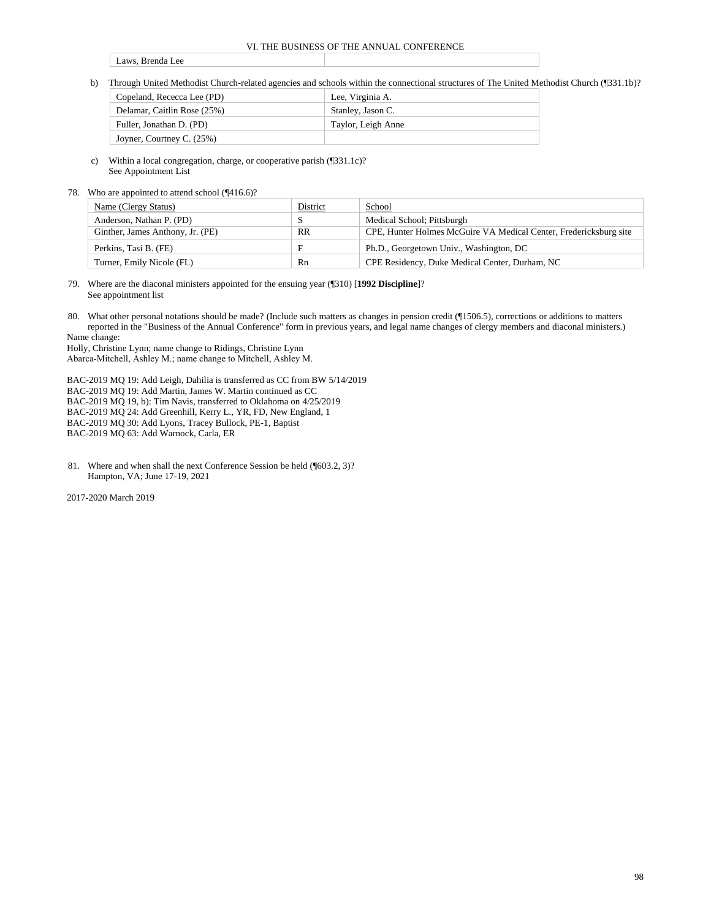| | |
|---|---|
| Laws, Brenda Lee | |

b) Through United Methodist Church-related agencies and schools within the connectional structures of The United Methodist Church (¶331.1b)?

| | |
|---|---|
| Copeland, Rececca Lee (PD) | Lee, Virginia A. |
| Delamar, Caitlin Rose (25%) | Stanley, Jason C. |
| Fuller, Jonathan D. (PD) | Taylor, Leigh Anne |
| Joyner, Courtney C. (25%) | |

c) Within a local congregation, charge, or cooperative parish (¶331.1c)?
See Appointment List

78. Who are appointed to attend school (¶416.6)?

| Name (Clergy Status) | District | School |
|---|---|---|
| Anderson, Nathan P. (PD) | S | Medical School; Pittsburgh |
| Ginther, James Anthony, Jr. (PE) | RR | CPE, Hunter Holmes McGuire VA Medical Center, Fredericksburg site |
| Perkins, Tasi B. (FE) | F | Ph.D., Georgetown Univ., Washington, DC |
| Turner, Emily Nicole (FL) | Rn | CPE Residency, Duke Medical Center, Durham, NC |

79. Where are the diaconal ministers appointed for the ensuing year (¶310) [**1992 Discipline**]?
See appointment list

80. What other personal notations should be made? (Include such matters as changes in pension credit (¶1506.5), corrections or additions to matters reported in the "Business of the Annual Conference" form in previous years, and legal name changes of clergy members and diaconal ministers.)

Name change:
Holly, Christine Lynn; name change to Ridings, Christine Lynn
Abarca-Mitchell, Ashley M.; name change to Mitchell, Ashley M.

BAC-2019 MQ 19: Add Leigh, Dahilia is transferred as CC from BW 5/14/2019
BAC-2019 MQ 19: Add Martin, James W. Martin continued as CC
BAC-2019 MQ 19, b): Tim Navis, transferred to Oklahoma on 4/25/2019
BAC-2019 MQ 24: Add Greenhill, Kerry L., YR, FD, New England, 1
BAC-2019 MQ 30: Add Lyons, Tracey Bullock, PE-1, Baptist
BAC-2019 MQ 63: Add Warnock, Carla, ER

81. Where and when shall the next Conference Session be held (¶603.2, 3)?
Hampton, VA; June 17-19, 2021

2017-2020 March 2019